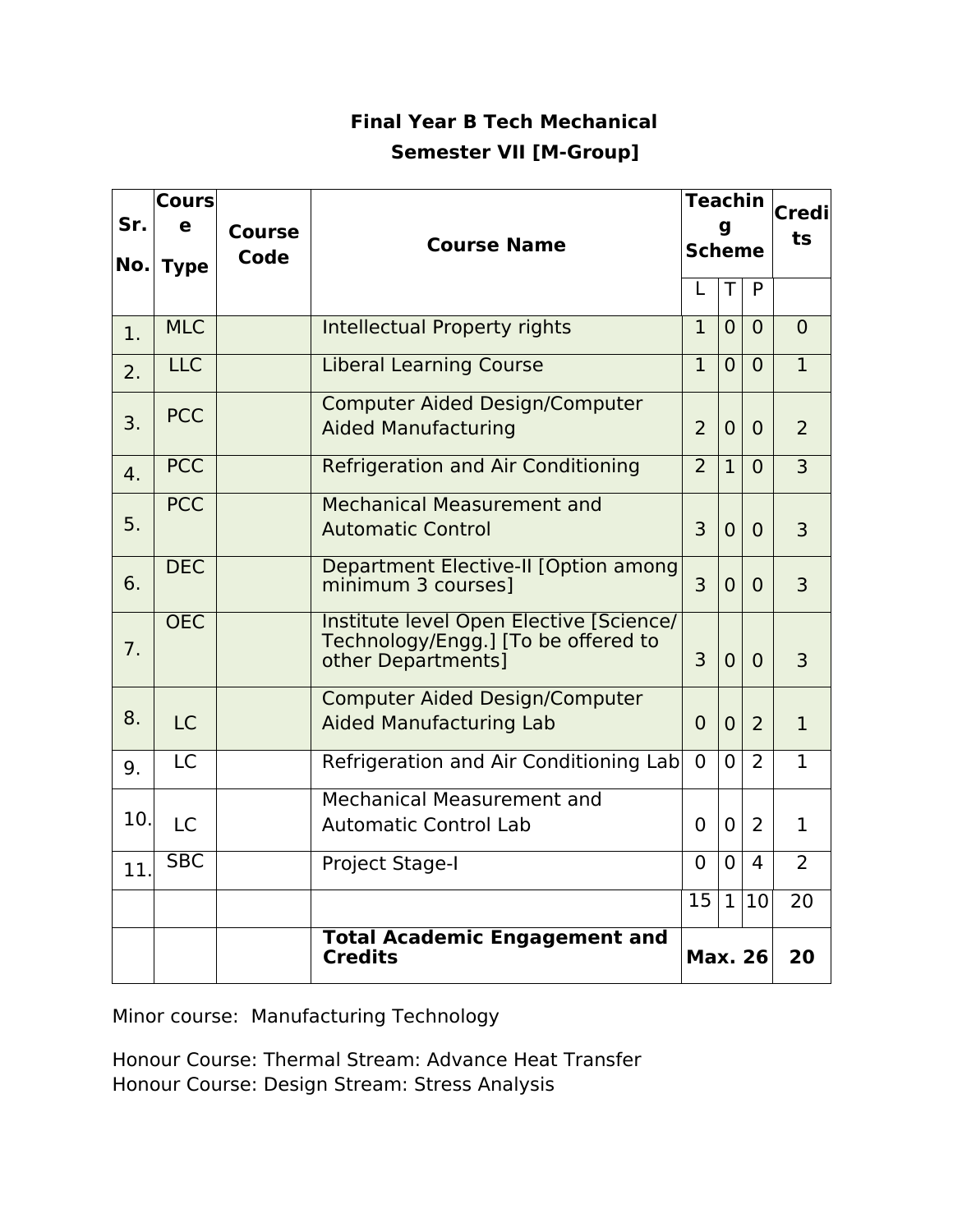# Final Year B Tech Mechanical

## Semester VII [M-Group]

| Sr. No. | Course Type | Course Code | Course Name | Teaching Scheme | | | Credits |
|---|---|---|---|---|---|---|---|
| | | | | L | T | P | |
| 1. | MLC | | Intellectual Property rights | 1 | 0 | 0 | 0 |
| 2. | LLC | | Liberal Learning Course | 1 | 0 | 0 | 1 |
| 3. | PCC | | Computer Aided Design/Computer Aided Manufacturing | 2 | 0 | 0 | 2 |
| 4. | PCC | | Refrigeration and Air Conditioning | 2 | 1 | 0 | 3 |
| 5. | PCC | | Mechanical Measurement and Automatic Control | 3 | 0 | 0 | 3 |
| 6. | DEC | | Department Elective-II [Option among minimum 3 courses] | 3 | 0 | 0 | 3 |
| 7. | OEC | | Institute level Open Elective [Science/ Technology/Engg.] [To be offered to other Departments] | 3 | 0 | 0 | 3 |
| 8. | LC | | Computer Aided Design/Computer Aided Manufacturing Lab | 0 | 0 | 2 | 1 |
| 9. | LC | | Refrigeration and Air Conditioning Lab | 0 | 0 | 2 | 1 |
| 10. | LC | | Mechanical Measurement and Automatic Control Lab | 0 | 0 | 2 | 1 |
| 11. | SBC | | Project Stage-I | 0 | 0 | 4 | 2 |
| | | | | 15 | 1 | 10 | 20 |
| | | | **Total Academic Engagement and Credits** | **Max. 26** | | | **20** |

Minor course: Manufacturing Technology

Honour Course: Thermal Stream: Advance Heat Transfer
Honour Course: Design Stream: Stress Analysis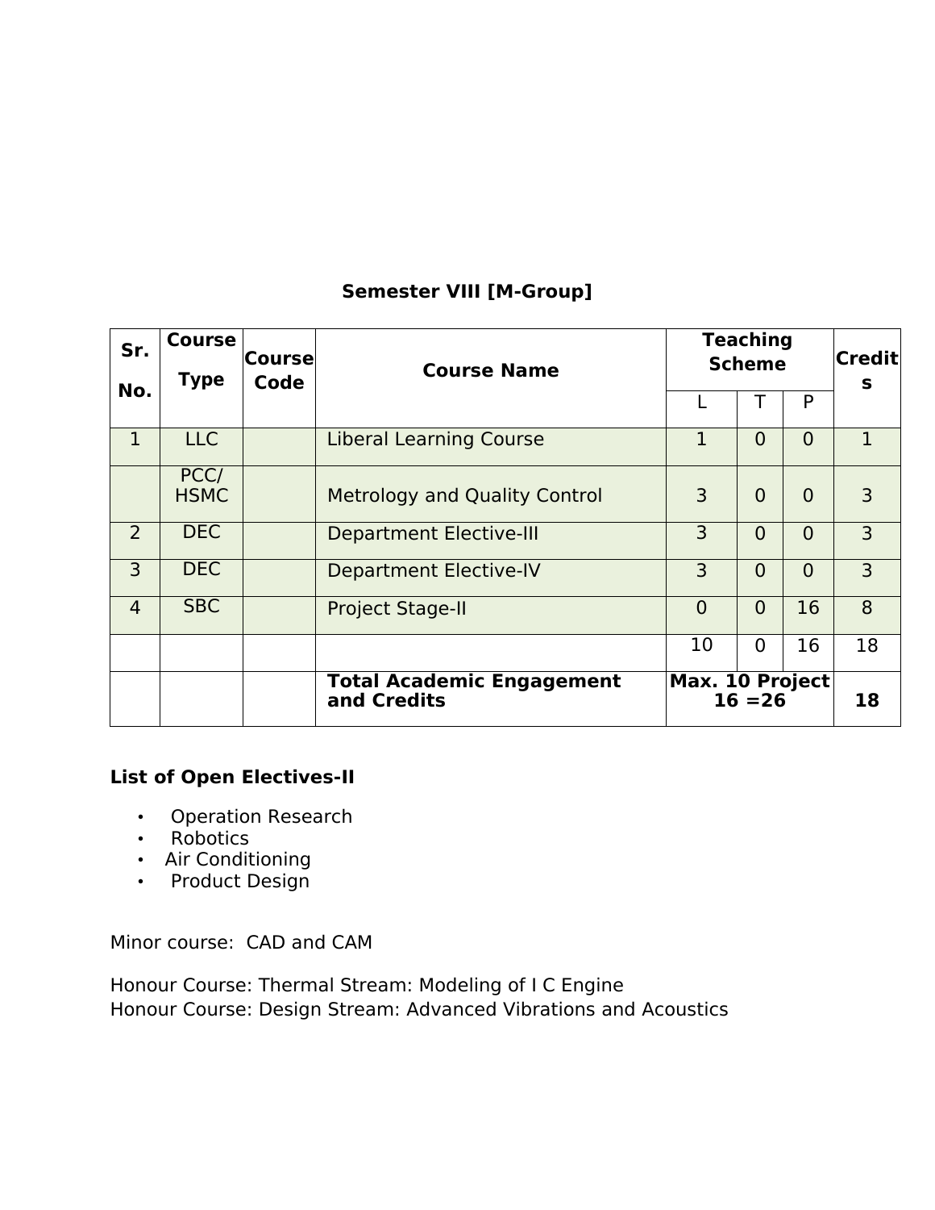### Semester VIII [M-Group]

| Sr. No. | Course Type | Course Code | Course Name | Teaching Scheme | | | Credits |
|---|---|---|---|---|---|---|---|
| | | | | L | T | P | |
| 1 | LLC | | Liberal Learning Course | 1 | 0 | 0 | 1 |
| | PCC/ HSMC | | Metrology and Quality Control | 3 | 0 | 0 | 3 |
| 2 | DEC | | Department Elective-III | 3 | 0 | 0 | 3 |
| 3 | DEC | | Department Elective-IV | 3 | 0 | 0 | 3 |
| 4 | SBC | | Project Stage-II | 0 | 0 | 16 | 8 |
| | | | | 10 | 0 | 16 | 18 |
| | | | **Total Academic Engagement and Credits** | **Max. 10 Project 16 =26** | | | **18** |

**List of Open Electives-II**

- Operation Research
- Robotics
- Air Conditioning
- Product Design

Minor course: CAD and CAM

Honour Course: Thermal Stream: Modeling of I C Engine
Honour Course: Design Stream: Advanced Vibrations and Acoustics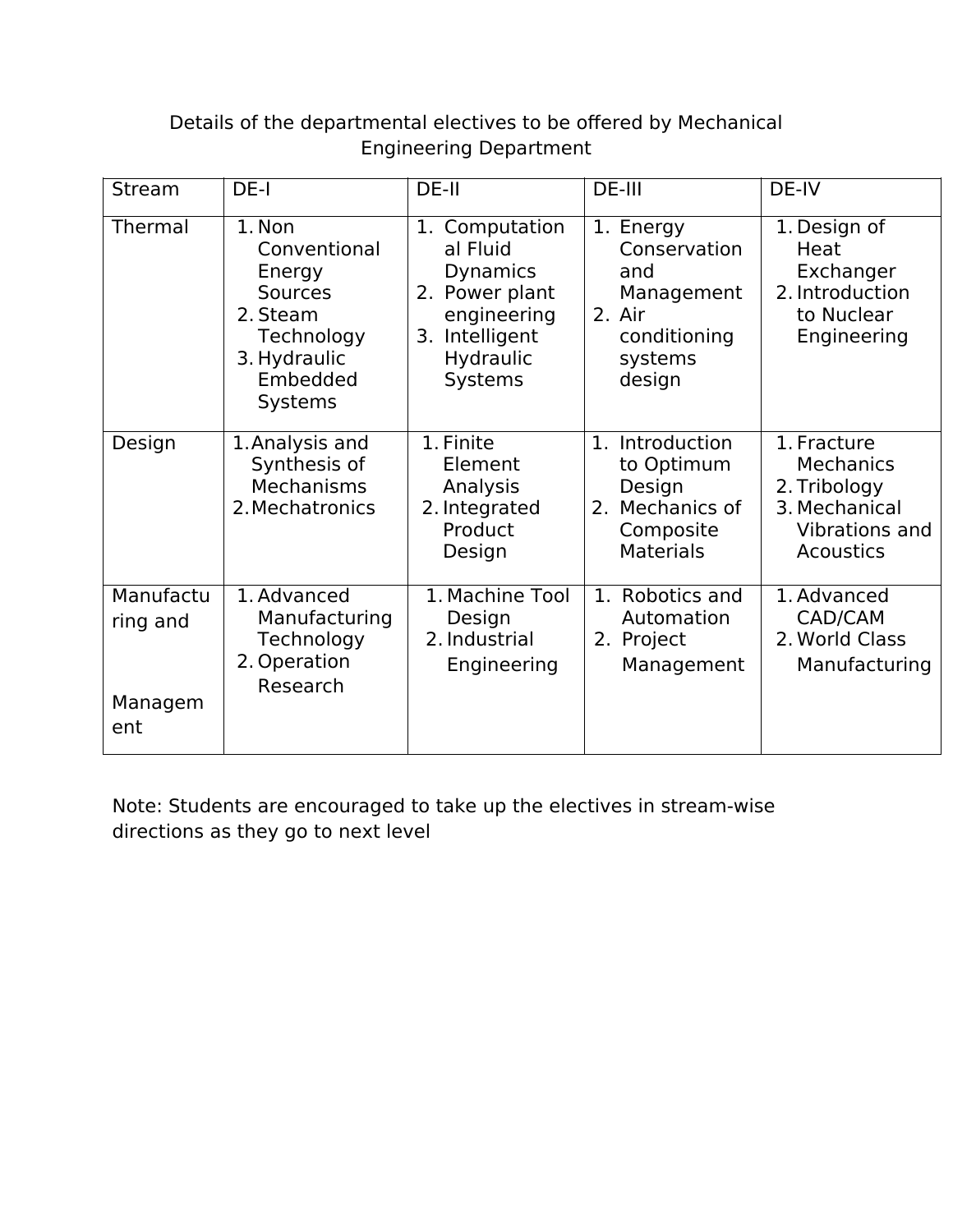Details of the departmental electives to be offered by Mechanical Engineering Department

| Stream | DE-I | DE-II | DE-III | DE-IV |
|---|---|---|---|---|
| Thermal | 1. Non Conventional Energy Sources<br>2. Steam Technology<br>3. Hydraulic Embedded Systems | 1. Computational Fluid Dynamics<br>2. Power plant engineering<br>3. Intelligent Hydraulic Systems | 1. Energy Conservation and Management<br>2. Air conditioning systems design | 1. Design of Heat Exchanger<br>2. Introduction to Nuclear Engineering |
| Design | 1. Analysis and Synthesis of Mechanisms<br>2. Mechatronics | 1. Finite Element Analysis<br>2. Integrated Product Design | 1. Introduction to Optimum Design<br>2. Mechanics of Composite Materials | 1. Fracture Mechanics<br>2. Tribology<br>3. Mechanical Vibrations and Acoustics |
| Manufacturing and Management | 1. Advanced Manufacturing Technology<br>2. Operation Research | 1. Machine Tool Design<br>2. Industrial Engineering | 1. Robotics and Automation<br>2. Project Management | 1. Advanced CAD/CAM<br>2. World Class Manufacturing |

Note: Students are encouraged to take up the electives in stream-wise directions as they go to next level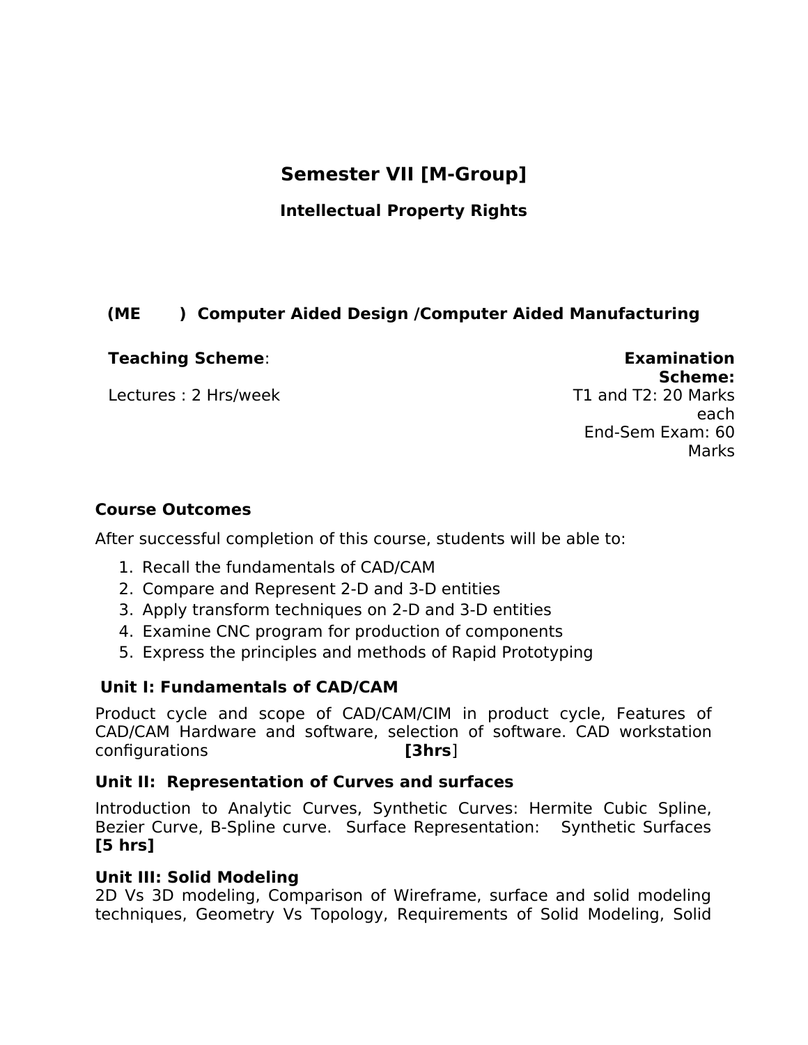# Semester VII [M-Group]

## Intellectual Property Rights

**(ME ) Computer Aided Design /Computer Aided Manufacturing**

**Teaching Scheme**:

Lectures : 2 Hrs/week

**Examination Scheme:**

T1 and T2: 20 Marks each

End-Sem Exam: 60 Marks

**Course Outcomes**

After successful completion of this course, students will be able to:

1. Recall the fundamentals of CAD/CAM
2. Compare and Represent 2-D and 3-D entities
3. Apply transform techniques on 2-D and 3-D entities
4. Examine CNC program for production of components
5. Express the principles and methods of Rapid Prototyping

**Unit I: Fundamentals of CAD/CAM**

Product cycle and scope of CAD/CAM/CIM in product cycle, Features of CAD/CAM Hardware and software, selection of software. CAD workstation configurations **[3hrs**]

**Unit II: Representation of Curves and surfaces**

Introduction to Analytic Curves, Synthetic Curves: Hermite Cubic Spline, Bezier Curve, B-Spline curve. Surface Representation: Synthetic Surfaces **[5 hrs]**

**Unit III: Solid Modeling**

2D Vs 3D modeling, Comparison of Wireframe, surface and solid modeling techniques, Geometry Vs Topology, Requirements of Solid Modeling, Solid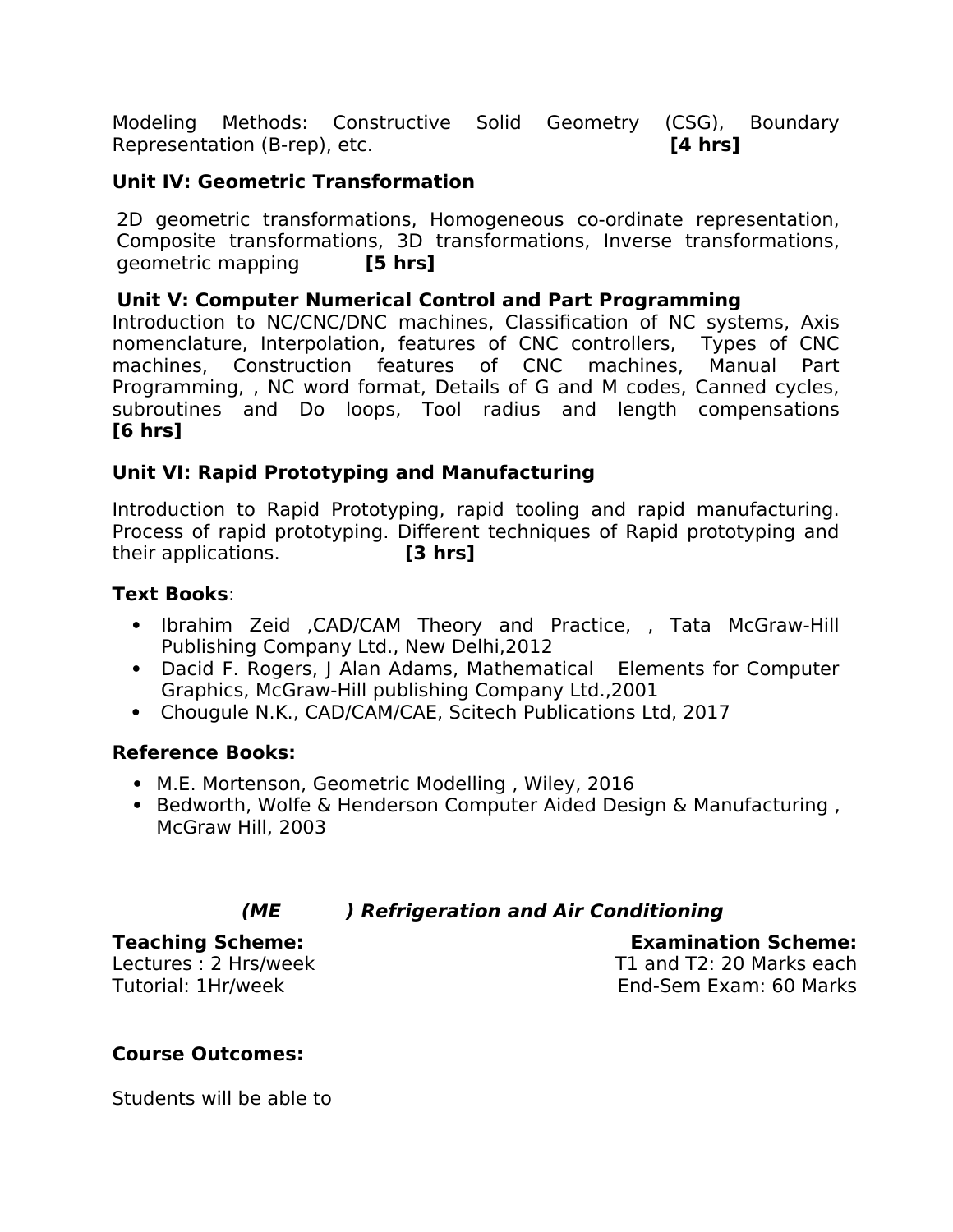Modeling Methods: Constructive Solid Geometry (CSG), Boundary Representation (B-rep), etc. **[4 hrs]**

**Unit IV: Geometric Transformation**

2D geometric transformations, Homogeneous co-ordinate representation, Composite transformations, 3D transformations, Inverse transformations, geometric mapping **[5 hrs]**

**Unit V: Computer Numerical Control and Part Programming**

Introduction to NC/CNC/DNC machines, Classification of NC systems, Axis nomenclature, Interpolation, features of CNC controllers, Types of CNC machines, Construction features of CNC machines, Manual Part Programming, , NC word format, Details of G and M codes, Canned cycles, subroutines and Do loops, Tool radius and length compensations **[6 hrs]**

**Unit VI: Rapid Prototyping and Manufacturing**

Introduction to Rapid Prototyping, rapid tooling and rapid manufacturing. Process of rapid prototyping. Different techniques of Rapid prototyping and their applications. **[3 hrs]**

**Text Books**:

- Ibrahim Zeid ,CAD/CAM Theory and Practice, , Tata McGraw-Hill Publishing Company Ltd., New Delhi,2012
- Dacid F. Rogers, J Alan Adams, Mathematical Elements for Computer Graphics, McGraw-Hill publishing Company Ltd.,2001
- Chougule N.K., CAD/CAM/CAE, Scitech Publications Ltd, 2017

**Reference Books:**

- M.E. Mortenson, Geometric Modelling , Wiley, 2016
- Bedworth, Wolfe & Henderson Computer Aided Design & Manufacturing , McGraw Hill, 2003

## ***(ME ) Refrigeration and Air Conditioning***

**Teaching Scheme:**
Lectures : 2 Hrs/week
Tutorial: 1Hr/week

**Examination Scheme:**
T1 and T2: 20 Marks each
End-Sem Exam: 60 Marks

**Course Outcomes:**

Students will be able to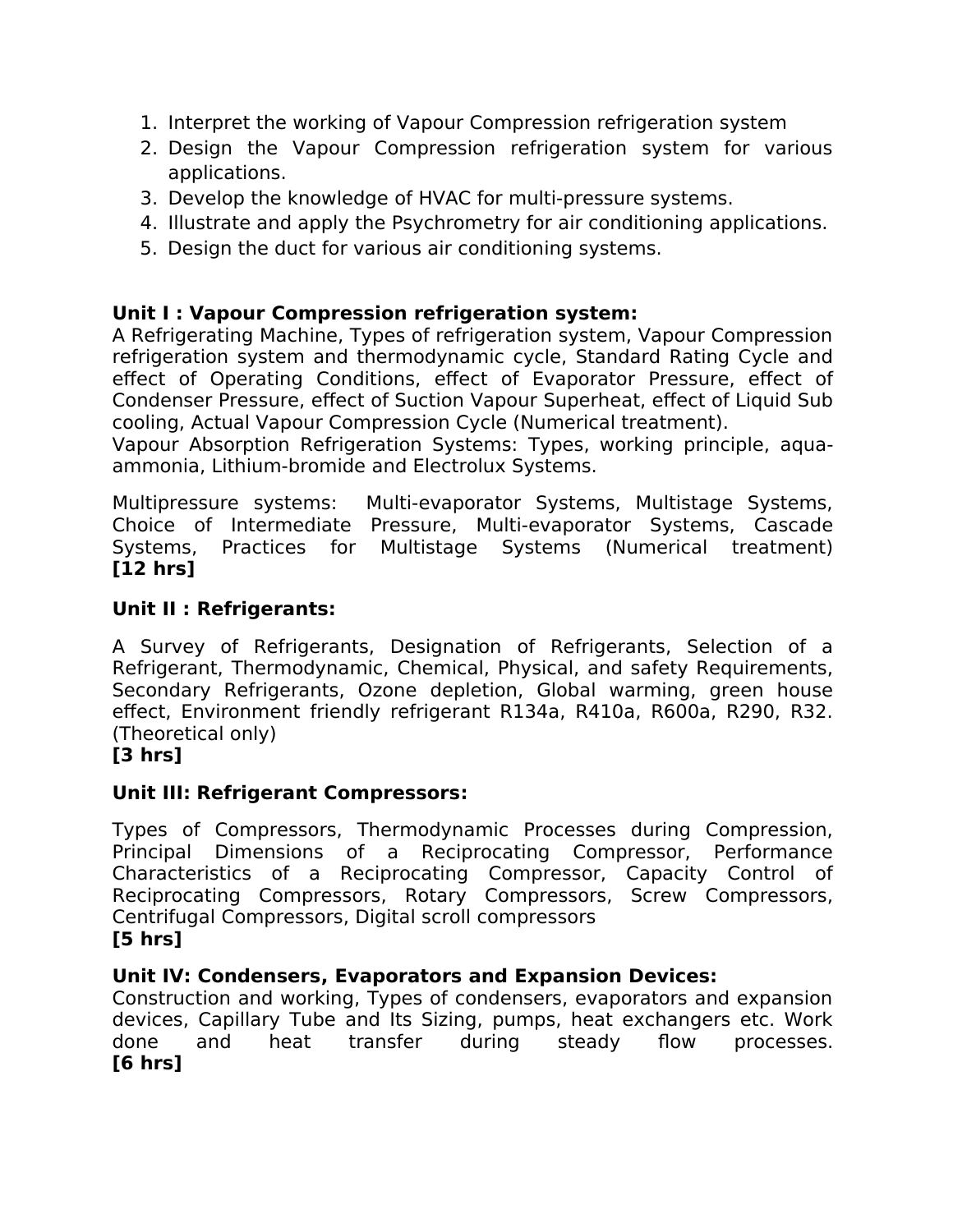1. Interpret the working of Vapour Compression refrigeration system
2. Design the Vapour Compression refrigeration system for various applications.
3. Develop the knowledge of HVAC for multi-pressure systems.
4. Illustrate and apply the Psychrometry for air conditioning applications.
5. Design the duct for various air conditioning systems.

**Unit I : Vapour Compression refrigeration system:**
A Refrigerating Machine, Types of refrigeration system, Vapour Compression refrigeration system and thermodynamic cycle, Standard Rating Cycle and effect of Operating Conditions, effect of Evaporator Pressure, effect of Condenser Pressure, effect of Suction Vapour Superheat, effect of Liquid Sub cooling, Actual Vapour Compression Cycle (Numerical treatment).
Vapour Absorption Refrigeration Systems: Types, working principle, aqua-ammonia, Lithium-bromide and Electrolux Systems.

Multipressure systems: Multi-evaporator Systems, Multistage Systems, Choice of Intermediate Pressure, Multi-evaporator Systems, Cascade Systems, Practices for Multistage Systems (Numerical treatment)
**[12 hrs]**

**Unit II : Refrigerants:**

A Survey of Refrigerants, Designation of Refrigerants, Selection of a Refrigerant, Thermodynamic, Chemical, Physical, and safety Requirements, Secondary Refrigerants, Ozone depletion, Global warming, green house effect, Environment friendly refrigerant R134a, R410a, R600a, R290, R32. (Theoretical only)
**[3 hrs]**

**Unit III: Refrigerant Compressors:**

Types of Compressors, Thermodynamic Processes during Compression, Principal Dimensions of a Reciprocating Compressor, Performance Characteristics of a Reciprocating Compressor, Capacity Control of Reciprocating Compressors, Rotary Compressors, Screw Compressors, Centrifugal Compressors, Digital scroll compressors
**[5 hrs]**

**Unit IV: Condensers, Evaporators and Expansion Devices:**
Construction and working, Types of condensers, evaporators and expansion devices, Capillary Tube and Its Sizing, pumps, heat exchangers etc. Work done and heat transfer during steady flow processes.
**[6 hrs]**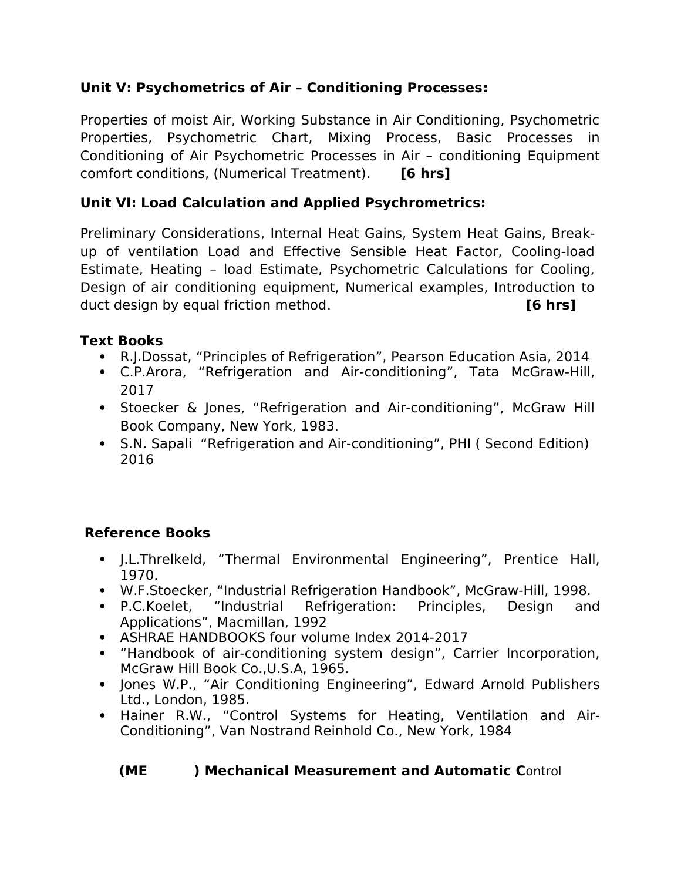**Unit V: Psychometrics of Air – Conditioning Processes:**

Properties of moist Air, Working Substance in Air Conditioning, Psychometric Properties, Psychometric Chart, Mixing Process, Basic Processes in Conditioning of Air Psychometric Processes in Air – conditioning Equipment comfort conditions, (Numerical Treatment). **[6 hrs]**

**Unit VI: Load Calculation and Applied Psychrometrics:**

Preliminary Considerations, Internal Heat Gains, System Heat Gains, Break-up of ventilation Load and Effective Sensible Heat Factor, Cooling-load Estimate, Heating – load Estimate, Psychometric Calculations for Cooling, Design of air conditioning equipment, Numerical examples, Introduction to duct design by equal friction method. **[6 hrs]**

**Text Books**

- R.J.Dossat, "Principles of Refrigeration", Pearson Education Asia, 2014
- C.P.Arora, "Refrigeration and Air-conditioning", Tata McGraw-Hill, 2017
- Stoecker & Jones, "Refrigeration and Air-conditioning", McGraw Hill Book Company, New York, 1983.
- S.N. Sapali "Refrigeration and Air-conditioning", PHI ( Second Edition) 2016

**Reference Books**

- J.L.Threlkeld, "Thermal Environmental Engineering", Prentice Hall, 1970.
- W.F.Stoecker, "Industrial Refrigeration Handbook", McGraw-Hill, 1998.
- P.C.Koelet, "Industrial Refrigeration: Principles, Design and Applications", Macmillan, 1992
- ASHRAE HANDBOOKS four volume Index 2014-2017
- "Handbook of air-conditioning system design", Carrier Incorporation, McGraw Hill Book Co.,U.S.A, 1965.
- Jones W.P., "Air Conditioning Engineering", Edward Arnold Publishers Ltd., London, 1985.
- Hainer R.W., "Control Systems for Heating, Ventilation and Air-Conditioning", Van Nostrand Reinhold Co., New York, 1984

**(ME ) Mechanical Measurement and Automatic C**ontrol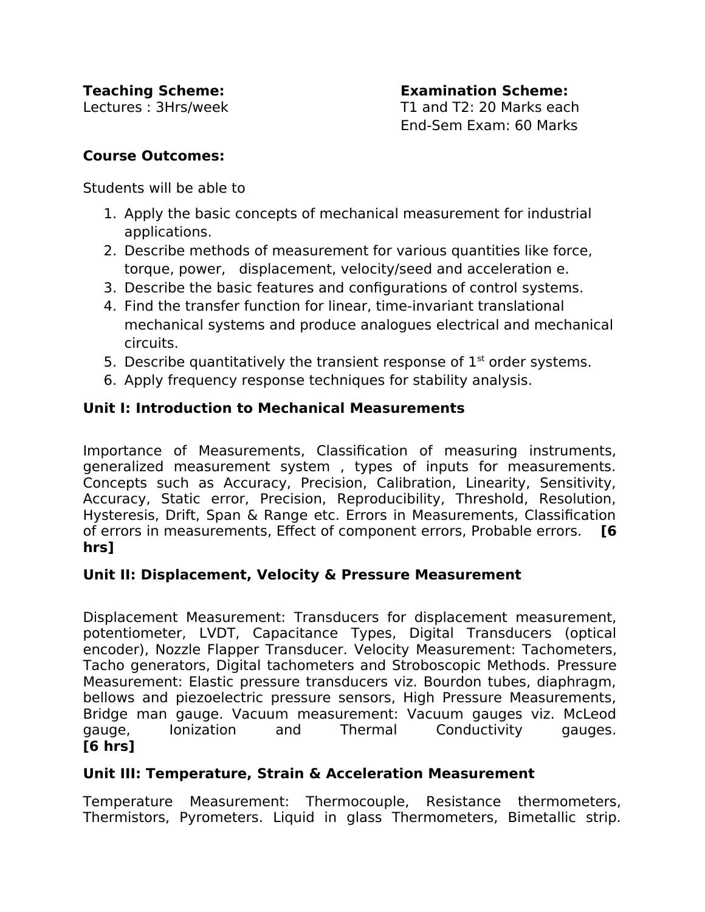**Teaching Scheme:**
Lectures : 3Hrs/week

**Examination Scheme:**
T1 and T2: 20 Marks each
End-Sem Exam: 60 Marks

**Course Outcomes:**

Students will be able to

1. Apply the basic concepts of mechanical measurement for industrial applications.
2. Describe methods of measurement for various quantities like force, torque, power, displacement, velocity/seed and acceleration e.
3. Describe the basic features and configurations of control systems.
4. Find the transfer function for linear, time-invariant translational mechanical systems and produce analogues electrical and mechanical circuits.
5. Describe quantitatively the transient response of 1st order systems.
6. Apply frequency response techniques for stability analysis.

**Unit I: Introduction to Mechanical Measurements**

Importance of Measurements, Classification of measuring instruments, generalized measurement system , types of inputs for measurements. Concepts such as Accuracy, Precision, Calibration, Linearity, Sensitivity, Accuracy, Static error, Precision, Reproducibility, Threshold, Resolution, Hysteresis, Drift, Span & Range etc. Errors in Measurements, Classification of errors in measurements, Effect of component errors, Probable errors. **[6 hrs]**

**Unit II: Displacement, Velocity & Pressure Measurement**

Displacement Measurement: Transducers for displacement measurement, potentiometer, LVDT, Capacitance Types, Digital Transducers (optical encoder), Nozzle Flapper Transducer. Velocity Measurement: Tachometers, Tacho generators, Digital tachometers and Stroboscopic Methods. Pressure Measurement: Elastic pressure transducers viz. Bourdon tubes, diaphragm, bellows and piezoelectric pressure sensors, High Pressure Measurements, Bridge man gauge. Vacuum measurement: Vacuum gauges viz. McLeod gauge, Ionization and Thermal Conductivity gauges. **[6 hrs]**

**Unit III: Temperature, Strain & Acceleration Measurement**

Temperature Measurement: Thermocouple, Resistance thermometers, Thermistors, Pyrometers. Liquid in glass Thermometers, Bimetallic strip.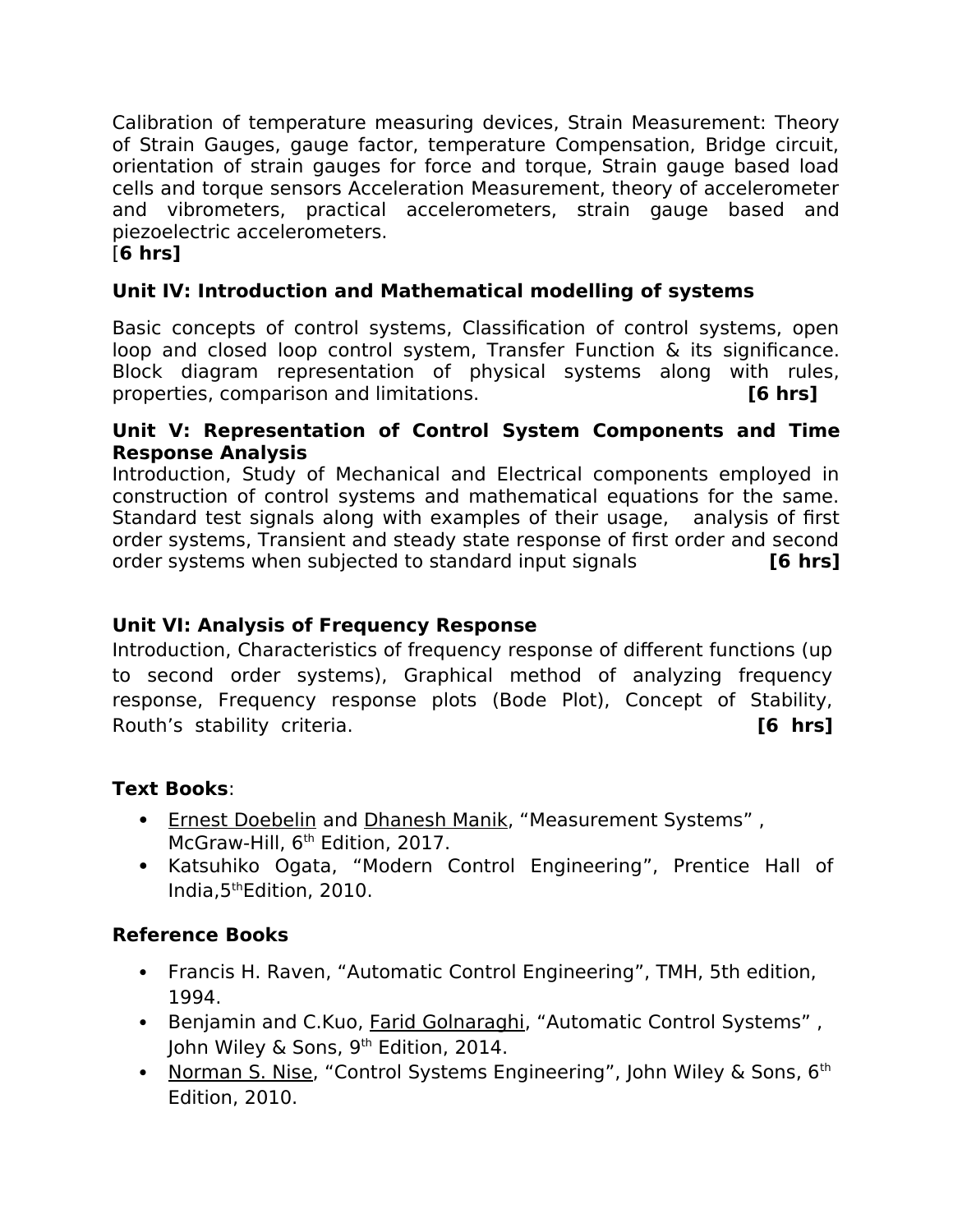Calibration of temperature measuring devices, Strain Measurement: Theory of Strain Gauges, gauge factor, temperature Compensation, Bridge circuit, orientation of strain gauges for force and torque, Strain gauge based load cells and torque sensors Acceleration Measurement, theory of accelerometer and vibrometers, practical accelerometers, strain gauge based and piezoelectric accelerometers.
[**6 hrs]**

**Unit IV: Introduction and Mathematical modelling of systems**

Basic concepts of control systems, Classification of control systems, open loop and closed loop control system, Transfer Function & its significance. Block diagram representation of physical systems along with rules, properties, comparison and limitations. **[6 hrs]**

**Unit V: Representation of Control System Components and Time Response Analysis**

Introduction, Study of Mechanical and Electrical components employed in construction of control systems and mathematical equations for the same. Standard test signals along with examples of their usage, analysis of first order systems, Transient and steady state response of first order and second order systems when subjected to standard input signals **[6 hrs]**

**Unit VI: Analysis of Frequency Response**

Introduction, Characteristics of frequency response of different functions (up to second order systems), Graphical method of analyzing frequency response, Frequency response plots (Bode Plot), Concept of Stability, Routh's stability criteria. **[6 hrs]**

**Text Books**:

- Ernest Doebelin and Dhanesh Manik, "Measurement Systems" , McGraw-Hill, 6th Edition, 2017.
- Katsuhiko Ogata, "Modern Control Engineering", Prentice Hall of India,5thEdition, 2010.

**Reference Books**

- Francis H. Raven, "Automatic Control Engineering", TMH, 5th edition, 1994.
- Benjamin and C.Kuo, Farid Golnaraghi, "Automatic Control Systems" , John Wiley & Sons, 9th Edition, 2014.
- Norman S. Nise, "Control Systems Engineering", John Wiley & Sons, 6th Edition, 2010.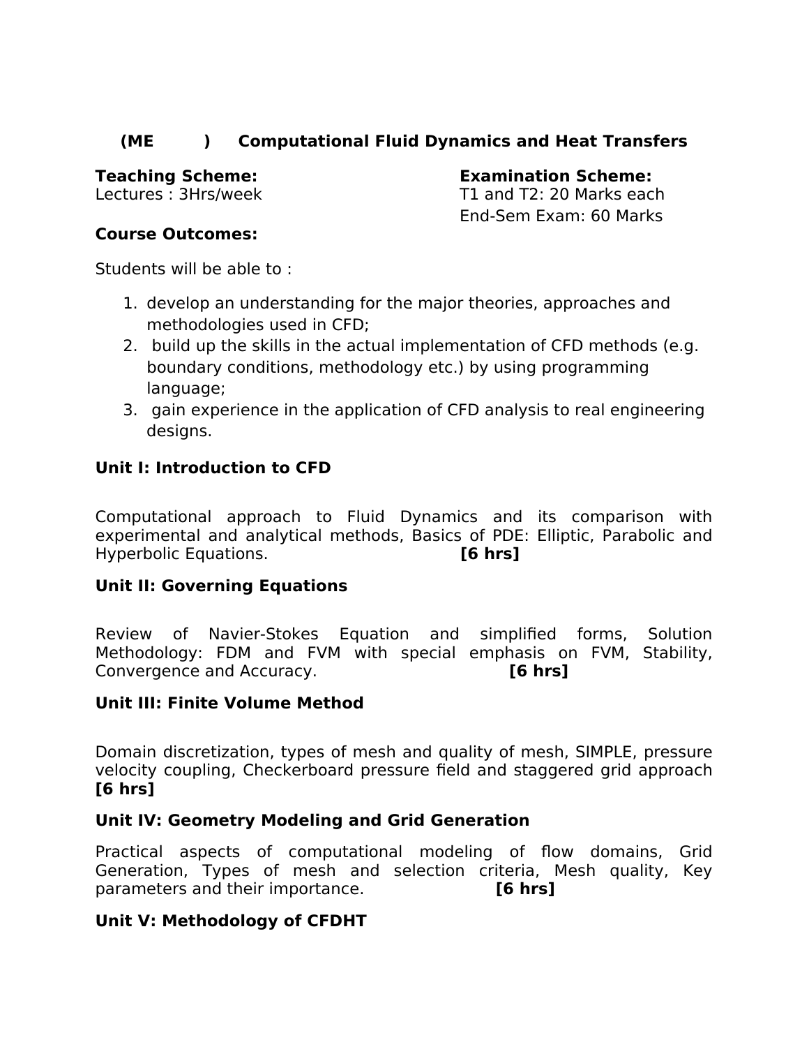## (ME      )   Computational Fluid Dynamics and Heat Transfers

**Teaching Scheme:**
Lectures : 3Hrs/week

**Examination Scheme:**
T1 and T2: 20 Marks each
End-Sem Exam: 60 Marks

**Course Outcomes:**

Students will be able to :

1. develop an understanding for the major theories, approaches and methodologies used in CFD;
2. build up the skills in the actual implementation of CFD methods (e.g. boundary conditions, methodology etc.) by using programming language;
3. gain experience in the application of CFD analysis to real engineering designs.

**Unit I: Introduction to CFD**

Computational approach to Fluid Dynamics and its comparison with experimental and analytical methods, Basics of PDE: Elliptic, Parabolic and Hyperbolic Equations. **[6 hrs]**

**Unit II: Governing Equations**

Review of Navier-Stokes Equation and simplified forms, Solution Methodology: FDM and FVM with special emphasis on FVM, Stability, Convergence and Accuracy. **[6 hrs]**

**Unit III: Finite Volume Method**

Domain discretization, types of mesh and quality of mesh, SIMPLE, pressure velocity coupling, Checkerboard pressure field and staggered grid approach **[6 hrs]**

**Unit IV: Geometry Modeling and Grid Generation**

Practical aspects of computational modeling of flow domains, Grid Generation, Types of mesh and selection criteria, Mesh quality, Key parameters and their importance. **[6 hrs]**

**Unit V: Methodology of CFDHT**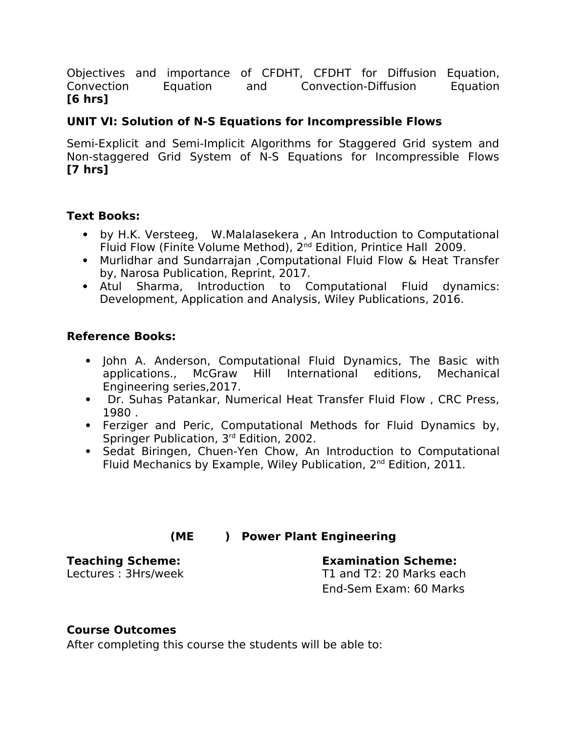Objectives and importance of CFDHT, CFDHT for Diffusion Equation, Convection Equation and Convection-Diffusion Equation
**[6 hrs]**

**UNIT VI: Solution of N-S Equations for Incompressible Flows**

Semi-Explicit and Semi-Implicit Algorithms for Staggered Grid system and Non-staggered Grid System of N-S Equations for Incompressible Flows
**[7 hrs]**

**Text Books:**

- by H.K. Versteeg, W.Malalasekera , An Introduction to Computational Fluid Flow (Finite Volume Method), 2nd Edition, Printice Hall 2009.
- Murlidhar and Sundarrajan ,Computational Fluid Flow & Heat Transfer by, Narosa Publication, Reprint, 2017.
- Atul Sharma, Introduction to Computational Fluid dynamics: Development, Application and Analysis, Wiley Publications, 2016.

**Reference Books:**

- John A. Anderson, Computational Fluid Dynamics, The Basic with applications., McGraw Hill International editions, Mechanical Engineering series,2017.
- Dr. Suhas Patankar, Numerical Heat Transfer Fluid Flow , CRC Press, 1980 .
- Ferziger and Peric, Computational Methods for Fluid Dynamics by, Springer Publication, 3rd Edition, 2002.
- Sedat Biringen, Chuen-Yen Chow, An Introduction to Computational Fluid Mechanics by Example, Wiley Publication, 2nd Edition, 2011.

## (ME ) Power Plant Engineering

**Teaching Scheme:**
Lectures : 3Hrs/week

**Examination Scheme:**
T1 and T2: 20 Marks each
End-Sem Exam: 60 Marks

**Course Outcomes**
After completing this course the students will be able to: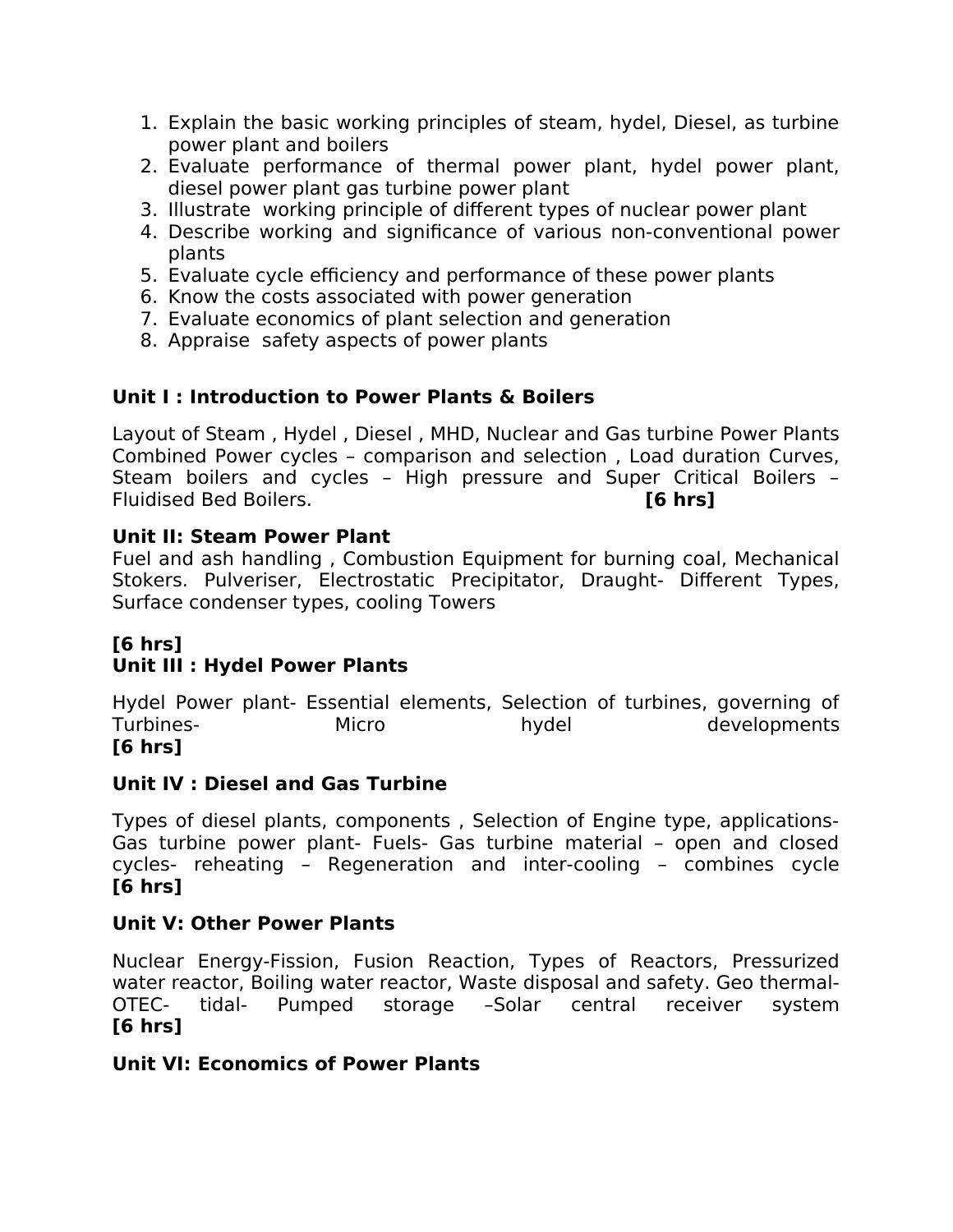1. Explain the basic working principles of steam, hydel, Diesel, as turbine power plant and boilers
2. Evaluate performance of thermal power plant, hydel power plant, diesel power plant gas turbine power plant
3. Illustrate working principle of different types of nuclear power plant
4. Describe working and significance of various non-conventional power plants
5. Evaluate cycle efficiency and performance of these power plants
6. Know the costs associated with power generation
7. Evaluate economics of plant selection and generation
8. Appraise safety aspects of power plants

**Unit I : Introduction to Power Plants & Boilers**

Layout of Steam , Hydel , Diesel , MHD, Nuclear and Gas turbine Power Plants Combined Power cycles – comparison and selection , Load duration Curves, Steam boilers and cycles – High pressure and Super Critical Boilers – Fluidised Bed Boilers. **[6 hrs]**

**Unit II: Steam Power Plant**

Fuel and ash handling , Combustion Equipment for burning coal, Mechanical Stokers. Pulveriser, Electrostatic Precipitator, Draught- Different Types, Surface condenser types, cooling Towers

**[6 hrs]**

**Unit III : Hydel Power Plants**

Hydel Power plant- Essential elements, Selection of turbines, governing of Turbines- Micro hydel developments
**[6 hrs]**

**Unit IV : Diesel and Gas Turbine**

Types of diesel plants, components , Selection of Engine type, applications- Gas turbine power plant- Fuels- Gas turbine material – open and closed cycles- reheating – Regeneration and inter-cooling – combines cycle
**[6 hrs]**

**Unit V: Other Power Plants**

Nuclear Energy-Fission, Fusion Reaction, Types of Reactors, Pressurized water reactor, Boiling water reactor, Waste disposal and safety. Geo thermal- OTEC- tidal- Pumped storage –Solar central receiver system
**[6 hrs]**

**Unit VI: Economics of Power Plants**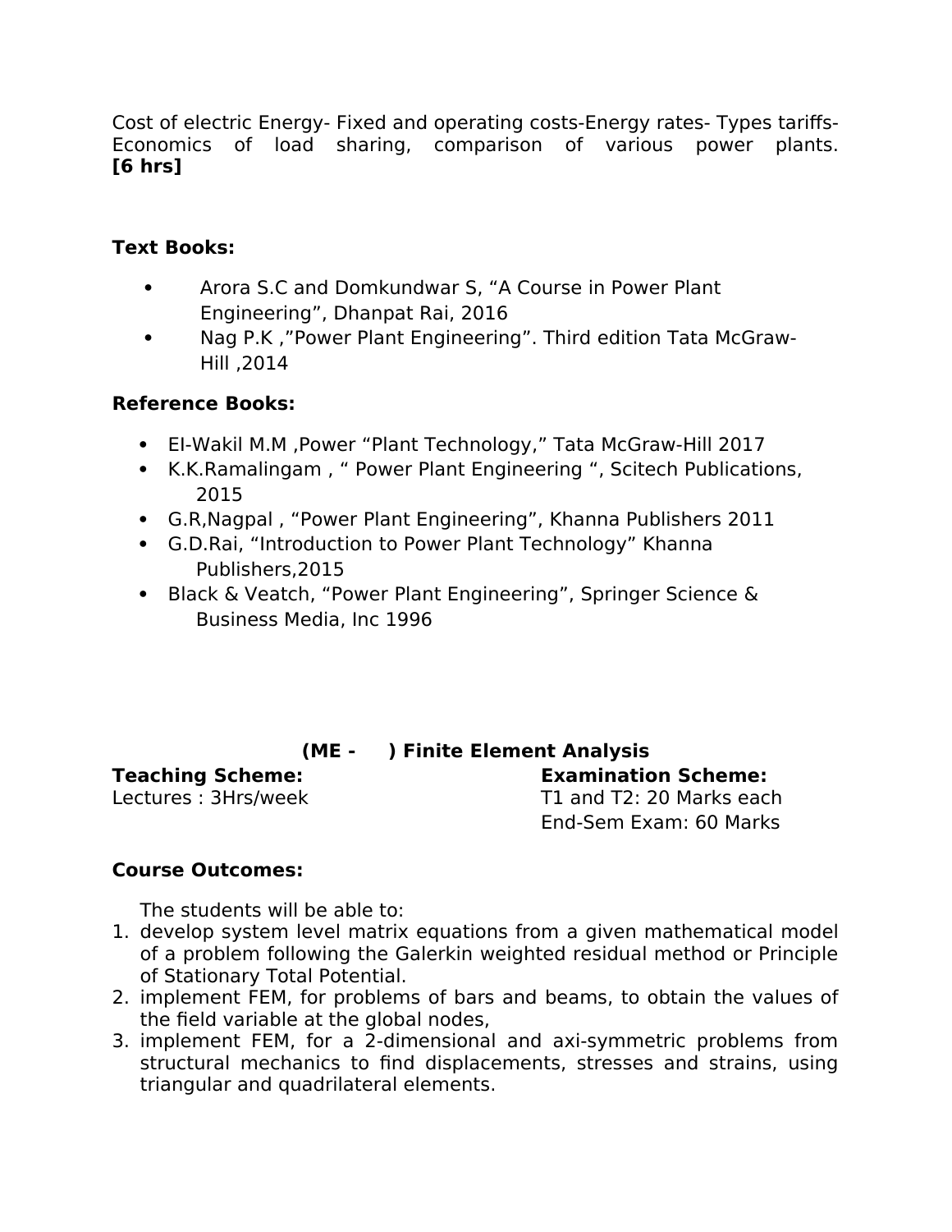Cost of electric Energy- Fixed and operating costs-Energy rates- Types tariffs- Economics of load sharing, comparison of various power plants. **[6 hrs]**

**Text Books:**

- Arora S.C and Domkundwar S, "A Course in Power Plant Engineering", Dhanpat Rai, 2016
- Nag P.K ,"Power Plant Engineering". Third edition Tata McGraw-Hill ,2014

**Reference Books:**

- EI-Wakil M.M ,Power "Plant Technology," Tata McGraw-Hill 2017
- K.K.Ramalingam , " Power Plant Engineering ", Scitech Publications, 2015
- G.R,Nagpal , "Power Plant Engineering", Khanna Publishers 2011
- G.D.Rai, "Introduction to Power Plant Technology" Khanna Publishers,2015
- Black & Veatch, "Power Plant Engineering", Springer Science & Business Media, Inc 1996

## (ME - ) Finite Element Analysis

**Teaching Scheme:**
Lectures : 3Hrs/week

**Examination Scheme:**
T1 and T2: 20 Marks each
End-Sem Exam: 60 Marks

**Course Outcomes:**

The students will be able to:

1. develop system level matrix equations from a given mathematical model of a problem following the Galerkin weighted residual method or Principle of Stationary Total Potential.
2. implement FEM, for problems of bars and beams, to obtain the values of the field variable at the global nodes,
3. implement FEM, for a 2-dimensional and axi-symmetric problems from structural mechanics to find displacements, stresses and strains, using triangular and quadrilateral elements.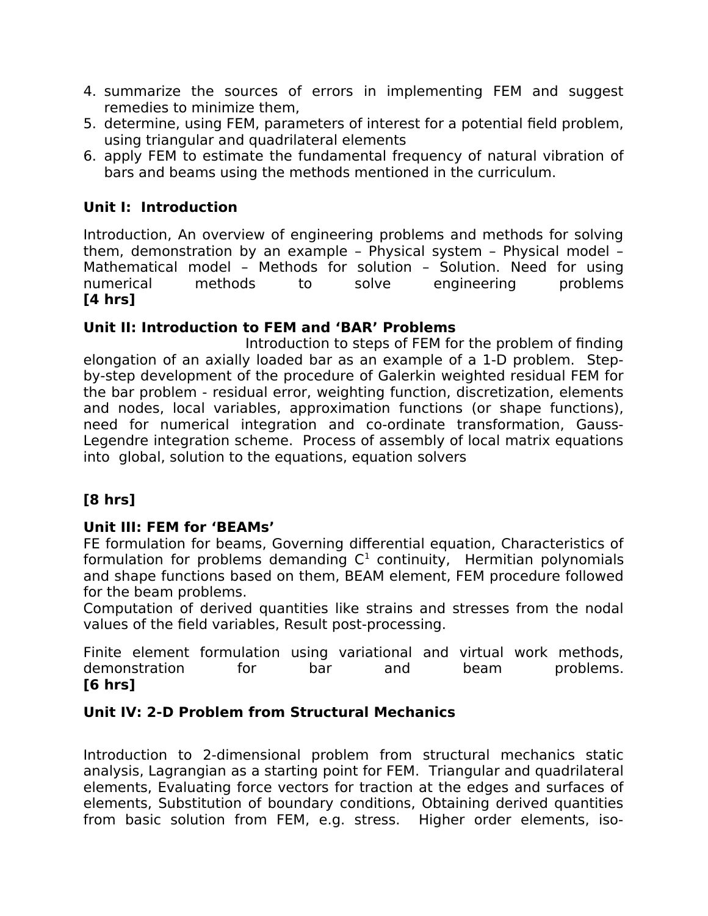4. summarize the sources of errors in implementing FEM and suggest remedies to minimize them,
5. determine, using FEM, parameters of interest for a potential field problem, using triangular and quadrilateral elements
6. apply FEM to estimate the fundamental frequency of natural vibration of bars and beams using the methods mentioned in the curriculum.

**Unit I: Introduction**

Introduction, An overview of engineering problems and methods for solving them, demonstration by an example – Physical system – Physical model – Mathematical model – Methods for solution – Solution. Need for using numerical methods to solve engineering problems
**[4 hrs]**

**Unit II: Introduction to FEM and 'BAR' Problems**

Introduction to steps of FEM for the problem of finding elongation of an axially loaded bar as an example of a 1-D problem. Step-by-step development of the procedure of Galerkin weighted residual FEM for the bar problem - residual error, weighting function, discretization, elements and nodes, local variables, approximation functions (or shape functions), need for numerical integration and co-ordinate transformation, Gauss-Legendre integration scheme. Process of assembly of local matrix equations into global, solution to the equations, equation solvers

**[8 hrs]**

**Unit III: FEM for 'BEAMs'**

FE formulation for beams, Governing differential equation, Characteristics of formulation for problems demanding $C^1$ continuity, Hermitian polynomials and shape functions based on them, BEAM element, FEM procedure followed for the beam problems.
Computation of derived quantities like strains and stresses from the nodal values of the field variables, Result post-processing.

Finite element formulation using variational and virtual work methods, demonstration for bar and beam problems.
**[6 hrs]**

**Unit IV: 2-D Problem from Structural Mechanics**

Introduction to 2-dimensional problem from structural mechanics static analysis, Lagrangian as a starting point for FEM. Triangular and quadrilateral elements, Evaluating force vectors for traction at the edges and surfaces of elements, Substitution of boundary conditions, Obtaining derived quantities from basic solution from FEM, e.g. stress. Higher order elements, iso-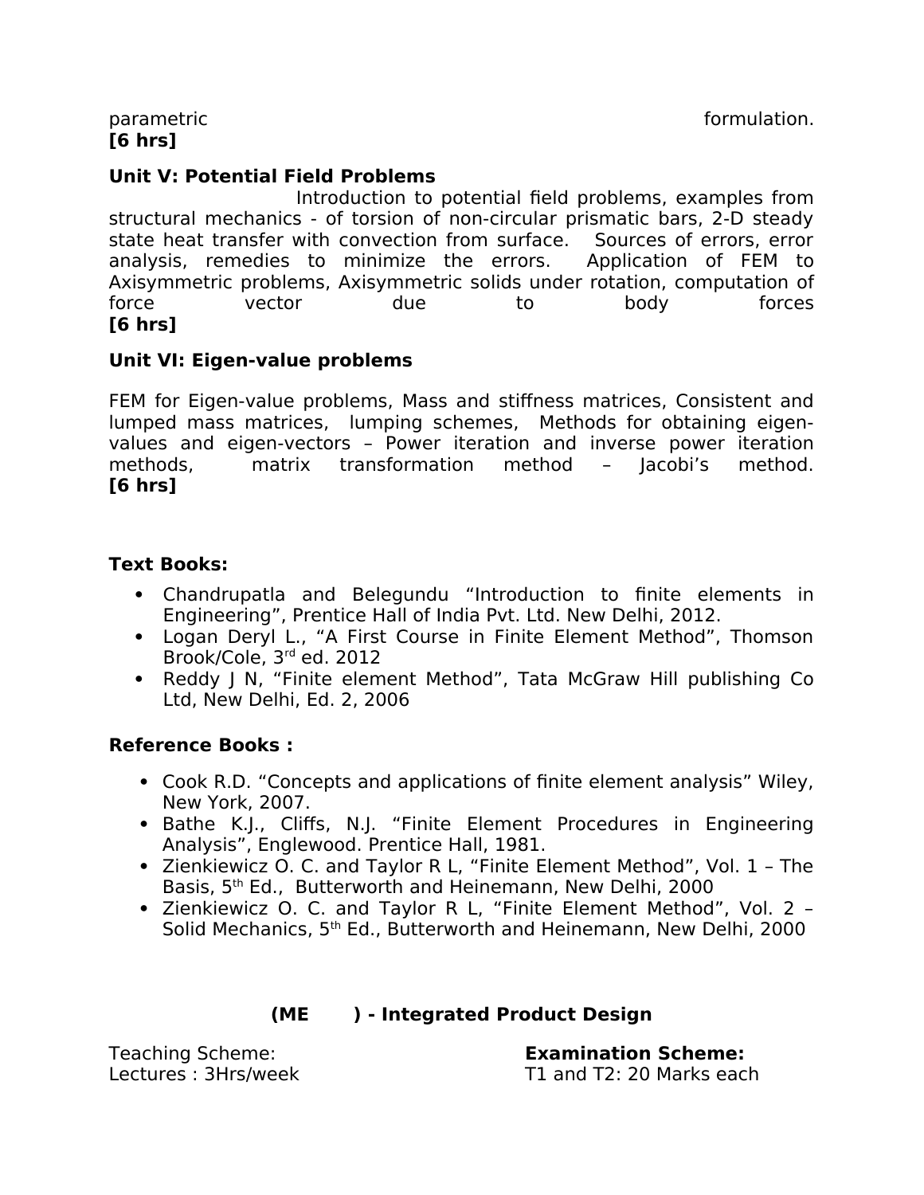parametric formulation.
**[6 hrs]**

**Unit V: Potential Field Problems**

Introduction to potential field problems, examples from structural mechanics - of torsion of non-circular prismatic bars, 2-D steady state heat transfer with convection from surface. Sources of errors, error analysis, remedies to minimize the errors. Application of FEM to Axisymmetric problems, Axisymmetric solids under rotation, computation of force vector due to body forces
**[6 hrs]**

**Unit VI: Eigen-value problems**

FEM for Eigen-value problems, Mass and stiffness matrices, Consistent and lumped mass matrices, lumping schemes, Methods for obtaining eigen-values and eigen-vectors – Power iteration and inverse power iteration methods, matrix transformation method – Jacobi's method.
**[6 hrs]**

**Text Books:**

- Chandrupatla and Belegundu "Introduction to finite elements in Engineering", Prentice Hall of India Pvt. Ltd. New Delhi, 2012.
- Logan Deryl L., "A First Course in Finite Element Method", Thomson Brook/Cole, 3rd ed. 2012
- Reddy J N, "Finite element Method", Tata McGraw Hill publishing Co Ltd, New Delhi, Ed. 2, 2006

**Reference Books :**

- Cook R.D. "Concepts and applications of finite element analysis" Wiley, New York, 2007.
- Bathe K.J., Cliffs, N.J. "Finite Element Procedures in Engineering Analysis", Englewood. Prentice Hall, 1981.
- Zienkiewicz O. C. and Taylor R L, "Finite Element Method", Vol. 1 – The Basis, 5th Ed., Butterworth and Heinemann, New Delhi, 2000
- Zienkiewicz O. C. and Taylor R L, "Finite Element Method", Vol. 2 – Solid Mechanics, 5th Ed., Butterworth and Heinemann, New Delhi, 2000

## (ME ) - Integrated Product Design

Teaching Scheme:
Lectures : 3Hrs/week

**Examination Scheme:**
T1 and T2: 20 Marks each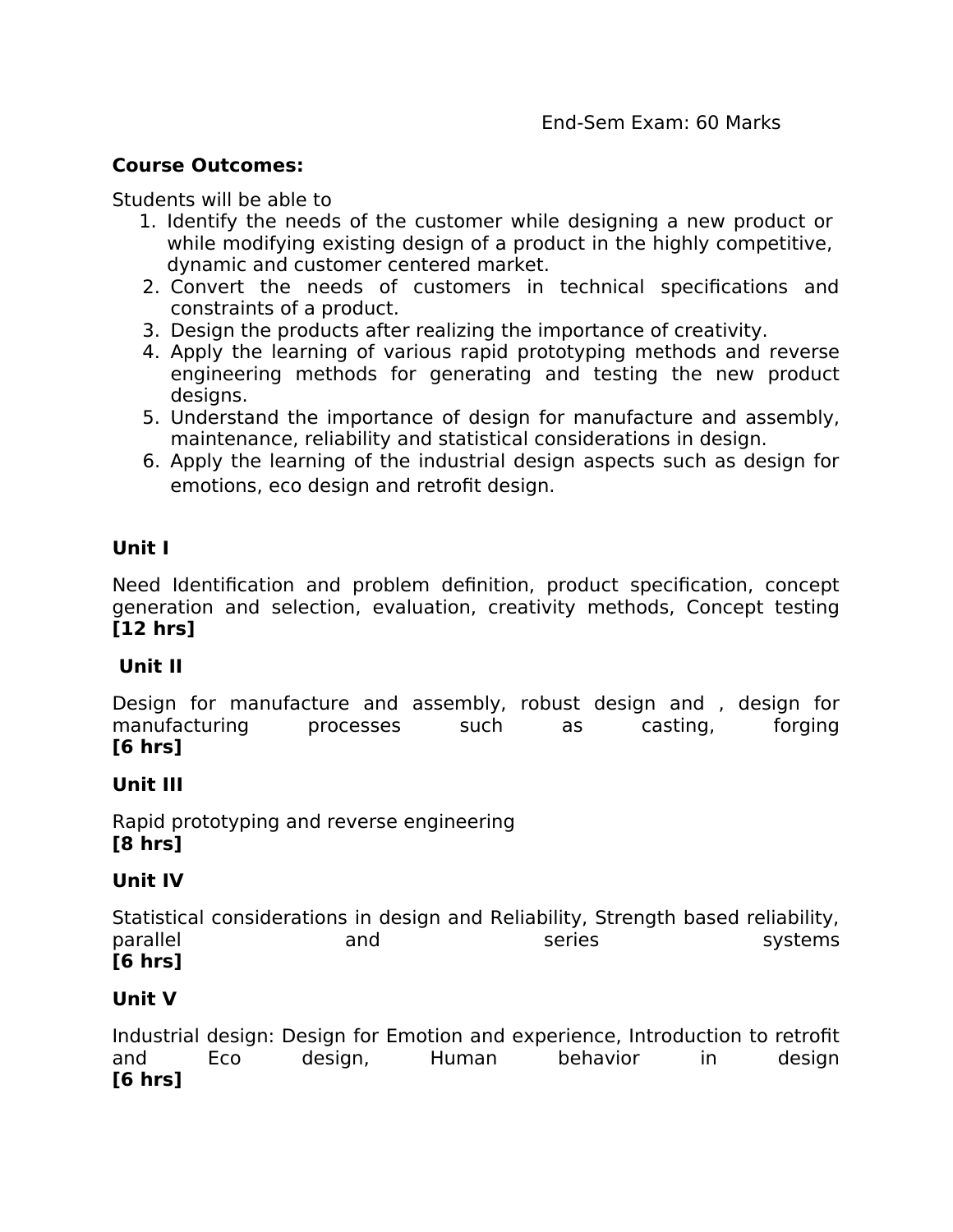End-Sem Exam: 60 Marks

**Course Outcomes:**

Students will be able to

1. Identify the needs of the customer while designing a new product or while modifying existing design of a product in the highly competitive, dynamic and customer centered market.
2. Convert the needs of customers in technical specifications and constraints of a product.
3. Design the products after realizing the importance of creativity.
4. Apply the learning of various rapid prototyping methods and reverse engineering methods for generating and testing the new product designs.
5. Understand the importance of design for manufacture and assembly, maintenance, reliability and statistical considerations in design.
6. Apply the learning of the industrial design aspects such as design for emotions, eco design and retrofit design.

**Unit I**

Need Identification and problem definition, product specification, concept generation and selection, evaluation, creativity methods, Concept testing **[12 hrs]**

**Unit II**

Design for manufacture and assembly, robust design and , design for manufacturing processes such as casting, forging **[6 hrs]**

**Unit III**

Rapid prototyping and reverse engineering **[8 hrs]**

**Unit IV**

Statistical considerations in design and Reliability, Strength based reliability, parallel and series systems **[6 hrs]**

**Unit V**

Industrial design: Design for Emotion and experience, Introduction to retrofit and Eco design, Human behavior in design **[6 hrs]**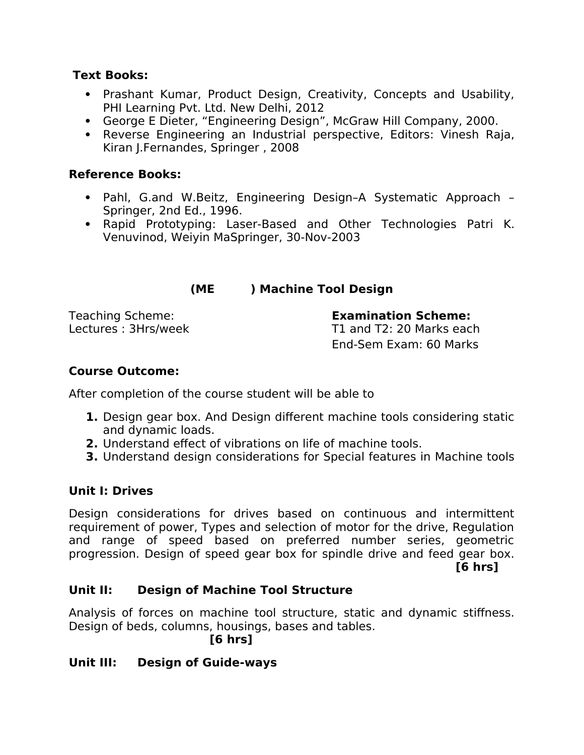**Text Books:**

- Prashant Kumar, Product Design, Creativity, Concepts and Usability, PHI Learning Pvt. Ltd. New Delhi, 2012
- George E Dieter, “Engineering Design”, McGraw Hill Company, 2000.
- Reverse Engineering an Industrial perspective, Editors: Vinesh Raja, Kiran J.Fernandes, Springer , 2008

**Reference Books:**

- Pahl, G.and W.Beitz, Engineering Design–A Systematic Approach – Springer, 2nd Ed., 1996.
- Rapid Prototyping: Laser-Based and Other Technologies Patri K. Venuvinod, Weiyin MaSpringer, 30-Nov-2003

## (ME ) Machine Tool Design

Teaching Scheme:
Lectures : 3Hrs/week

**Examination Scheme:**
T1 and T2: 20 Marks each
End-Sem Exam: 60 Marks

**Course Outcome:**

After completion of the course student will be able to

1. Design gear box. And Design different machine tools considering static and dynamic loads.
2. Understand effect of vibrations on life of machine tools.
3. Understand design considerations for Special features in Machine tools

**Unit I: Drives**

Design considerations for drives based on continuous and intermittent requirement of power, Types and selection of motor for the drive, Regulation and range of speed based on preferred number series, geometric progression. Design of speed gear box for spindle drive and feed gear box. **[6 hrs]**

**Unit II: Design of Machine Tool Structure**

Analysis of forces on machine tool structure, static and dynamic stiffness. Design of beds, columns, housings, bases and tables. **[6 hrs]**

**Unit III: Design of Guide-ways**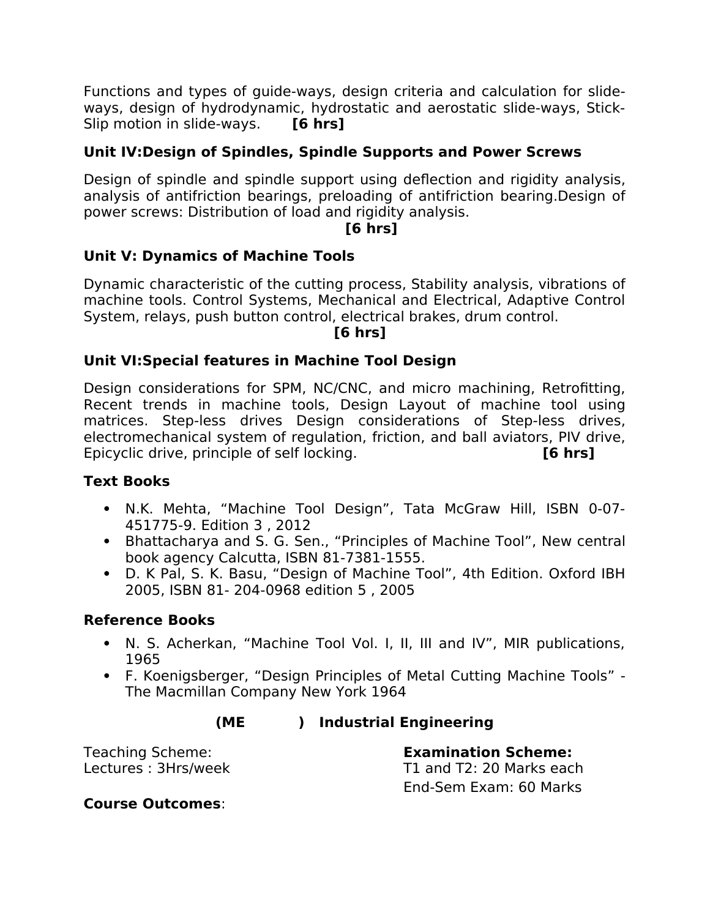Functions and types of guide-ways, design criteria and calculation for slide-ways, design of hydrodynamic, hydrostatic and aerostatic slide-ways, Stick-Slip motion in slide-ways. **[6 hrs]**

**Unit IV:Design of Spindles, Spindle Supports and Power Screws**

Design of spindle and spindle support using deflection and rigidity analysis, analysis of antifriction bearings, preloading of antifriction bearing.Design of power screws: Distribution of load and rigidity analysis.

**[6 hrs]**

**Unit V: Dynamics of Machine Tools**

Dynamic characteristic of the cutting process, Stability analysis, vibrations of machine tools. Control Systems, Mechanical and Electrical, Adaptive Control System, relays, push button control, electrical brakes, drum control.

**[6 hrs]**

**Unit VI:Special features in Machine Tool Design**

Design considerations for SPM, NC/CNC, and micro machining, Retrofitting, Recent trends in machine tools, Design Layout of machine tool using matrices. Step-less drives Design considerations of Step-less drives, electromechanical system of regulation, friction, and ball aviators, PIV drive, Epicyclic drive, principle of self locking. **[6 hrs]**

**Text Books**

- N.K. Mehta, "Machine Tool Design", Tata McGraw Hill, ISBN 0-07-451775-9. Edition 3 , 2012
- Bhattacharya and S. G. Sen., "Principles of Machine Tool", New central book agency Calcutta, ISBN 81-7381-1555.
- D. K Pal, S. K. Basu, "Design of Machine Tool", 4th Edition. Oxford IBH 2005, ISBN 81- 204-0968 edition 5 , 2005

**Reference Books**

- N. S. Acherkan, "Machine Tool Vol. I, II, III and IV", MIR publications, 1965
- F. Koenigsberger, "Design Principles of Metal Cutting Machine Tools" - The Macmillan Company New York 1964

**(ME ) Industrial Engineering**

Teaching Scheme:
Lectures : 3Hrs/week

**Examination Scheme:**
T1 and T2: 20 Marks each
End-Sem Exam: 60 Marks

**Course Outcomes**: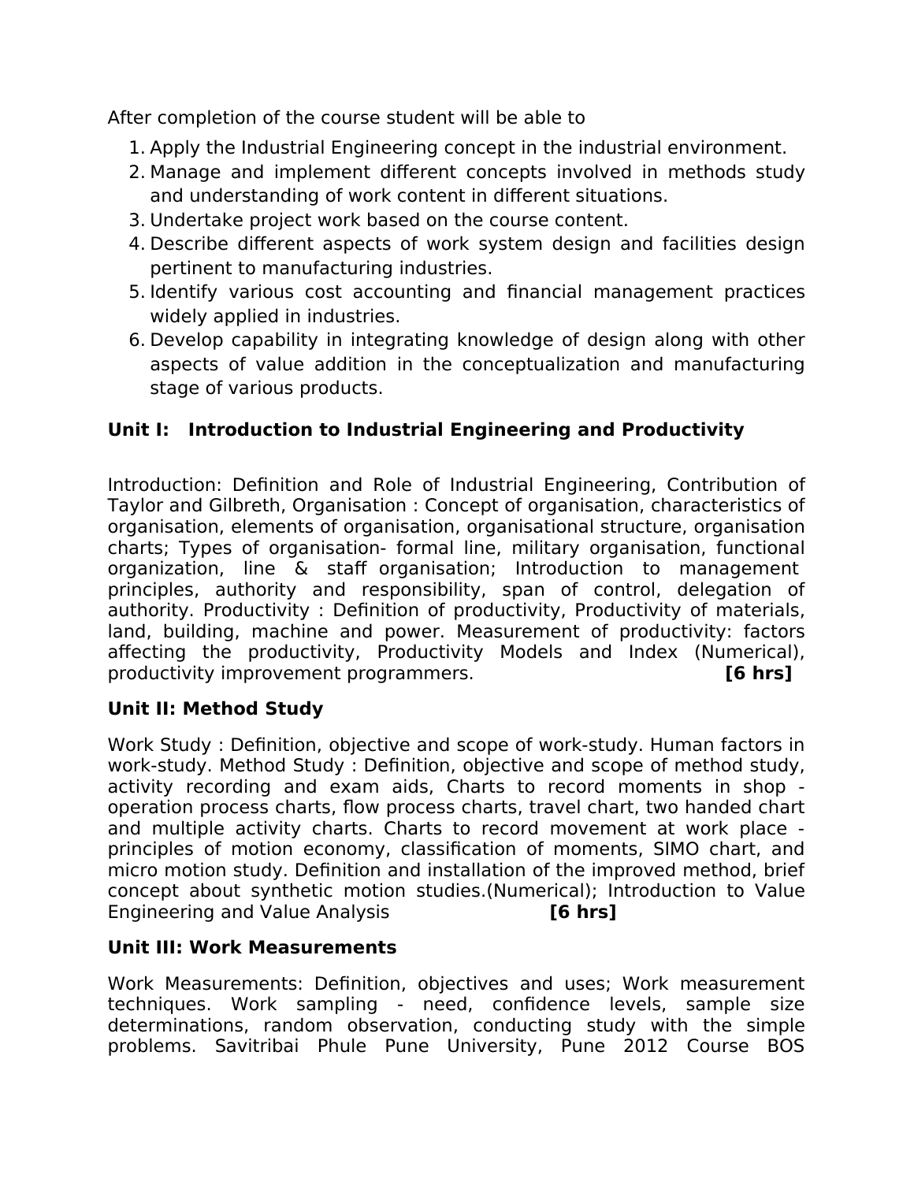After completion of the course student will be able to

1. Apply the Industrial Engineering concept in the industrial environment.
2. Manage and implement different concepts involved in methods study and understanding of work content in different situations.
3. Undertake project work based on the course content.
4. Describe different aspects of work system design and facilities design pertinent to manufacturing industries.
5. Identify various cost accounting and financial management practices widely applied in industries.
6. Develop capability in integrating knowledge of design along with other aspects of value addition in the conceptualization and manufacturing stage of various products.

**Unit I: Introduction to Industrial Engineering and Productivity**

Introduction: Definition and Role of Industrial Engineering, Contribution of Taylor and Gilbreth, Organisation : Concept of organisation, characteristics of organisation, elements of organisation, organisational structure, organisation charts; Types of organisation- formal line, military organisation, functional organization, line & staff organisation; Introduction to management principles, authority and responsibility, span of control, delegation of authority. Productivity : Definition of productivity, Productivity of materials, land, building, machine and power. Measurement of productivity: factors affecting the productivity, Productivity Models and Index (Numerical), productivity improvement programmers. **[6 hrs]**

**Unit II: Method Study**

Work Study : Definition, objective and scope of work-study. Human factors in work-study. Method Study : Definition, objective and scope of method study, activity recording and exam aids, Charts to record moments in shop - operation process charts, flow process charts, travel chart, two handed chart and multiple activity charts. Charts to record movement at work place - principles of motion economy, classification of moments, SIMO chart, and micro motion study. Definition and installation of the improved method, brief concept about synthetic motion studies.(Numerical); Introduction to Value Engineering and Value Analysis **[6 hrs]**

**Unit III: Work Measurements**

Work Measurements: Definition, objectives and uses; Work measurement techniques. Work sampling - need, confidence levels, sample size determinations, random observation, conducting study with the simple problems. Savitribai Phule Pune University, Pune 2012 Course BOS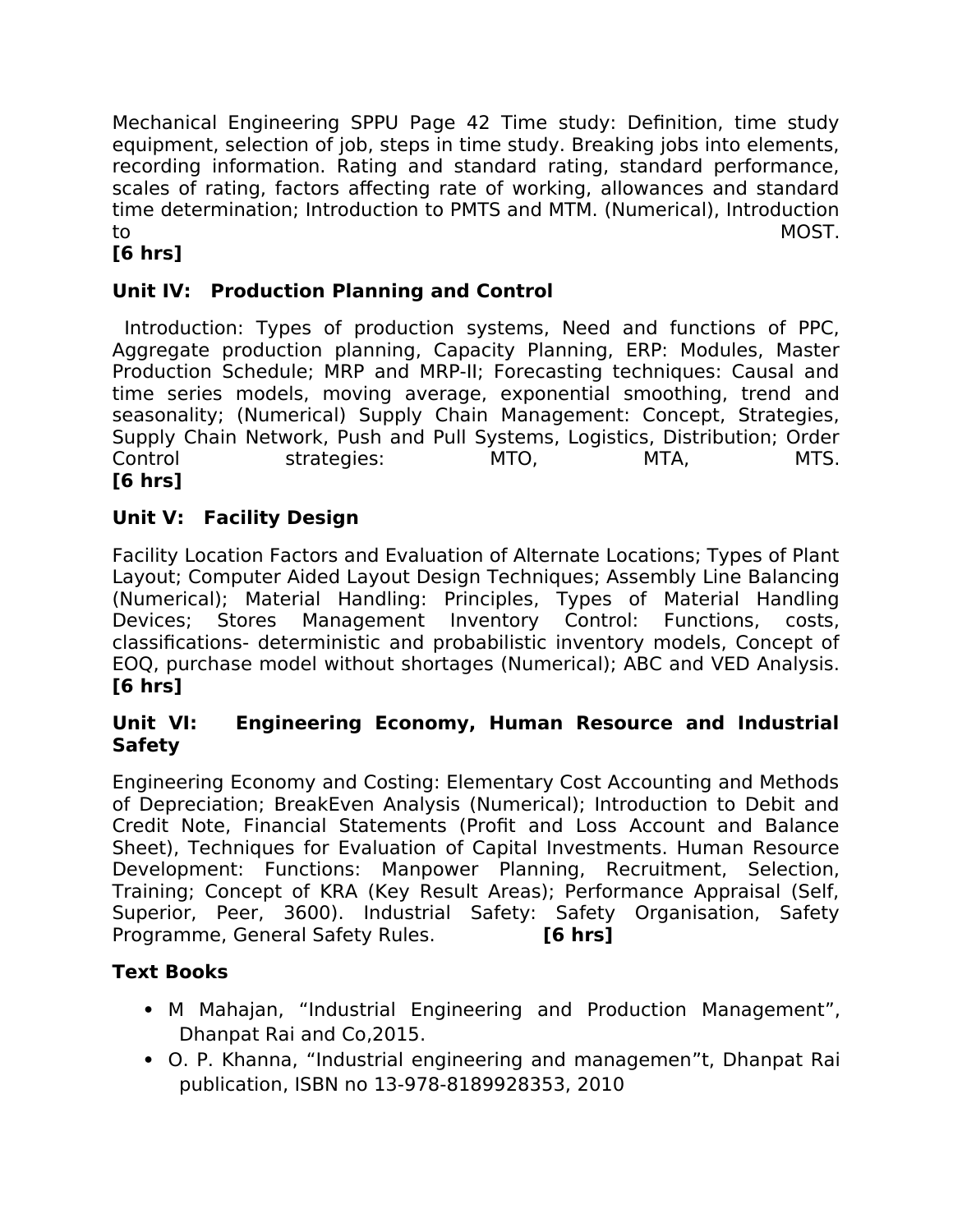Mechanical Engineering SPPU Page 42 Time study: Definition, time study equipment, selection of job, steps in time study. Breaking jobs into elements, recording information. Rating and standard rating, standard performance, scales of rating, factors affecting rate of working, allowances and standard time determination; Introduction to PMTS and MTM. (Numerical), Introduction to MOST.
**[6 hrs]**

**Unit IV: Production Planning and Control**

Introduction: Types of production systems, Need and functions of PPC, Aggregate production planning, Capacity Planning, ERP: Modules, Master Production Schedule; MRP and MRP-II; Forecasting techniques: Causal and time series models, moving average, exponential smoothing, trend and seasonality; (Numerical) Supply Chain Management: Concept, Strategies, Supply Chain Network, Push and Pull Systems, Logistics, Distribution; Order Control strategies: MTO, MTA, MTS.
**[6 hrs]**

**Unit V: Facility Design**

Facility Location Factors and Evaluation of Alternate Locations; Types of Plant Layout; Computer Aided Layout Design Techniques; Assembly Line Balancing (Numerical); Material Handling: Principles, Types of Material Handling Devices; Stores Management Inventory Control: Functions, costs, classifications- deterministic and probabilistic inventory models, Concept of EOQ, purchase model without shortages (Numerical); ABC and VED Analysis.
**[6 hrs]**

**Unit VI: Engineering Economy, Human Resource and Industrial Safety**

Engineering Economy and Costing: Elementary Cost Accounting and Methods of Depreciation; BreakEven Analysis (Numerical); Introduction to Debit and Credit Note, Financial Statements (Profit and Loss Account and Balance Sheet), Techniques for Evaluation of Capital Investments. Human Resource Development: Functions: Manpower Planning, Recruitment, Selection, Training; Concept of KRA (Key Result Areas); Performance Appraisal (Self, Superior, Peer, 3600). Industrial Safety: Safety Organisation, Safety Programme, General Safety Rules. **[6 hrs]**

**Text Books**

- M Mahajan, "Industrial Engineering and Production Management", Dhanpat Rai and Co,2015.
- O. P. Khanna, "Industrial engineering and managemen"t, Dhanpat Rai publication, ISBN no 13-978-8189928353, 2010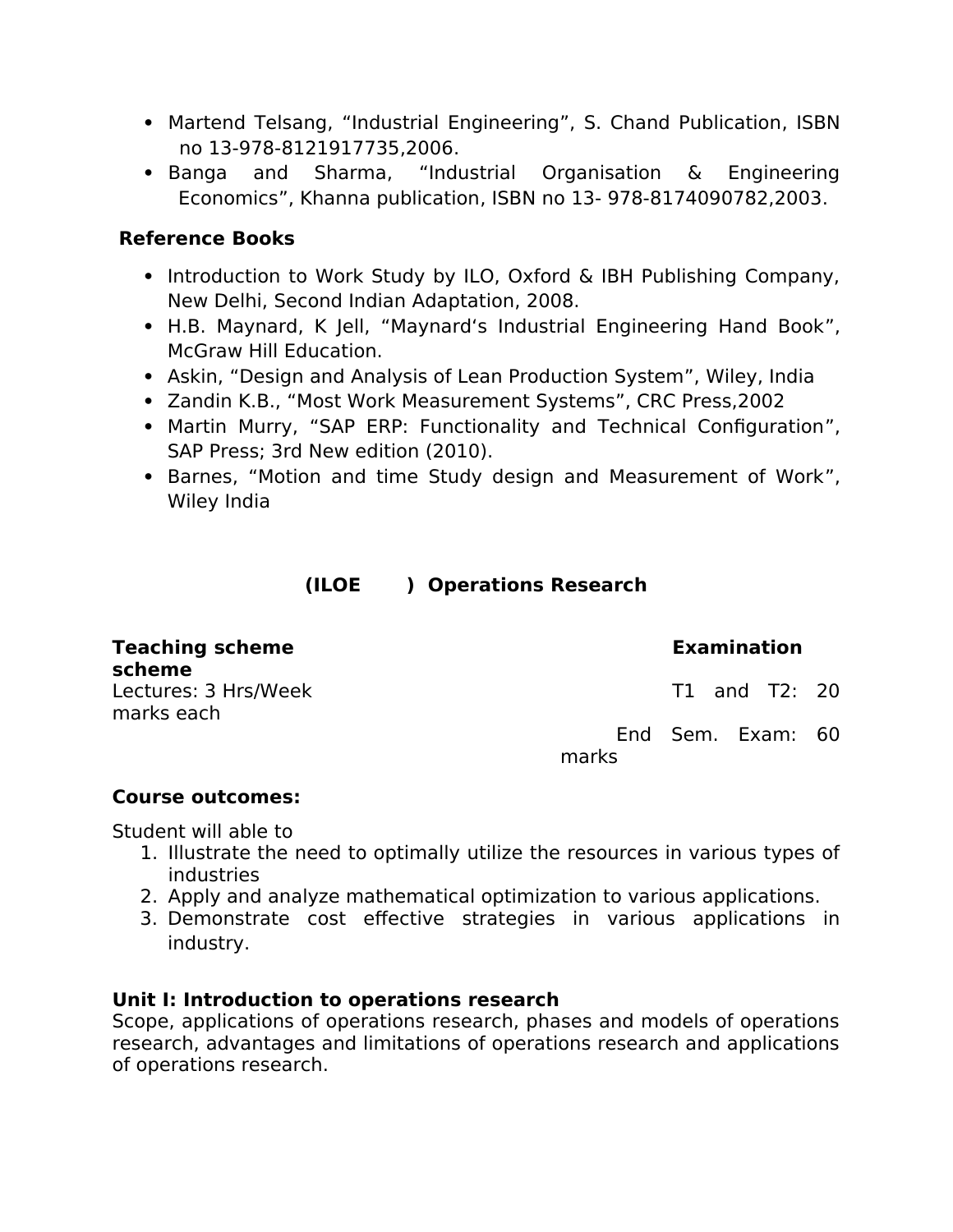- Martend Telsang, "Industrial Engineering", S. Chand Publication, ISBN no 13-978-8121917735,2006.
- Banga and Sharma, "Industrial Organisation & Engineering Economics", Khanna publication, ISBN no 13- 978-8174090782,2003.

**Reference Books**

- Introduction to Work Study by ILO, Oxford & IBH Publishing Company, New Delhi, Second Indian Adaptation, 2008.
- H.B. Maynard, K Jell, "Maynard's Industrial Engineering Hand Book", McGraw Hill Education.
- Askin, "Design and Analysis of Lean Production System", Wiley, India
- Zandin K.B., "Most Work Measurement Systems", CRC Press,2002
- Martin Murry, "SAP ERP: Functionality and Technical Configuration", SAP Press; 3rd New edition (2010).
- Barnes, "Motion and time Study design and Measurement of Work", Wiley India

## (ILOE ) Operations Research

**Teaching scheme** | **Examination scheme**

Lectures: 3 Hrs/Week | T1 and T2: 20 marks each

End Sem. Exam: 60 marks

**Course outcomes:**

Student will able to

1. Illustrate the need to optimally utilize the resources in various types of industries
2. Apply and analyze mathematical optimization to various applications.
3. Demonstrate cost effective strategies in various applications in industry.

**Unit I: Introduction to operations research**

Scope, applications of operations research, phases and models of operations research, advantages and limitations of operations research and applications of operations research.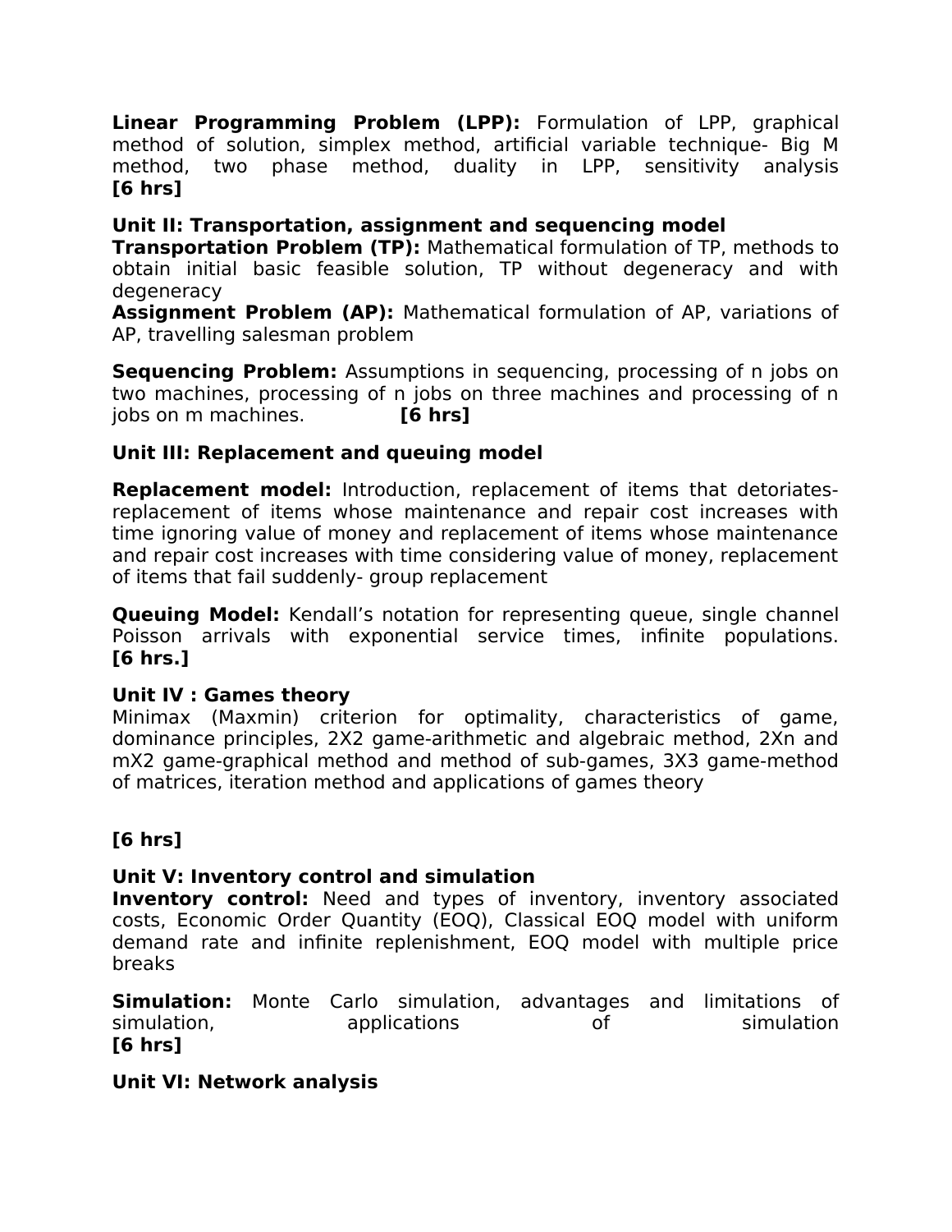**Linear Programming Problem (LPP):** Formulation of LPP, graphical method of solution, simplex method, artificial variable technique- Big M method, two phase method, duality in LPP, sensitivity analysis **[6 hrs]**

**Unit II: Transportation, assignment and sequencing model**

**Transportation Problem (TP):** Mathematical formulation of TP, methods to obtain initial basic feasible solution, TP without degeneracy and with degeneracy

**Assignment Problem (AP):** Mathematical formulation of AP, variations of AP, travelling salesman problem

**Sequencing Problem:** Assumptions in sequencing, processing of n jobs on two machines, processing of n jobs on three machines and processing of n jobs on m machines. **[6 hrs]**

**Unit III: Replacement and queuing model**

**Replacement model:** Introduction, replacement of items that detoriates- replacement of items whose maintenance and repair cost increases with time ignoring value of money and replacement of items whose maintenance and repair cost increases with time considering value of money, replacement of items that fail suddenly- group replacement

**Queuing Model:** Kendall's notation for representing queue, single channel Poisson arrivals with exponential service times, infinite populations. **[6 hrs.]**

**Unit IV : Games theory**

Minimax (Maxmin) criterion for optimality, characteristics of game, dominance principles, 2X2 game-arithmetic and algebraic method, 2Xn and mX2 game-graphical method and method of sub-games, 3X3 game-method of matrices, iteration method and applications of games theory

**[6 hrs]**

**Unit V: Inventory control and simulation**

**Inventory control:** Need and types of inventory, inventory associated costs, Economic Order Quantity (EOQ), Classical EOQ model with uniform demand rate and infinite replenishment, EOQ model with multiple price breaks

**Simulation:** Monte Carlo simulation, advantages and limitations of simulation, applications of simulation **[6 hrs]**

**Unit VI: Network analysis**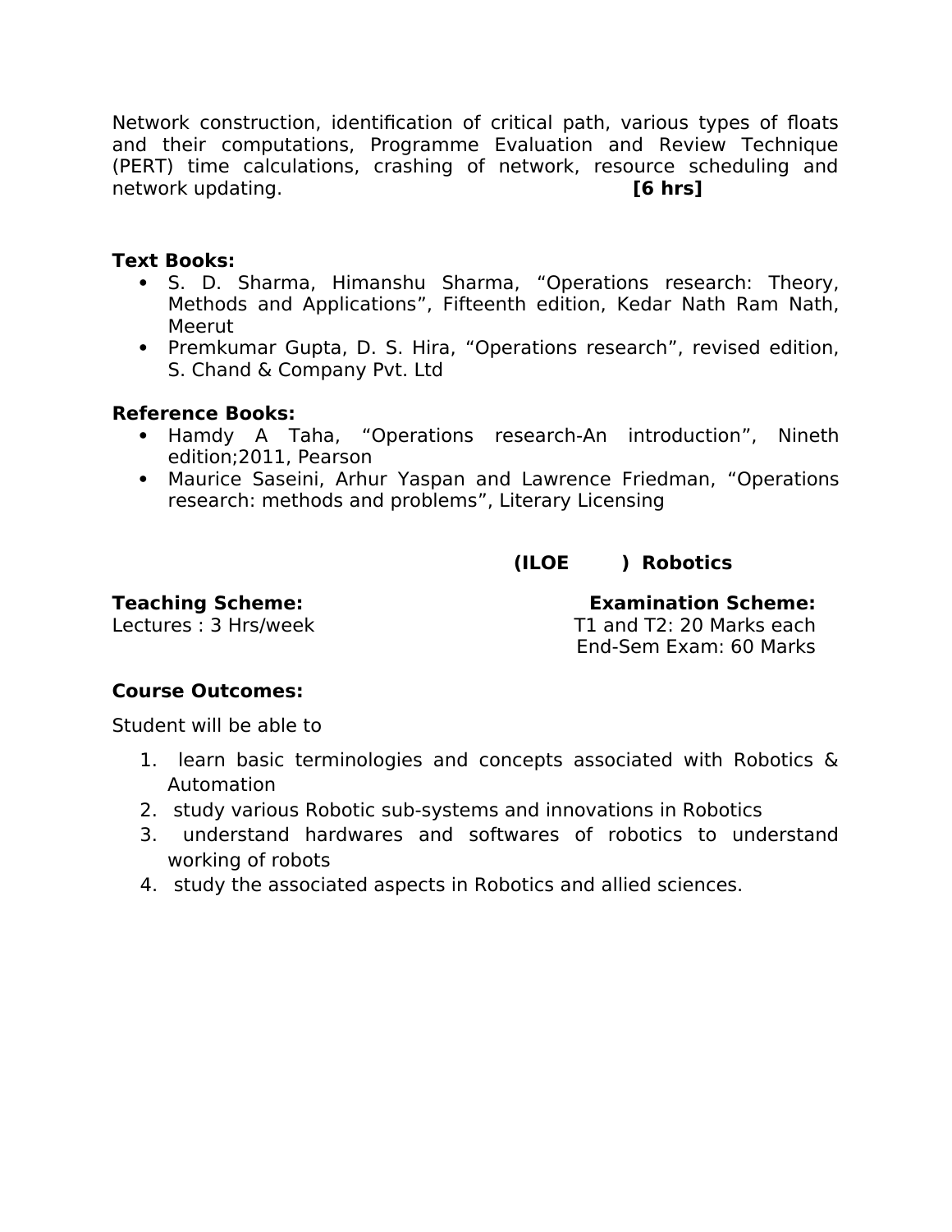Network construction, identification of critical path, various types of floats and their computations, Programme Evaluation and Review Technique (PERT) time calculations, crashing of network, resource scheduling and network updating. **[6 hrs]**

**Text Books:**

- S. D. Sharma, Himanshu Sharma, "Operations research: Theory, Methods and Applications", Fifteenth edition, Kedar Nath Ram Nath, Meerut
- Premkumar Gupta, D. S. Hira, "Operations research", revised edition, S. Chand & Company Pvt. Ltd

**Reference Books:**

- Hamdy A Taha, "Operations research-An introduction", Nineth edition;2011, Pearson
- Maurice Saseini, Arhur Yaspan and Lawrence Friedman, "Operations research: methods and problems", Literary Licensing

## (ILOE ) Robotics

**Teaching Scheme:**
Lectures : 3 Hrs/week

**Examination Scheme:**
T1 and T2: 20 Marks each
End-Sem Exam: 60 Marks

**Course Outcomes:**

Student will be able to

1. learn basic terminologies and concepts associated with Robotics & Automation
2. study various Robotic sub-systems and innovations in Robotics
3. understand hardwares and softwares of robotics to understand working of robots
4. study the associated aspects in Robotics and allied sciences.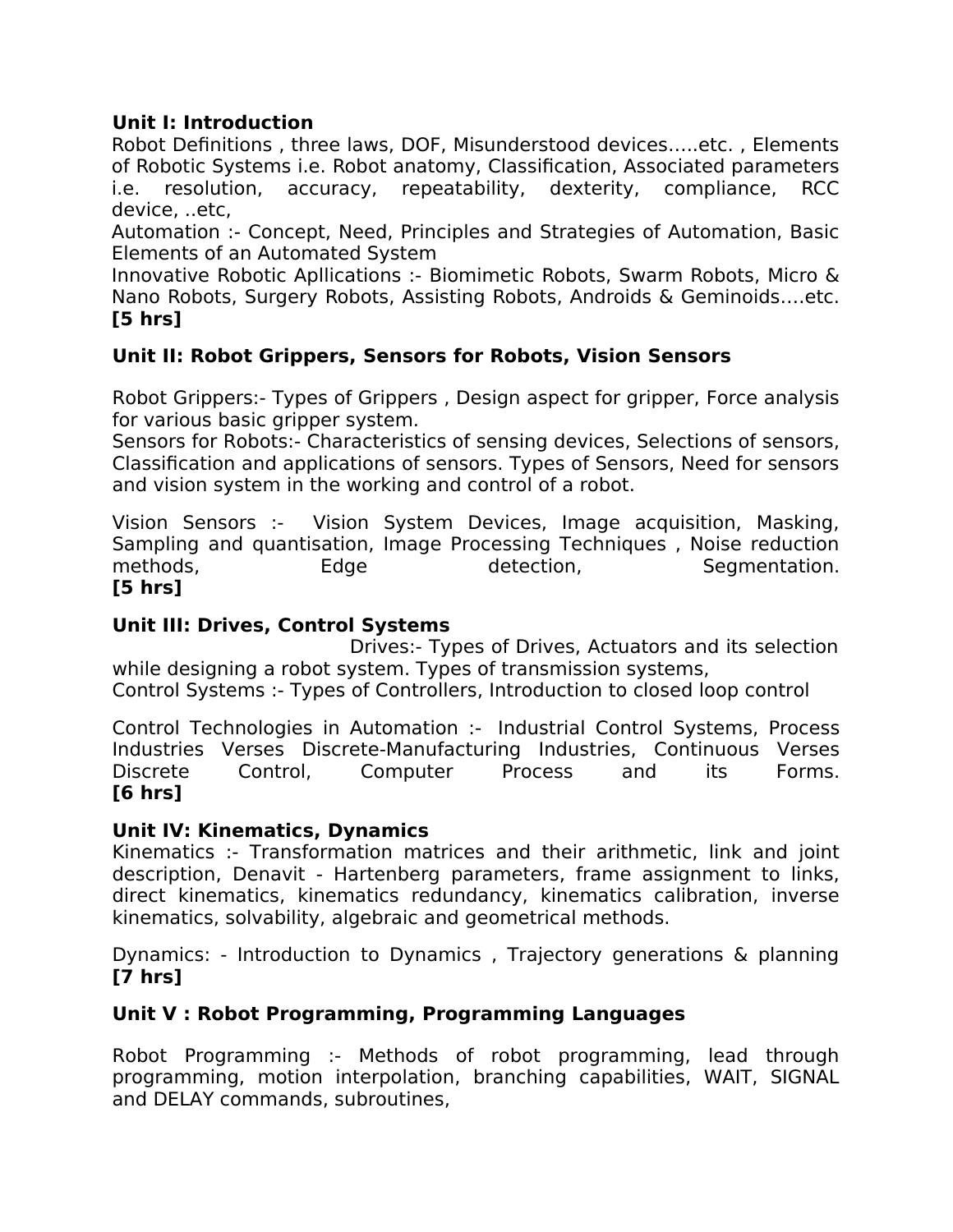**Unit I: Introduction**

Robot Definitions , three laws, DOF, Misunderstood devices…..etc. , Elements of Robotic Systems i.e. Robot anatomy, Classification, Associated parameters i.e. resolution, accuracy, repeatability, dexterity, compliance, RCC device, ..etc,

Automation :- Concept, Need, Principles and Strategies of Automation, Basic Elements of an Automated System

Innovative Robotic Apllications :- Biomimetic Robots, Swarm Robots, Micro & Nano Robots, Surgery Robots, Assisting Robots, Androids & Geminoids….etc. **[5 hrs]**

**Unit II: Robot Grippers, Sensors for Robots, Vision Sensors**

Robot Grippers:- Types of Grippers , Design aspect for gripper, Force analysis for various basic gripper system.

Sensors for Robots:- Characteristics of sensing devices, Selections of sensors, Classification and applications of sensors. Types of Sensors, Need for sensors and vision system in the working and control of a robot.

Vision Sensors :- Vision System Devices, Image acquisition, Masking, Sampling and quantisation, Image Processing Techniques , Noise reduction methods, Edge detection, Segmentation. **[5 hrs]**

**Unit III: Drives, Control Systems**

Drives:- Types of Drives, Actuators and its selection while designing a robot system. Types of transmission systems,

Control Systems :- Types of Controllers, Introduction to closed loop control

Control Technologies in Automation :- Industrial Control Systems, Process Industries Verses Discrete-Manufacturing Industries, Continuous Verses Discrete Control, Computer Process and its Forms. **[6 hrs]**

**Unit IV: Kinematics, Dynamics**

Kinematics :- Transformation matrices and their arithmetic, link and joint description, Denavit - Hartenberg parameters, frame assignment to links, direct kinematics, kinematics redundancy, kinematics calibration, inverse kinematics, solvability, algebraic and geometrical methods.

Dynamics: - Introduction to Dynamics , Trajectory generations & planning **[7 hrs]**

**Unit V : Robot Programming, Programming Languages**

Robot Programming :- Methods of robot programming, lead through programming, motion interpolation, branching capabilities, WAIT, SIGNAL and DELAY commands, subroutines,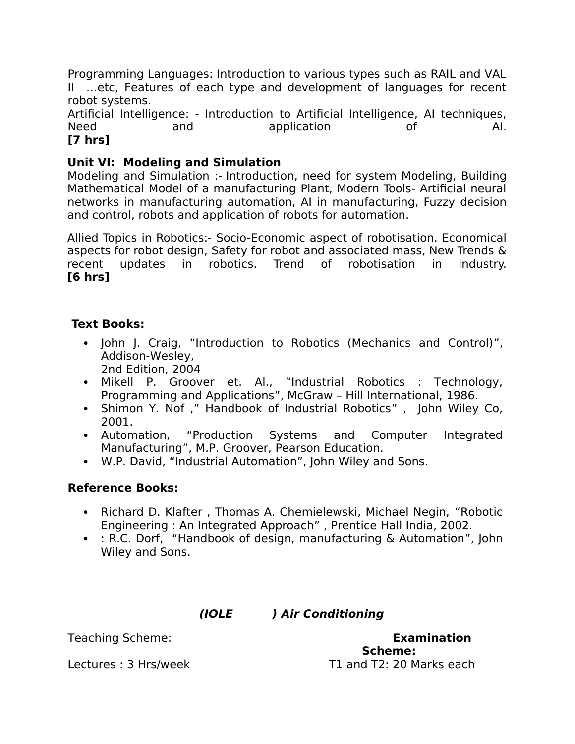Programming Languages: Introduction to various types such as RAIL and VAL II …etc, Features of each type and development of languages for recent robot systems.
Artificial Intelligence: - Introduction to Artificial Intelligence, AI techniques, Need and application of AI.
**[7 hrs]**

**Unit VI: Modeling and Simulation**
Modeling and Simulation :- Introduction, need for system Modeling, Building Mathematical Model of a manufacturing Plant, Modern Tools- Artificial neural networks in manufacturing automation, AI in manufacturing, Fuzzy decision and control, robots and application of robots for automation.

Allied Topics in Robotics:- Socio-Economic aspect of robotisation. Economical aspects for robot design, Safety for robot and associated mass, New Trends & recent updates in robotics. Trend of robotisation in industry.
**[6 hrs]**

**Text Books:**

- John J. Craig, "Introduction to Robotics (Mechanics and Control)", Addison-Wesley,
  2nd Edition, 2004
- Mikell P. Groover et. Al., "Industrial Robotics : Technology, Programming and Applications", McGraw – Hill International, 1986.
- Shimon Y. Nof ," Handbook of Industrial Robotics" , John Wiley Co, 2001.
- Automation, "Production Systems and Computer Integrated Manufacturing", M.P. Groover, Pearson Education.
- W.P. David, "Industrial Automation", John Wiley and Sons.

**Reference Books:**

- Richard D. Klafter , Thomas A. Chemielewski, Michael Negin, "Robotic Engineering : An Integrated Approach" , Prentice Hall India, 2002.
- : R.C. Dorf, "Handbook of design, manufacturing & Automation", John Wiley and Sons.

***(IOLE ) Air Conditioning***

Teaching Scheme: **Examination Scheme:**

Lectures : 3 Hrs/week T1 and T2: 20 Marks each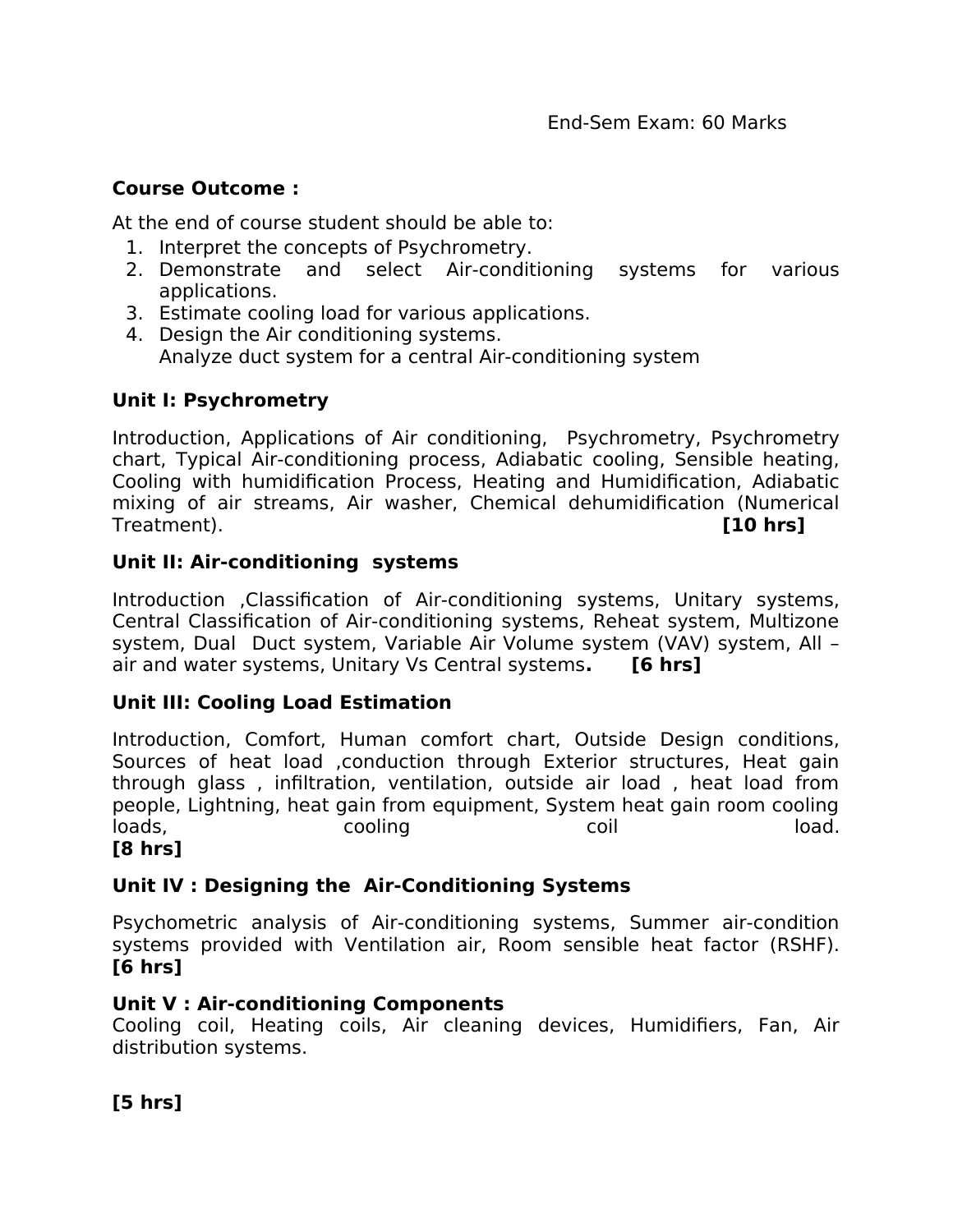End-Sem Exam: 60 Marks

**Course Outcome :**

At the end of course student should be able to:

1. Interpret the concepts of Psychrometry.
2. Demonstrate and select Air-conditioning systems for various applications.
3. Estimate cooling load for various applications.
4. Design the Air conditioning systems.
   Analyze duct system for a central Air-conditioning system

**Unit I: Psychrometry**

Introduction, Applications of Air conditioning, Psychrometry, Psychrometry chart, Typical Air-conditioning process, Adiabatic cooling, Sensible heating, Cooling with humidification Process, Heating and Humidification, Adiabatic mixing of air streams, Air washer, Chemical dehumidification (Numerical Treatment). **[10 hrs]**

**Unit II: Air-conditioning systems**

Introduction ,Classification of Air-conditioning systems, Unitary systems, Central Classification of Air-conditioning systems, Reheat system, Multizone system, Dual Duct system, Variable Air Volume system (VAV) system, All –air and water systems, Unitary Vs Central systems**.** **[6 hrs]**

**Unit III: Cooling Load Estimation**

Introduction, Comfort, Human comfort chart, Outside Design conditions, Sources of heat load ,conduction through Exterior structures, Heat gain through glass , infiltration, ventilation, outside air load , heat load from people, Lightning, heat gain from equipment, System heat gain room cooling loads, cooling coil load.
**[8 hrs]**

**Unit IV : Designing the Air-Conditioning Systems**

Psychometric analysis of Air-conditioning systems, Summer air-condition systems provided with Ventilation air, Room sensible heat factor (RSHF).
**[6 hrs]**

**Unit V : Air-conditioning Components**

Cooling coil, Heating coils, Air cleaning devices, Humidifiers, Fan, Air distribution systems.

**[5 hrs]**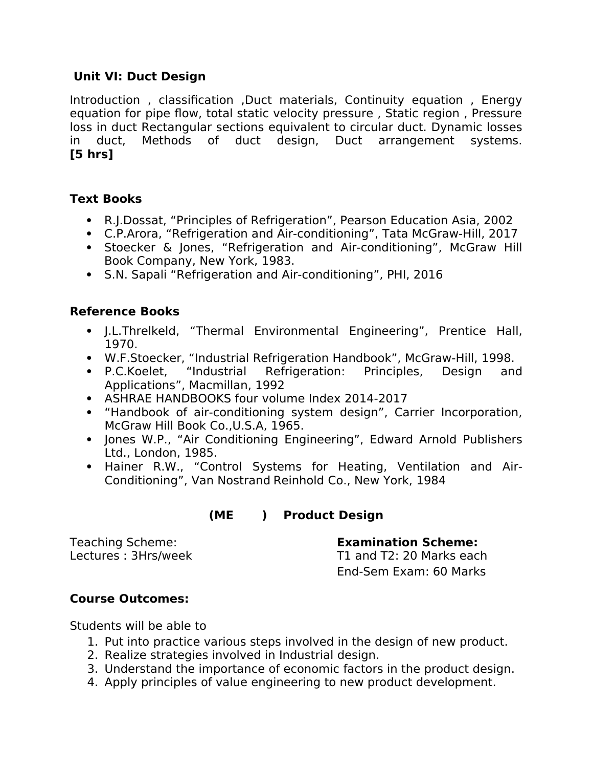### Unit VI: Duct Design

Introduction , classification ,Duct materials, Continuity equation , Energy equation for pipe flow, total static velocity pressure , Static region , Pressure loss in duct Rectangular sections equivalent to circular duct. Dynamic losses in duct, Methods of duct design, Duct arrangement systems. **[5 hrs]**

### Text Books

- R.J.Dossat, "Principles of Refrigeration", Pearson Education Asia, 2002
- C.P.Arora, "Refrigeration and Air-conditioning", Tata McGraw-Hill, 2017
- Stoecker & Jones, "Refrigeration and Air-conditioning", McGraw Hill Book Company, New York, 1983.
- S.N. Sapali "Refrigeration and Air-conditioning", PHI, 2016

### Reference Books

- J.L.Threlkeld, "Thermal Environmental Engineering", Prentice Hall, 1970.
- W.F.Stoecker, "Industrial Refrigeration Handbook", McGraw-Hill, 1998.
- P.C.Koelet, "Industrial Refrigeration: Principles, Design and Applications", Macmillan, 1992
- ASHRAE HANDBOOKS four volume Index 2014-2017
- "Handbook of air-conditioning system design", Carrier Incorporation, McGraw Hill Book Co.,U.S.A, 1965.
- Jones W.P., "Air Conditioning Engineering", Edward Arnold Publishers Ltd., London, 1985.
- Hainer R.W., "Control Systems for Heating, Ventilation and Air-Conditioning", Van Nostrand Reinhold Co., New York, 1984

## (ME ) Product Design

Teaching Scheme:
Lectures : 3Hrs/week

**Examination Scheme:**
T1 and T2: 20 Marks each
End-Sem Exam: 60 Marks

### Course Outcomes:

Students will be able to

1. Put into practice various steps involved in the design of new product.
2. Realize strategies involved in Industrial design.
3. Understand the importance of economic factors in the product design.
4. Apply principles of value engineering to new product development.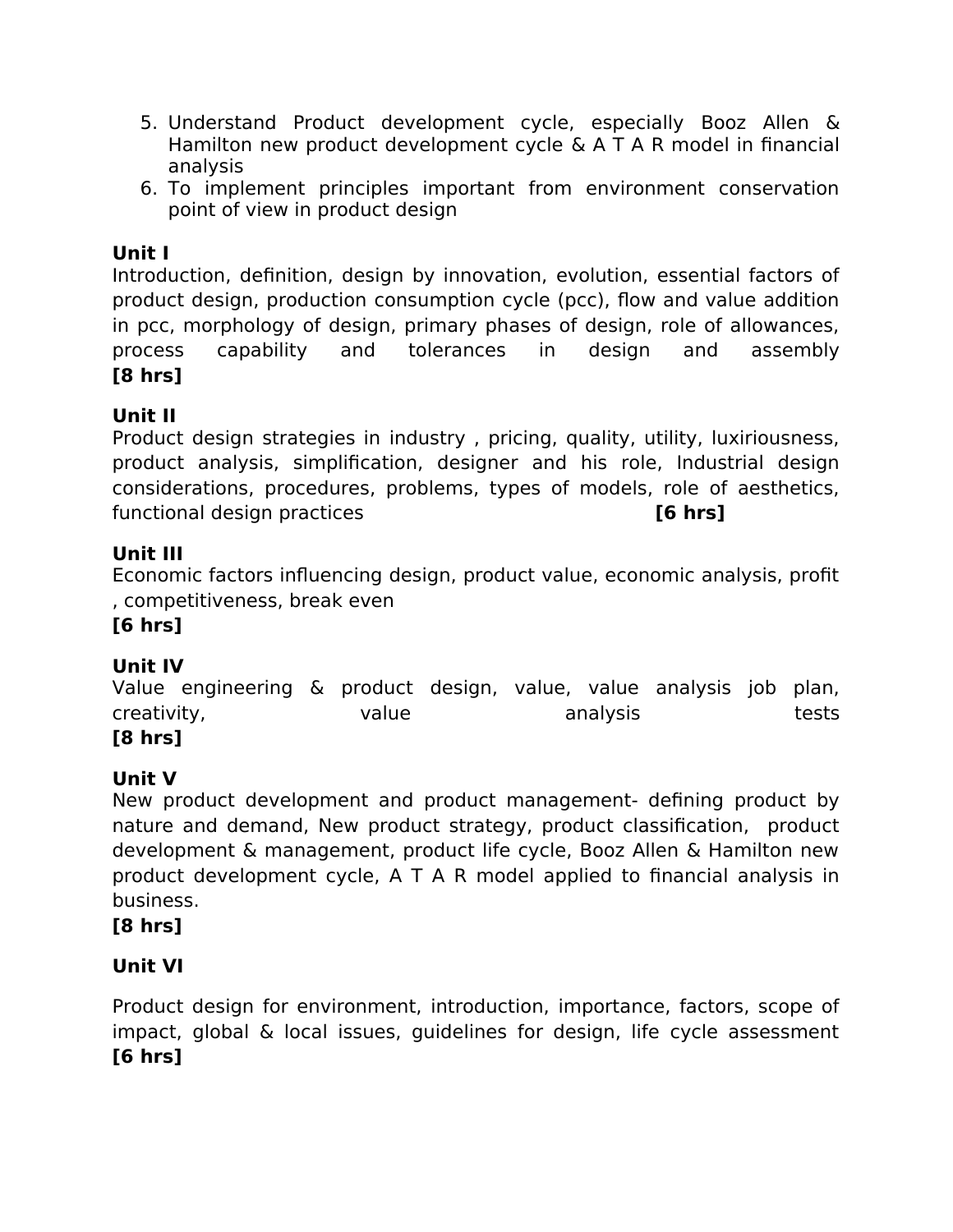5. Understand Product development cycle, especially Booz Allen & Hamilton new product development cycle & A T A R model in financial analysis
6. To implement principles important from environment conservation point of view in product design

**Unit I**

Introduction, definition, design by innovation, evolution, essential factors of product design, production consumption cycle (pcc), flow and value addition in pcc, morphology of design, primary phases of design, role of allowances, process capability and tolerances in design and assembly
**[8 hrs]**

**Unit II**

Product design strategies in industry , pricing, quality, utility, luxiriousness, product analysis, simplification, designer and his role, Industrial design considerations, procedures, problems, types of models, role of aesthetics, functional design practices **[6 hrs]**

**Unit III**

Economic factors influencing design, product value, economic analysis, profit , competitiveness, break even
**[6 hrs]**

**Unit IV**

Value engineering & product design, value, value analysis job plan, creativity, value analysis tests
**[8 hrs]**

**Unit V**

New product development and product management- defining product by nature and demand, New product strategy, product classification, product development & management, product life cycle, Booz Allen & Hamilton new product development cycle, A T A R model applied to financial analysis in business.
**[8 hrs]**

**Unit VI**

Product design for environment, introduction, importance, factors, scope of impact, global & local issues, guidelines for design, life cycle assessment
**[6 hrs]**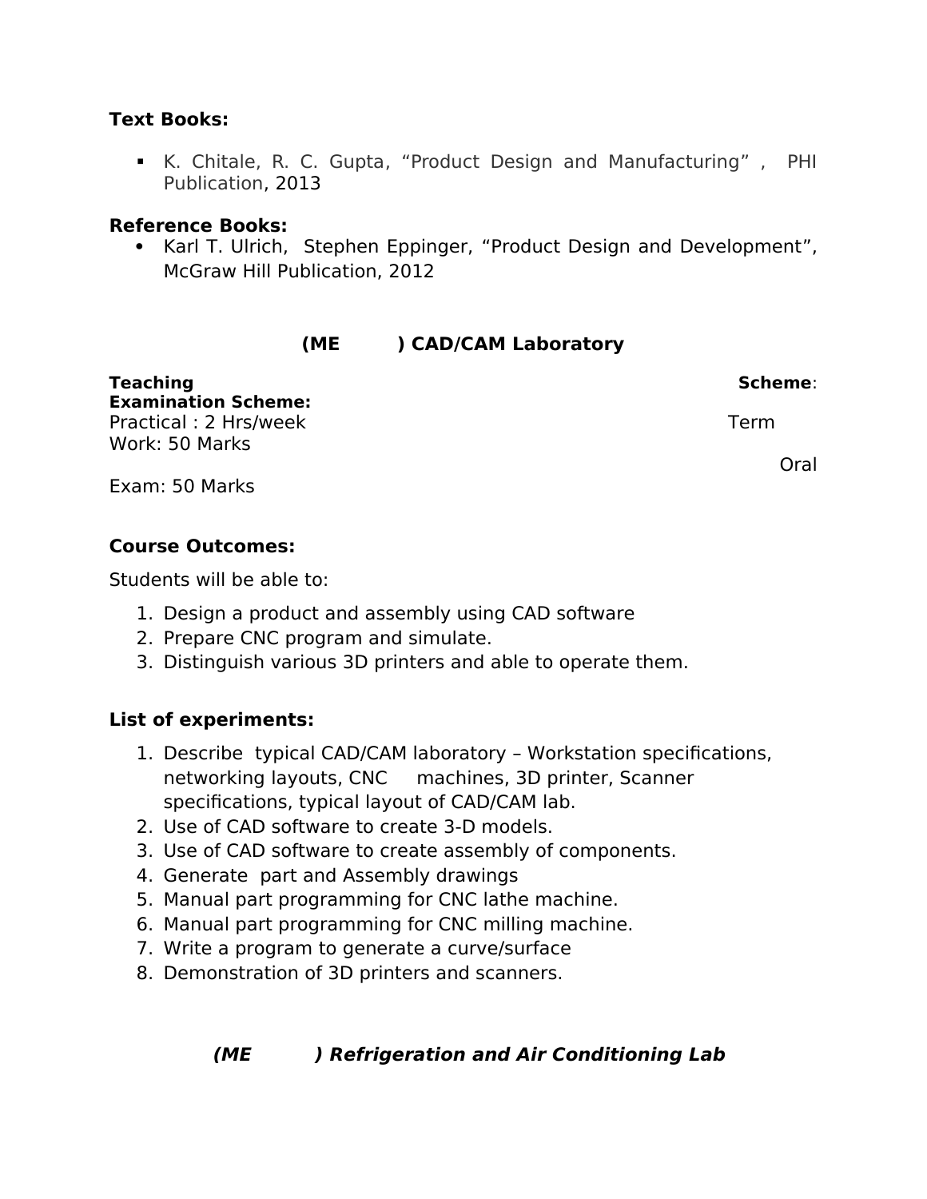**Text Books:**

- K. Chitale, R. C. Gupta, “Product Design and Manufacturing” , PHI Publication, 2013

**Reference Books:**

- Karl T. Ulrich, Stephen Eppinger, “Product Design and Development”, McGraw Hill Publication, 2012

## (ME ) CAD/CAM Laboratory

**Teaching Scheme**: **Examination Scheme:**
Practical : 2 Hrs/week Term Work: 50 Marks
Oral Exam: 50 Marks

**Course Outcomes:**

Students will be able to:

1. Design a product and assembly using CAD software
2. Prepare CNC program and simulate.
3. Distinguish various 3D printers and able to operate them.

**List of experiments:**

1. Describe typical CAD/CAM laboratory – Workstation specifications, networking layouts, CNC machines, 3D printer, Scanner specifications, typical layout of CAD/CAM lab.
2. Use of CAD software to create 3-D models.
3. Use of CAD software to create assembly of components.
4. Generate part and Assembly drawings
5. Manual part programming for CNC lathe machine.
6. Manual part programming for CNC milling machine.
7. Write a program to generate a curve/surface
8. Demonstration of 3D printers and scanners.

## *(ME ) Refrigeration and Air Conditioning Lab*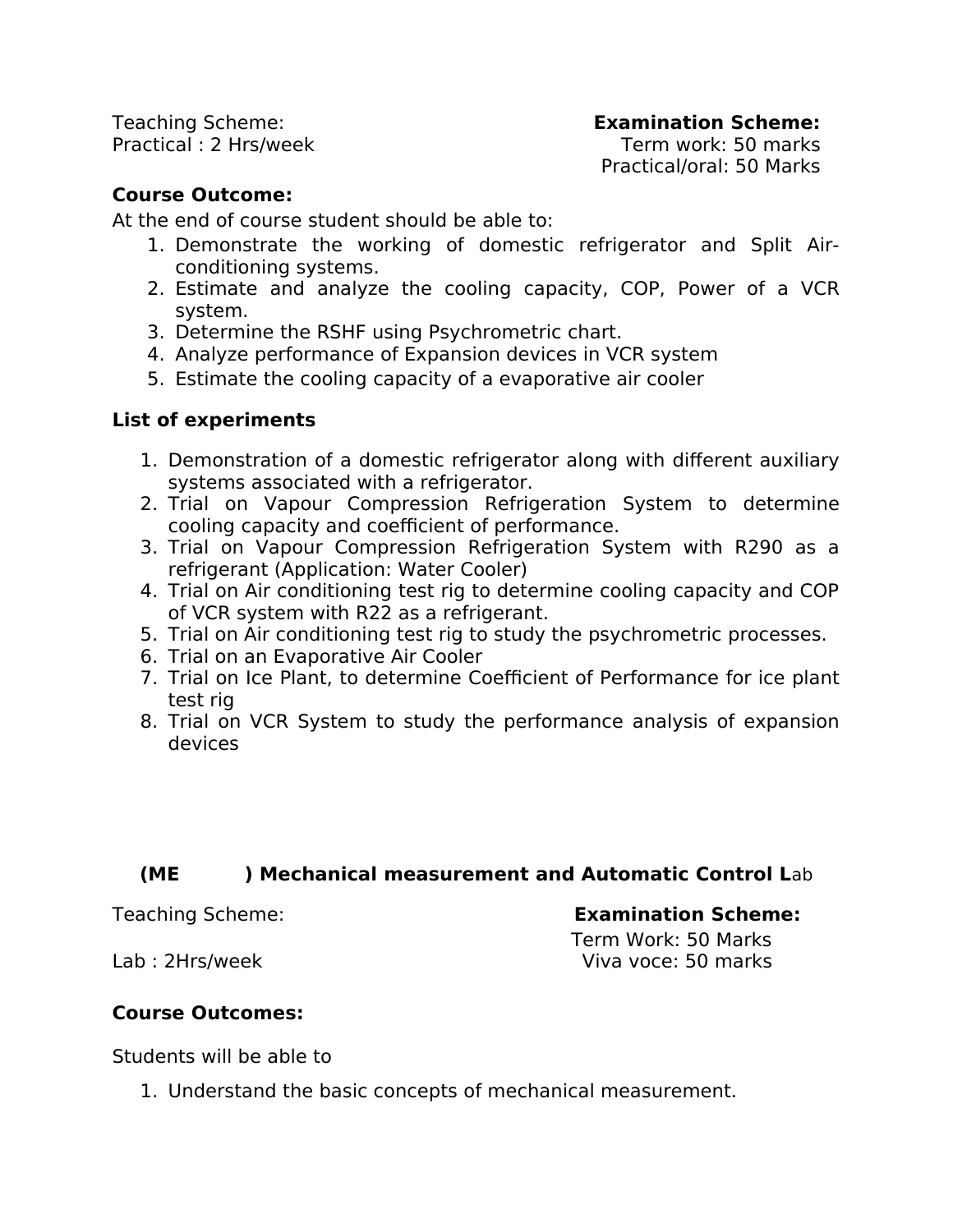Teaching Scheme:
Practical : 2 Hrs/week

**Examination Scheme:**
Term work: 50 marks
Practical/oral: 50 Marks

**Course Outcome:**

At the end of course student should be able to:

1. Demonstrate the working of domestic refrigerator and Split Air-conditioning systems.
2. Estimate and analyze the cooling capacity, COP, Power of a VCR system.
3. Determine the RSHF using Psychrometric chart.
4. Analyze performance of Expansion devices in VCR system
5. Estimate the cooling capacity of a evaporative air cooler

**List of experiments**

1. Demonstration of a domestic refrigerator along with different auxiliary systems associated with a refrigerator.
2. Trial on Vapour Compression Refrigeration System to determine cooling capacity and coefficient of performance.
3. Trial on Vapour Compression Refrigeration System with R290 as a refrigerant (Application: Water Cooler)
4. Trial on Air conditioning test rig to determine cooling capacity and COP of VCR system with R22 as a refrigerant.
5. Trial on Air conditioning test rig to study the psychrometric processes.
6. Trial on an Evaporative Air Cooler
7. Trial on Ice Plant, to determine Coefficient of Performance for ice plant test rig
8. Trial on VCR System to study the performance analysis of expansion devices

## (ME ) Mechanical measurement and Automatic Control Lab

Teaching Scheme:
Lab : 2Hrs/week

**Examination Scheme:**
Term Work: 50 Marks
Viva voce: 50 marks

**Course Outcomes:**

Students will be able to

1. Understand the basic concepts of mechanical measurement.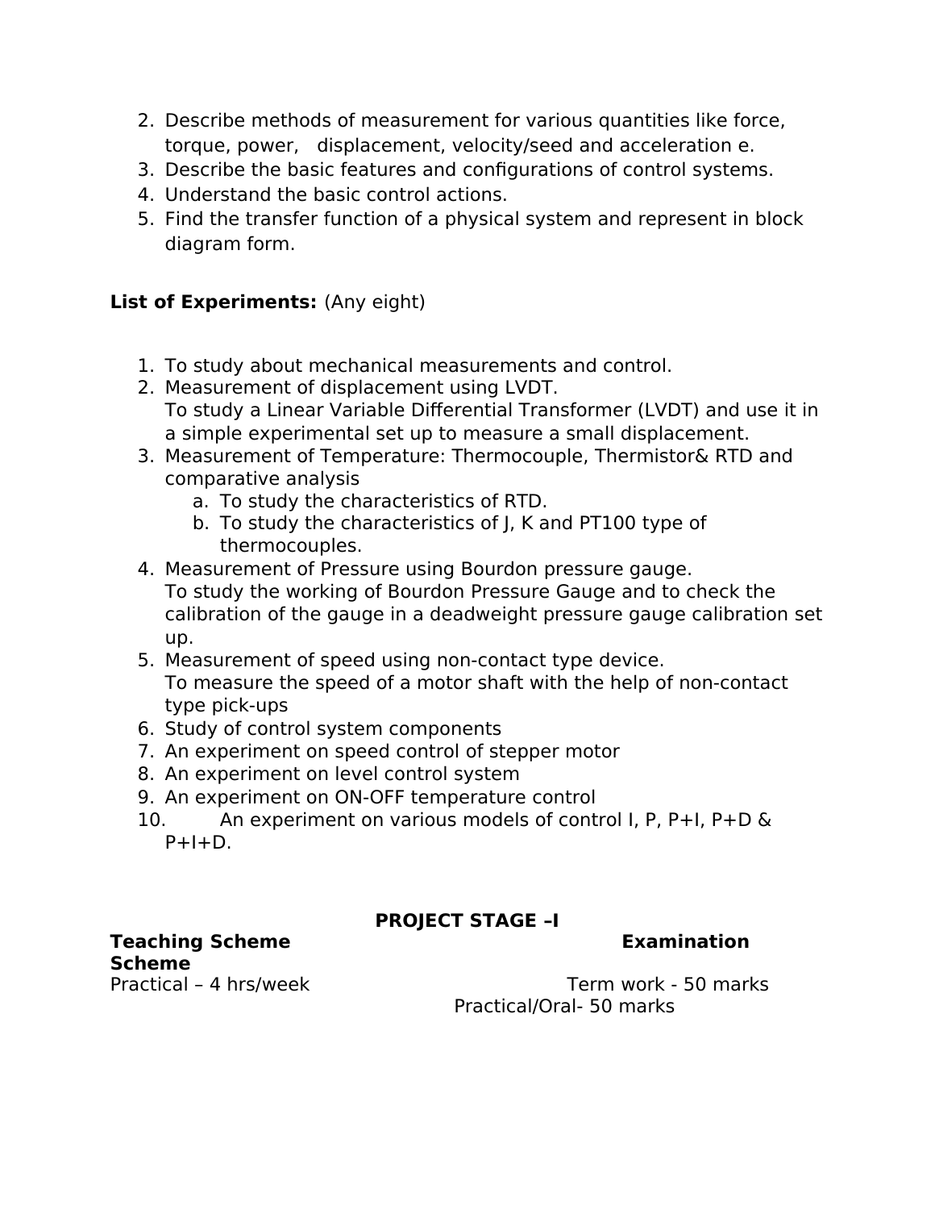2. Describe methods of measurement for various quantities like force, torque, power, displacement, velocity/seed and acceleration e.
3. Describe the basic features and configurations of control systems.
4. Understand the basic control actions.
5. Find the transfer function of a physical system and represent in block diagram form.

**List of Experiments:** (Any eight)

1. To study about mechanical measurements and control.
2. Measurement of displacement using LVDT.
   To study a Linear Variable Differential Transformer (LVDT) and use it in a simple experimental set up to measure a small displacement.
3. Measurement of Temperature: Thermocouple, Thermistor& RTD and comparative analysis
   a. To study the characteristics of RTD.
   b. To study the characteristics of J, K and PT100 type of thermocouples.
4. Measurement of Pressure using Bourdon pressure gauge.
   To study the working of Bourdon Pressure Gauge and to check the calibration of the gauge in a deadweight pressure gauge calibration set up.
5. Measurement of speed using non-contact type device.
   To measure the speed of a motor shaft with the help of non-contact type pick-ups
6. Study of control system components
7. An experiment on speed control of stepper motor
8. An experiment on level control system
9. An experiment on ON-OFF temperature control
10. An experiment on various models of control I, P, P+I, P+D & P+I+D.

## PROJECT STAGE –I

| **Teaching Scheme** | **Examination Scheme** |
|---|---|
| Practical – 4 hrs/week | Term work - 50 marks |
| | Practical/Oral- 50 marks |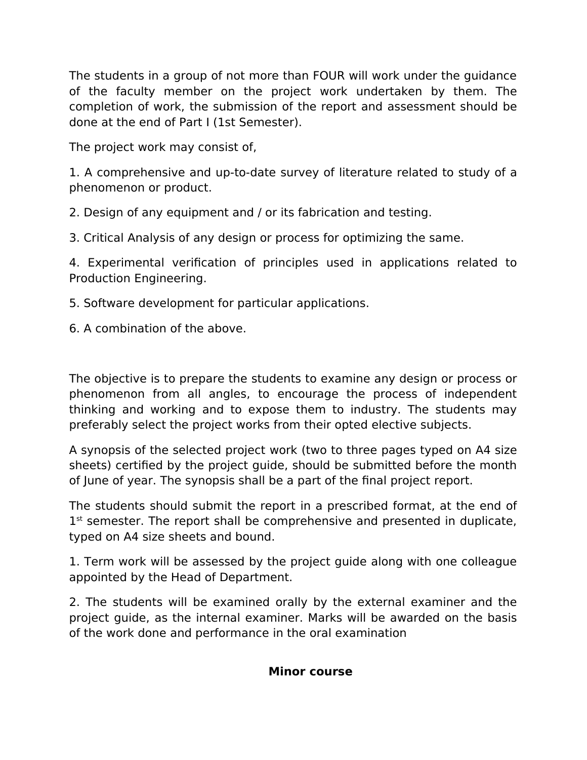The students in a group of not more than FOUR will work under the guidance of the faculty member on the project work undertaken by them. The completion of work, the submission of the report and assessment should be done at the end of Part I (1st Semester).

The project work may consist of,

1. A comprehensive and up-to-date survey of literature related to study of a phenomenon or product.

2. Design of any equipment and / or its fabrication and testing.

3. Critical Analysis of any design or process for optimizing the same.

4. Experimental verification of principles used in applications related to Production Engineering.

5. Software development for particular applications.

6. A combination of the above.

The objective is to prepare the students to examine any design or process or phenomenon from all angles, to encourage the process of independent thinking and working and to expose them to industry. The students may preferably select the project works from their opted elective subjects.

A synopsis of the selected project work (two to three pages typed on A4 size sheets) certified by the project guide, should be submitted before the month of June of year. The synopsis shall be a part of the final project report.

The students should submit the report in a prescribed format, at the end of 1st semester. The report shall be comprehensive and presented in duplicate, typed on A4 size sheets and bound.

1. Term work will be assessed by the project guide along with one colleague appointed by the Head of Department.

2. The students will be examined orally by the external examiner and the project guide, as the internal examiner. Marks will be awarded on the basis of the work done and performance in the oral examination

**Minor course**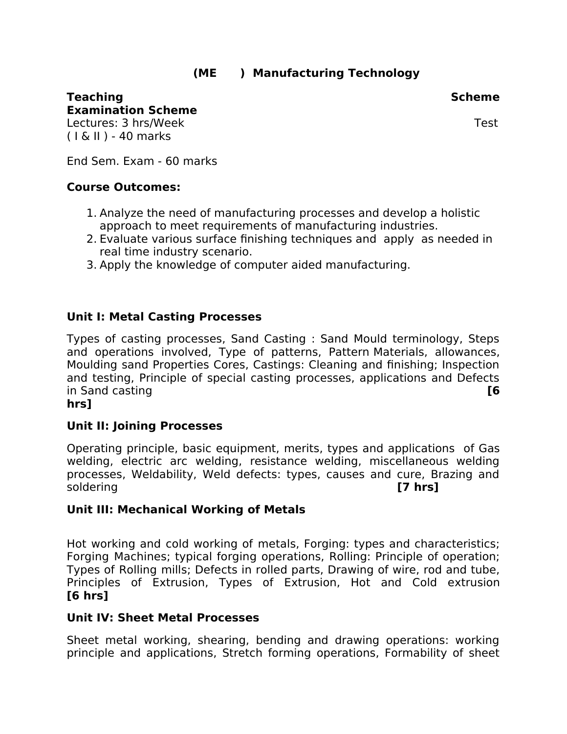# (ME ) Manufacturing Technology

**Teaching Scheme** **Examination Scheme**

Lectures: 3 hrs/Week Test ( I & II ) - 40 marks

End Sem. Exam - 60 marks

**Course Outcomes:**

1. Analyze the need of manufacturing processes and develop a holistic approach to meet requirements of manufacturing industries.
2. Evaluate various surface finishing techniques and apply as needed in real time industry scenario.
3. Apply the knowledge of computer aided manufacturing.

**Unit I: Metal Casting Processes**

Types of casting processes, Sand Casting : Sand Mould terminology, Steps and operations involved, Type of patterns, Pattern Materials, allowances, Moulding sand Properties Cores, Castings: Cleaning and finishing; Inspection and testing, Principle of special casting processes, applications and Defects in Sand casting **[6 hrs]**

**Unit II: Joining Processes**

Operating principle, basic equipment, merits, types and applications of Gas welding, electric arc welding, resistance welding, miscellaneous welding processes, Weldability, Weld defects: types, causes and cure, Brazing and soldering **[7 hrs]**

**Unit III: Mechanical Working of Metals**

Hot working and cold working of metals, Forging: types and characteristics; Forging Machines; typical forging operations, Rolling: Principle of operation; Types of Rolling mills; Defects in rolled parts, Drawing of wire, rod and tube, Principles of Extrusion, Types of Extrusion, Hot and Cold extrusion **[6 hrs]**

**Unit IV: Sheet Metal Processes**

Sheet metal working, shearing, bending and drawing operations: working principle and applications, Stretch forming operations, Formability of sheet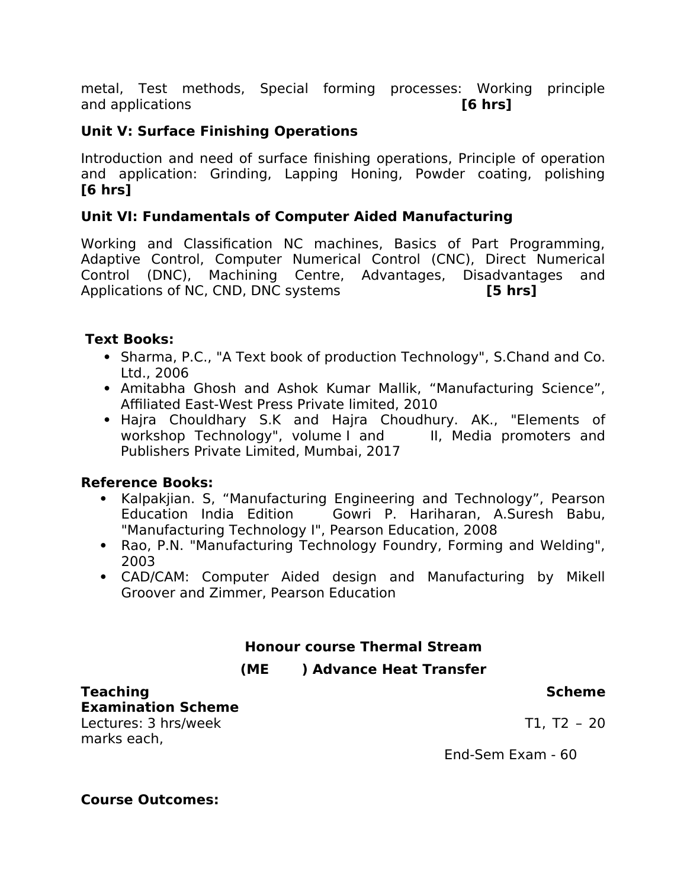metal, Test methods, Special forming processes: Working principle and applications **[6 hrs]**

**Unit V: Surface Finishing Operations**

Introduction and need of surface finishing operations, Principle of operation and application: Grinding, Lapping Honing, Powder coating, polishing **[6 hrs]**

**Unit VI: Fundamentals of Computer Aided Manufacturing**

Working and Classification NC machines, Basics of Part Programming, Adaptive Control, Computer Numerical Control (CNC), Direct Numerical Control (DNC), Machining Centre, Advantages, Disadvantages and Applications of NC, CND, DNC systems **[5 hrs]**

**Text Books:**

- Sharma, P.C., "A Text book of production Technology", S.Chand and Co. Ltd., 2006
- Amitabha Ghosh and Ashok Kumar Mallik, "Manufacturing Science", Affiliated East-West Press Private limited, 2010
- Hajra Chouldhary S.K and Hajra Choudhury. AK., "Elements of workshop Technology", volume I and II, Media promoters and Publishers Private Limited, Mumbai, 2017

**Reference Books:**

- Kalpakjian. S, "Manufacturing Engineering and Technology", Pearson Education India Edition Gowri P. Hariharan, A.Suresh Babu, "Manufacturing Technology I", Pearson Education, 2008
- Rao, P.N. "Manufacturing Technology Foundry, Forming and Welding", 2003
- CAD/CAM: Computer Aided design and Manufacturing by Mikell Groover and Zimmer, Pearson Education

**Honour course Thermal Stream**

**(ME ) Advance Heat Transfer**

**Teaching Scheme** **Examination Scheme**

Lectures: 3 hrs/week T1, T2 – 20 marks each,

End-Sem Exam - 60

**Course Outcomes:**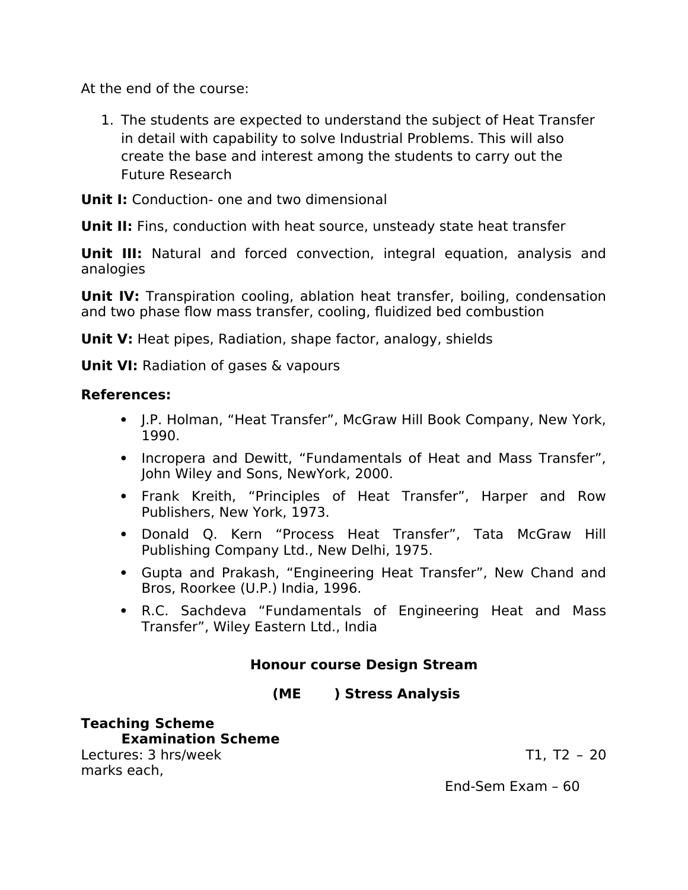At the end of the course:

1. The students are expected to understand the subject of Heat Transfer in detail with capability to solve Industrial Problems. This will also create the base and interest among the students to carry out the Future Research

**Unit I:** Conduction- one and two dimensional

**Unit II:** Fins, conduction with heat source, unsteady state heat transfer

**Unit III:** Natural and forced convection, integral equation, analysis and analogies

**Unit IV:** Transpiration cooling, ablation heat transfer, boiling, condensation and two phase flow mass transfer, cooling, fluidized bed combustion

**Unit V:** Heat pipes, Radiation, shape factor, analogy, shields

**Unit VI:** Radiation of gases & vapours

**References:**

- J.P. Holman, “Heat Transfer”, McGraw Hill Book Company, New York, 1990.
- Incropera and Dewitt, “Fundamentals of Heat and Mass Transfer”, John Wiley and Sons, NewYork, 2000.
- Frank Kreith, “Principles of Heat Transfer”, Harper and Row Publishers, New York, 1973.
- Donald Q. Kern “Process Heat Transfer”, Tata McGraw Hill Publishing Company Ltd., New Delhi, 1975.
- Gupta and Prakash, “Engineering Heat Transfer”, New Chand and Bros, Roorkee (U.P.) India, 1996.
- R.C. Sachdeva “Fundamentals of Engineering Heat and Mass Transfer”, Wiley Eastern Ltd., India

## Honour course Design Stream

### (ME ) Stress Analysis

**Teaching Scheme**
**Examination Scheme**

Lectures: 3 hrs/week T1, T2 – 20 marks each,

End-Sem Exam – 60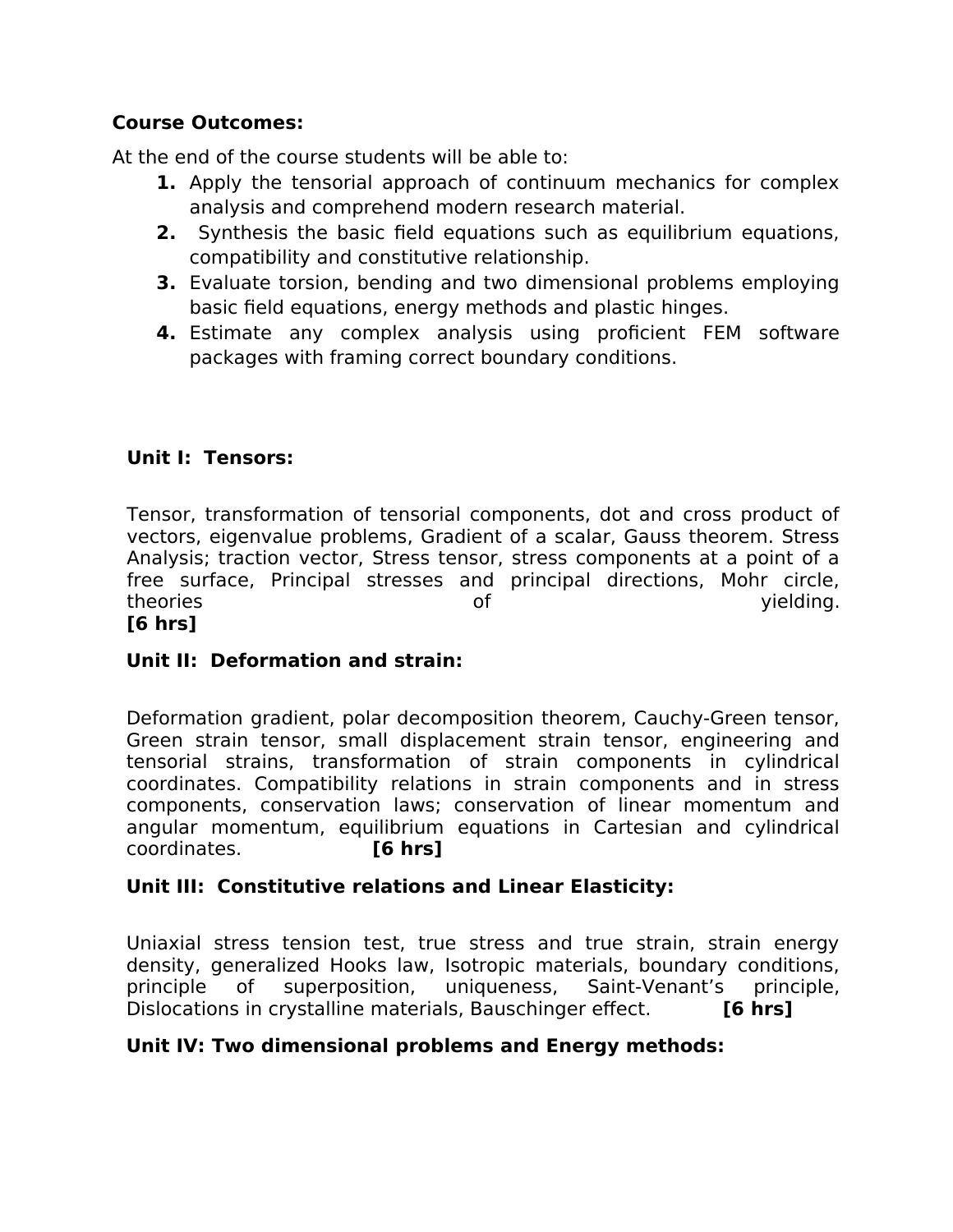**Course Outcomes:**

At the end of the course students will be able to:

1. Apply the tensorial approach of continuum mechanics for complex analysis and comprehend modern research material.
2. Synthesis the basic field equations such as equilibrium equations, compatibility and constitutive relationship.
3. Evaluate torsion, bending and two dimensional problems employing basic field equations, energy methods and plastic hinges.
4. Estimate any complex analysis using proficient FEM software packages with framing correct boundary conditions.

**Unit I: Tensors:**

Tensor, transformation of tensorial components, dot and cross product of vectors, eigenvalue problems, Gradient of a scalar, Gauss theorem. Stress Analysis; traction vector, Stress tensor, stress components at a point of a free surface, Principal stresses and principal directions, Mohr circle, theories of yielding. **[6 hrs]**

**Unit II: Deformation and strain:**

Deformation gradient, polar decomposition theorem, Cauchy-Green tensor, Green strain tensor, small displacement strain tensor, engineering and tensorial strains, transformation of strain components in cylindrical coordinates. Compatibility relations in strain components and in stress components, conservation laws; conservation of linear momentum and angular momentum, equilibrium equations in Cartesian and cylindrical coordinates. **[6 hrs]**

**Unit III: Constitutive relations and Linear Elasticity:**

Uniaxial stress tension test, true stress and true strain, strain energy density, generalized Hooks law, Isotropic materials, boundary conditions, principle of superposition, uniqueness, Saint-Venant's principle, Dislocations in crystalline materials, Bauschinger effect. **[6 hrs]**

**Unit IV: Two dimensional problems and Energy methods:**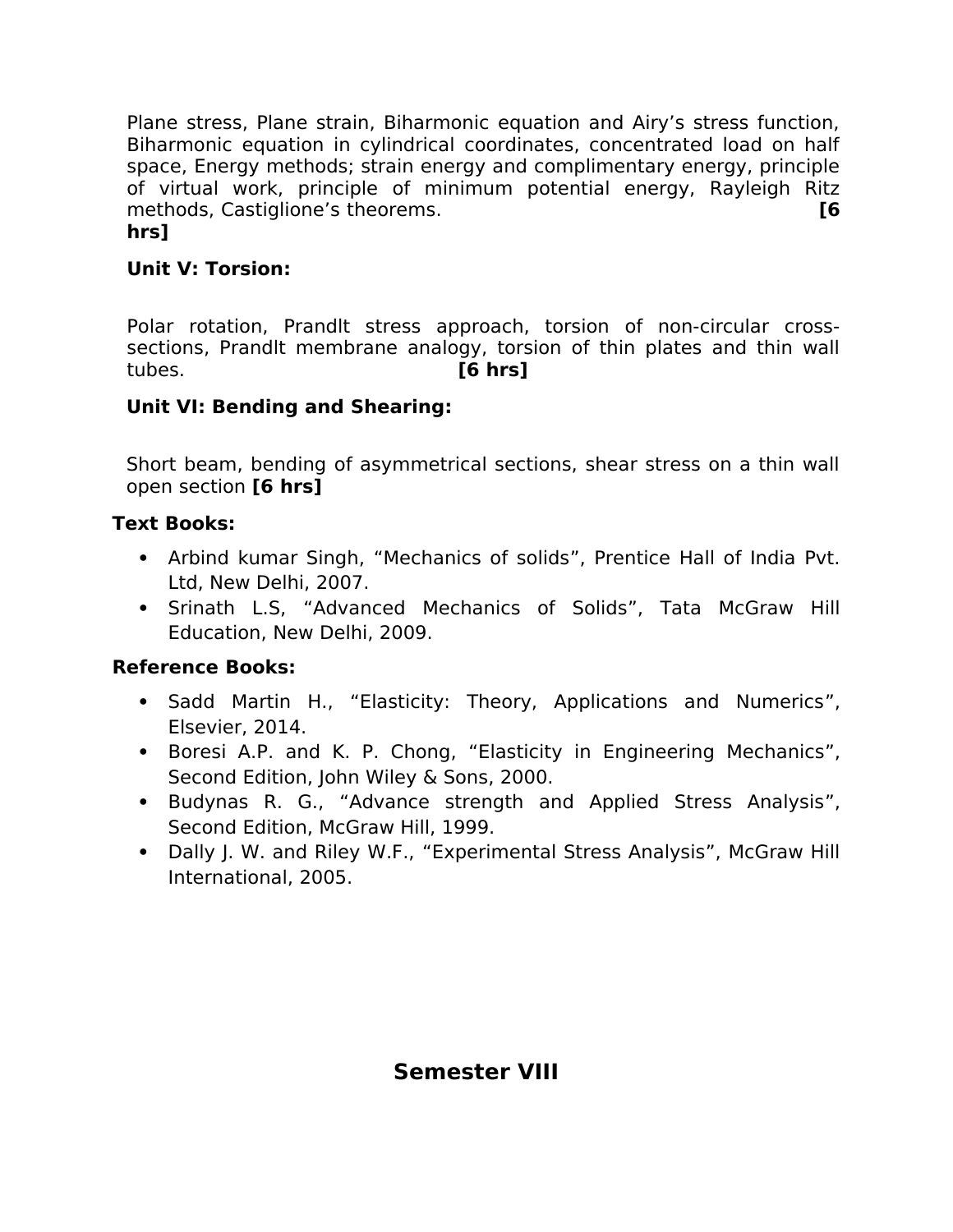Plane stress, Plane strain, Biharmonic equation and Airy's stress function, Biharmonic equation in cylindrical coordinates, concentrated load on half space, Energy methods; strain energy and complimentary energy, principle of virtual work, principle of minimum potential energy, Rayleigh Ritz methods, Castiglione's theorems. **[6 hrs]**

**Unit V: Torsion:**

Polar rotation, Prandlt stress approach, torsion of non-circular cross-sections, Prandlt membrane analogy, torsion of thin plates and thin wall tubes. **[6 hrs]**

**Unit VI: Bending and Shearing:**

Short beam, bending of asymmetrical sections, shear stress on a thin wall open section **[6 hrs]**

**Text Books:**

- Arbind kumar Singh, "Mechanics of solids", Prentice Hall of India Pvt. Ltd, New Delhi, 2007.
- Srinath L.S, "Advanced Mechanics of Solids", Tata McGraw Hill Education, New Delhi, 2009.

**Reference Books:**

- Sadd Martin H., "Elasticity: Theory, Applications and Numerics", Elsevier, 2014.
- Boresi A.P. and K. P. Chong, "Elasticity in Engineering Mechanics", Second Edition, John Wiley & Sons, 2000.
- Budynas R. G., "Advance strength and Applied Stress Analysis", Second Edition, McGraw Hill, 1999.
- Dally J. W. and Riley W.F., "Experimental Stress Analysis", McGraw Hill International, 2005.

# Semester VIII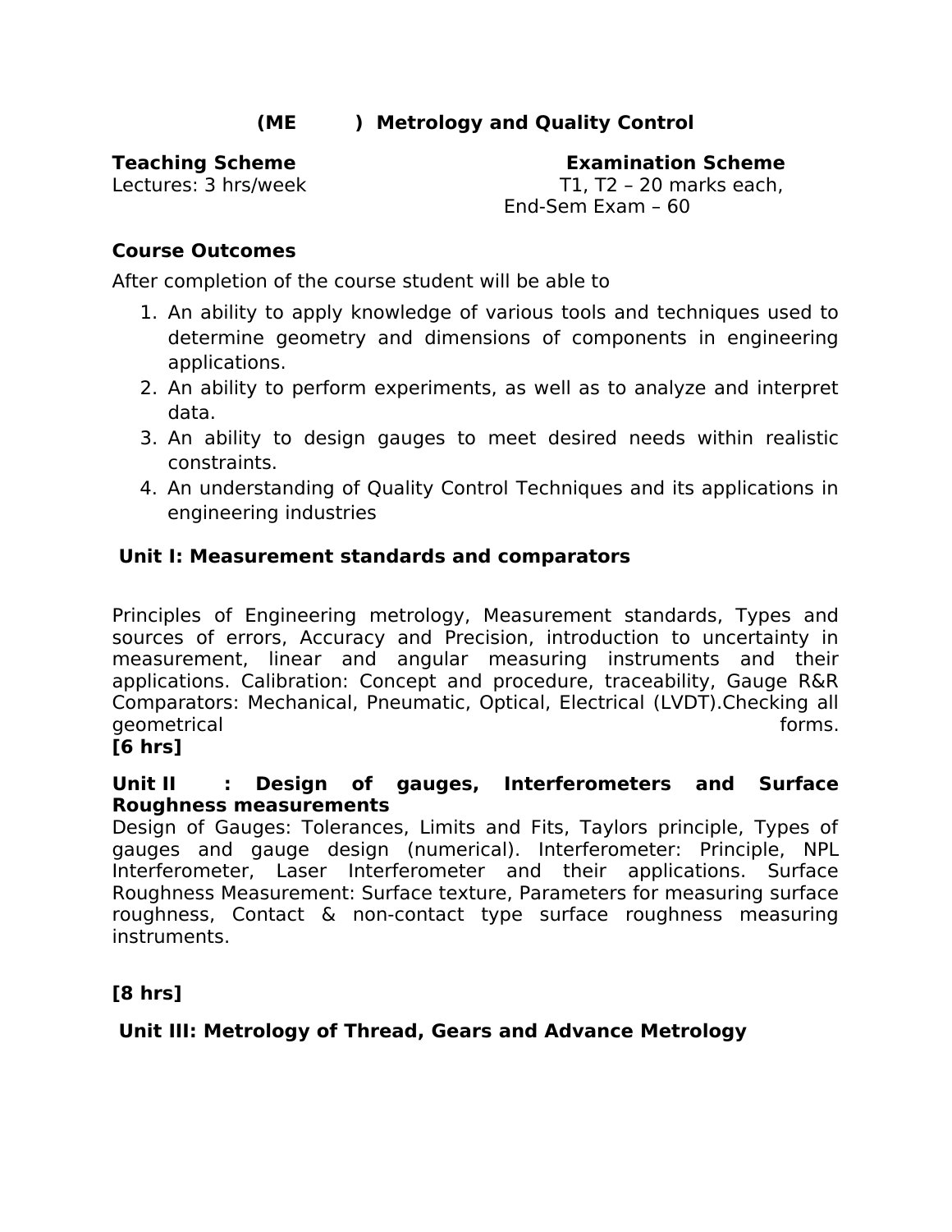## (ME ) Metrology and Quality Control

**Teaching Scheme**
Lectures: 3 hrs/week

**Examination Scheme**
T1, T2 – 20 marks each,
End-Sem Exam – 60

**Course Outcomes**

After completion of the course student will be able to

1. An ability to apply knowledge of various tools and techniques used to determine geometry and dimensions of components in engineering applications.
2. An ability to perform experiments, as well as to analyze and interpret data.
3. An ability to design gauges to meet desired needs within realistic constraints.
4. An understanding of Quality Control Techniques and its applications in engineering industries

**Unit I: Measurement standards and comparators**

Principles of Engineering metrology, Measurement standards, Types and sources of errors, Accuracy and Precision, introduction to uncertainty in measurement, linear and angular measuring instruments and their applications. Calibration: Concept and procedure, traceability, Gauge R&R Comparators: Mechanical, Pneumatic, Optical, Electrical (LVDT).Checking all geometrical forms.
**[6 hrs]**

**Unit II : Design of gauges, Interferometers and Surface Roughness measurements**
Design of Gauges: Tolerances, Limits and Fits, Taylors principle, Types of gauges and gauge design (numerical). Interferometer: Principle, NPL Interferometer, Laser Interferometer and their applications. Surface Roughness Measurement: Surface texture, Parameters for measuring surface roughness, Contact & non-contact type surface roughness measuring instruments.

**[8 hrs]**

**Unit III: Metrology of Thread, Gears and Advance Metrology**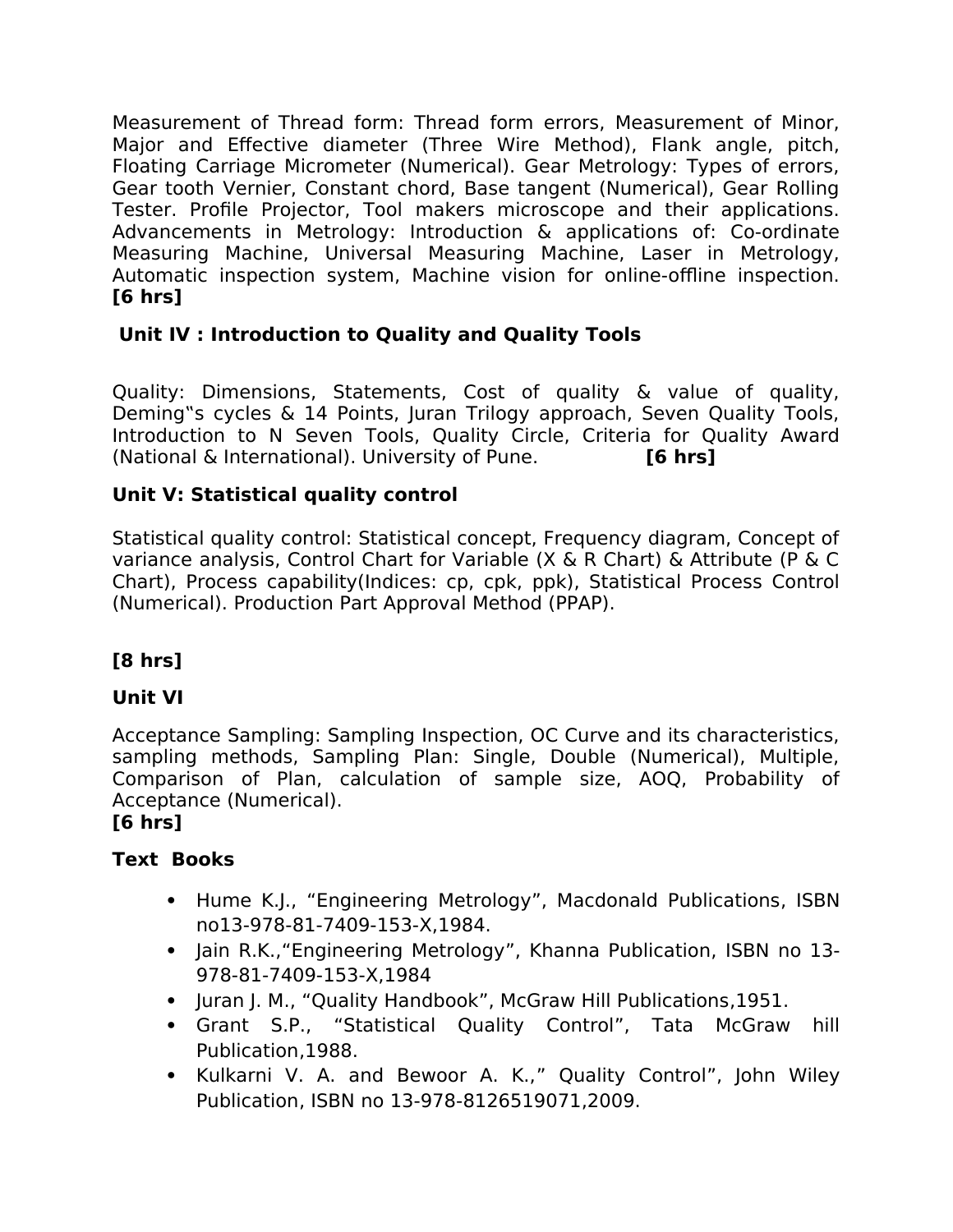Measurement of Thread form: Thread form errors, Measurement of Minor, Major and Effective diameter (Three Wire Method), Flank angle, pitch, Floating Carriage Micrometer (Numerical). Gear Metrology: Types of errors, Gear tooth Vernier, Constant chord, Base tangent (Numerical), Gear Rolling Tester. Profile Projector, Tool makers microscope and their applications. Advancements in Metrology: Introduction & applications of: Co-ordinate Measuring Machine, Universal Measuring Machine, Laser in Metrology, Automatic inspection system, Machine vision for online-offline inspection. **[6 hrs]**

## Unit IV : Introduction to Quality and Quality Tools

Quality: Dimensions, Statements, Cost of quality & value of quality, Deming‟s cycles & 14 Points, Juran Trilogy approach, Seven Quality Tools, Introduction to N Seven Tools, Quality Circle, Criteria for Quality Award (National & International). University of Pune. **[6 hrs]**

## Unit V: Statistical quality control

Statistical quality control: Statistical concept, Frequency diagram, Concept of variance analysis, Control Chart for Variable (X & R Chart) & Attribute (P & C Chart), Process capability(Indices: cp, cpk, ppk), Statistical Process Control (Numerical). Production Part Approval Method (PPAP).

**[8 hrs]**

## Unit VI

Acceptance Sampling: Sampling Inspection, OC Curve and its characteristics, sampling methods, Sampling Plan: Single, Double (Numerical), Multiple, Comparison of Plan, calculation of sample size, AOQ, Probability of Acceptance (Numerical).
**[6 hrs]**

## Text Books

- Hume K.J., “Engineering Metrology”, Macdonald Publications, ISBN no13-978-81-7409-153-X,1984.
- Jain R.K.,“Engineering Metrology”, Khanna Publication, ISBN no 13-978-81-7409-153-X,1984
- Juran J. M., “Quality Handbook”, McGraw Hill Publications,1951.
- Grant S.P., “Statistical Quality Control”, Tata McGraw hill Publication,1988.
- Kulkarni V. A. and Bewoor A. K.,” Quality Control”, John Wiley Publication, ISBN no 13-978-8126519071,2009.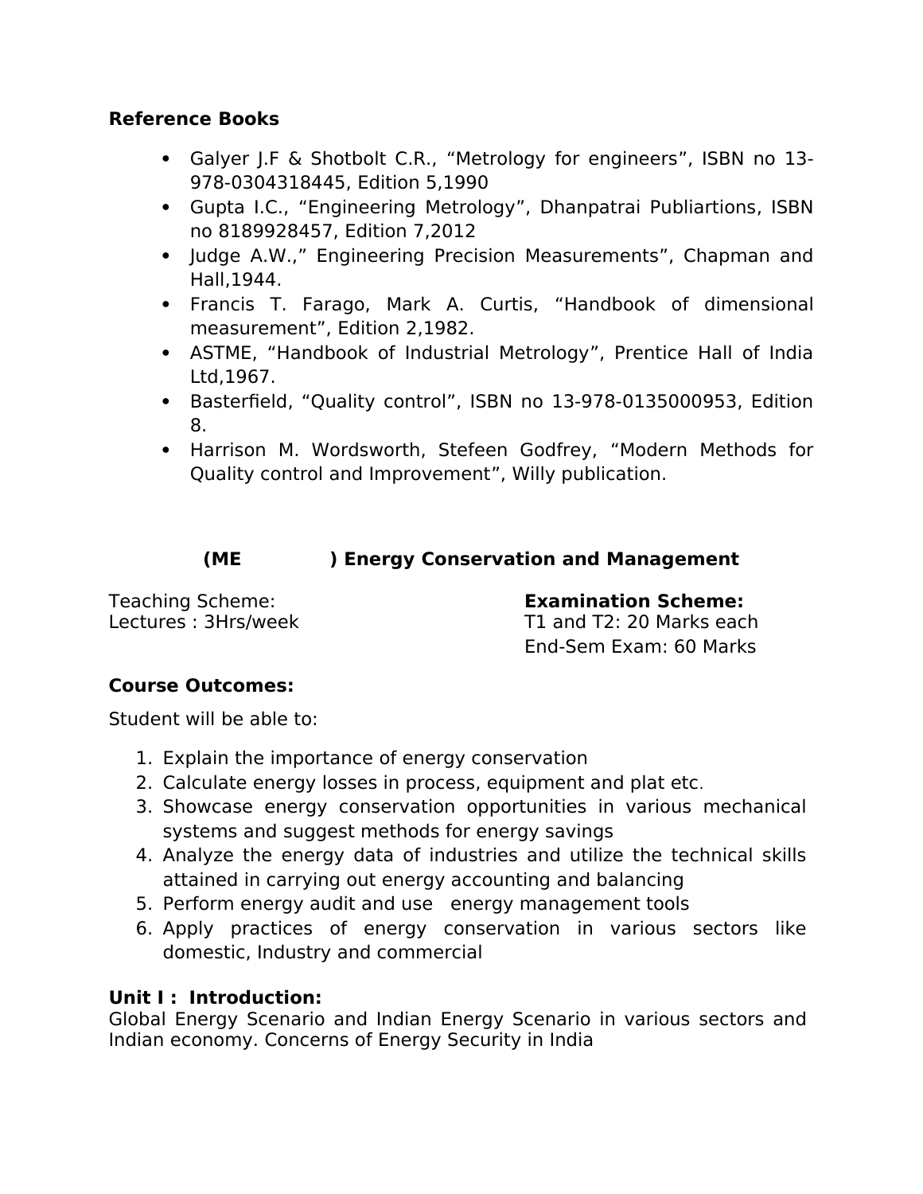**Reference Books**

- Galyer J.F & Shotbolt C.R., “Metrology for engineers”, ISBN no 13-978-0304318445, Edition 5,1990
- Gupta I.C., “Engineering Metrology”, Dhanpatrai Publiartions, ISBN no 8189928457, Edition 7,2012
- Judge A.W.,” Engineering Precision Measurements”, Chapman and Hall,1944.
- Francis T. Farago, Mark A. Curtis, “Handbook of dimensional measurement”, Edition 2,1982.
- ASTME, “Handbook of Industrial Metrology”, Prentice Hall of India Ltd,1967.
- Basterfield, “Quality control”, ISBN no 13-978-0135000953, Edition 8.
- Harrison M. Wordsworth, Stefeen Godfrey, “Modern Methods for Quality control and Improvement”, Willy publication.

## (ME ) Energy Conservation and Management

Teaching Scheme:
Lectures : 3Hrs/week

**Examination Scheme:**
T1 and T2: 20 Marks each
End-Sem Exam: 60 Marks

**Course Outcomes:**

Student will be able to:

1. Explain the importance of energy conservation
2. Calculate energy losses in process, equipment and plat etc.
3. Showcase energy conservation opportunities in various mechanical systems and suggest methods for energy savings
4. Analyze the energy data of industries and utilize the technical skills attained in carrying out energy accounting and balancing
5. Perform energy audit and use energy management tools
6. Apply practices of energy conservation in various sectors like domestic, Industry and commercial

**Unit I : Introduction:**
Global Energy Scenario and Indian Energy Scenario in various sectors and Indian economy. Concerns of Energy Security in India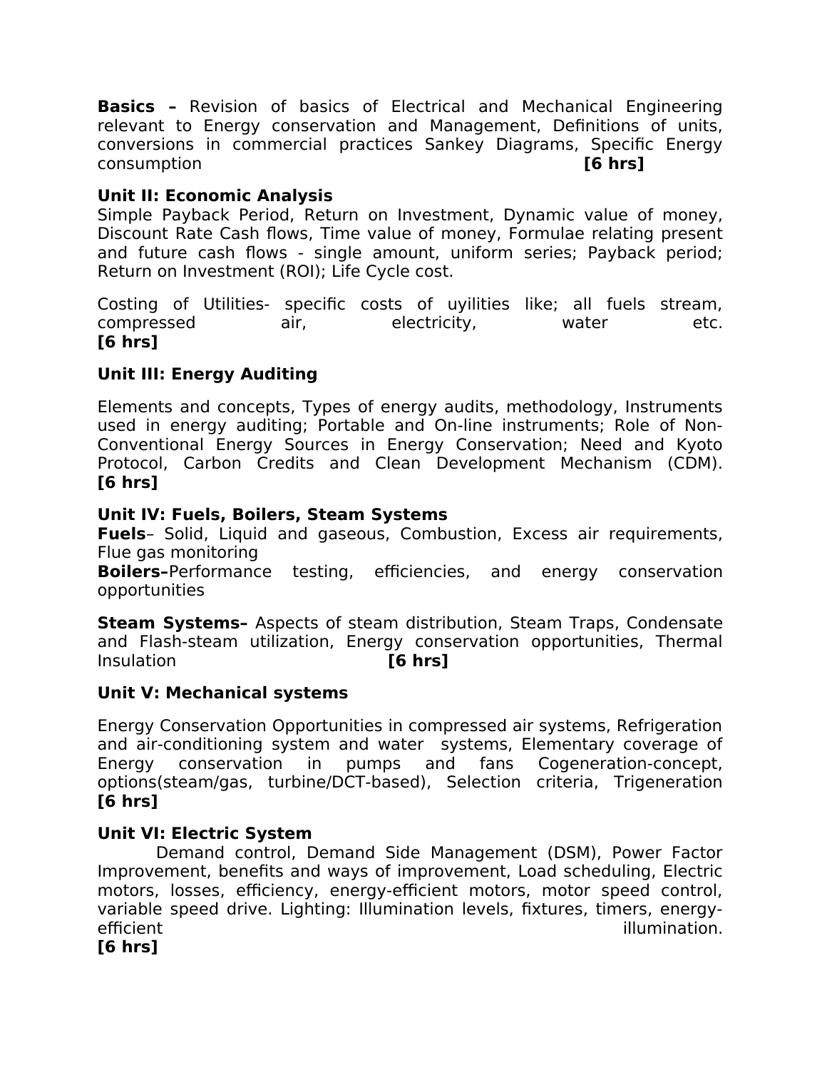**Basics –** Revision of basics of Electrical and Mechanical Engineering relevant to Energy conservation and Management, Definitions of units, conversions in commercial practices Sankey Diagrams, Specific Energy consumption **[6 hrs]**

**Unit II: Economic Analysis**

Simple Payback Period, Return on Investment, Dynamic value of money, Discount Rate Cash flows, Time value of money, Formulae relating present and future cash flows - single amount, uniform series; Payback period; Return on Investment (ROI); Life Cycle cost.

Costing of Utilities- specific costs of uyilities like; all fuels stream, compressed air, electricity, water etc. **[6 hrs]**

**Unit III: Energy Auditing**

Elements and concepts, Types of energy audits, methodology, Instruments used in energy auditing; Portable and On-line instruments; Role of Non-Conventional Energy Sources in Energy Conservation; Need and Kyoto Protocol, Carbon Credits and Clean Development Mechanism (CDM). **[6 hrs]**

**Unit IV: Fuels, Boilers, Steam Systems**

**Fuels**– Solid, Liquid and gaseous, Combustion, Excess air requirements, Flue gas monitoring

**Boilers–**Performance testing, efficiencies, and energy conservation opportunities

**Steam Systems–** Aspects of steam distribution, Steam Traps, Condensate and Flash-steam utilization, Energy conservation opportunities, Thermal Insulation **[6 hrs]**

**Unit V: Mechanical systems**

Energy Conservation Opportunities in compressed air systems, Refrigeration and air-conditioning system and water systems, Elementary coverage of Energy conservation in pumps and fans Cogeneration-concept, options(steam/gas, turbine/DCT-based), Selection criteria, Trigeneration **[6 hrs]**

**Unit VI: Electric System**

Demand control, Demand Side Management (DSM), Power Factor Improvement, benefits and ways of improvement, Load scheduling, Electric motors, losses, efficiency, energy-efficient motors, motor speed control, variable speed drive. Lighting: Illumination levels, fixtures, timers, energy-efficient illumination. **[6 hrs]**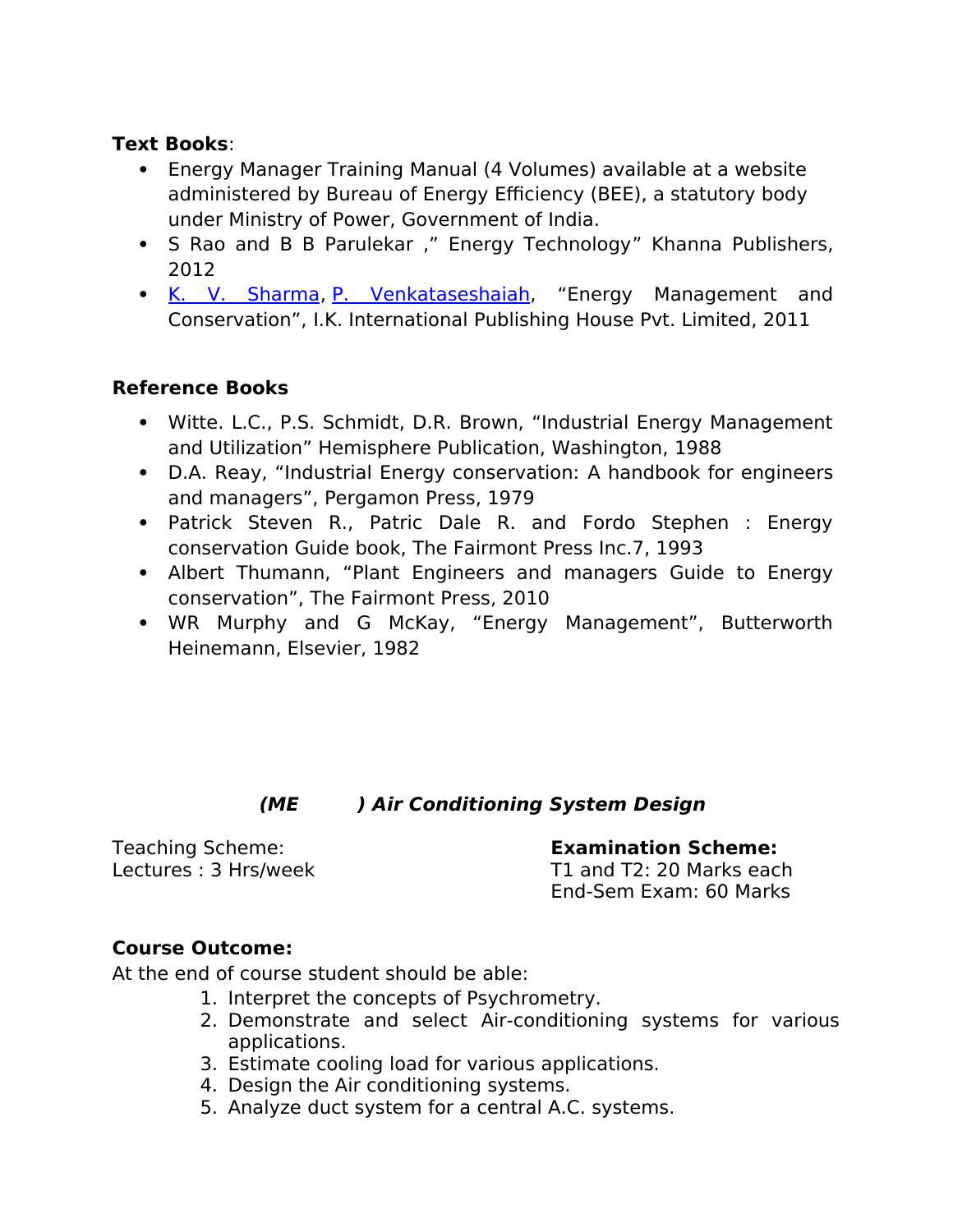**Text Books**:

- Energy Manager Training Manual (4 Volumes) available at a website administered by Bureau of Energy Efficiency (BEE), a statutory body under Ministry of Power, Government of India.
- S Rao and B B Parulekar ," Energy Technology" Khanna Publishers, 2012
- [K. V. Sharma](), [P. Venkataseshaiah](), "Energy Management and Conservation", I.K. International Publishing House Pvt. Limited, 2011

**Reference Books**

- Witte. L.C., P.S. Schmidt, D.R. Brown, "Industrial Energy Management and Utilization" Hemisphere Publication, Washington, 1988
- D.A. Reay, "Industrial Energy conservation: A handbook for engineers and managers", Pergamon Press, 1979
- Patrick Steven R., Patric Dale R. and Fordo Stephen : Energy conservation Guide book, The Fairmont Press Inc.7, 1993
- Albert Thumann, "Plant Engineers and managers Guide to Energy conservation", The Fairmont Press, 2010
- WR Murphy and G McKay, "Energy Management", Butterworth Heinemann, Elsevier, 1982

## *(ME ) Air Conditioning System Design*

Teaching Scheme:
Lectures : 3 Hrs/week

**Examination Scheme:**
T1 and T2: 20 Marks each
End-Sem Exam: 60 Marks

**Course Outcome:**

At the end of course student should be able:

1. Interpret the concepts of Psychrometry.
2. Demonstrate and select Air-conditioning systems for various applications.
3. Estimate cooling load for various applications.
4. Design the Air conditioning systems.
5. Analyze duct system for a central A.C. systems.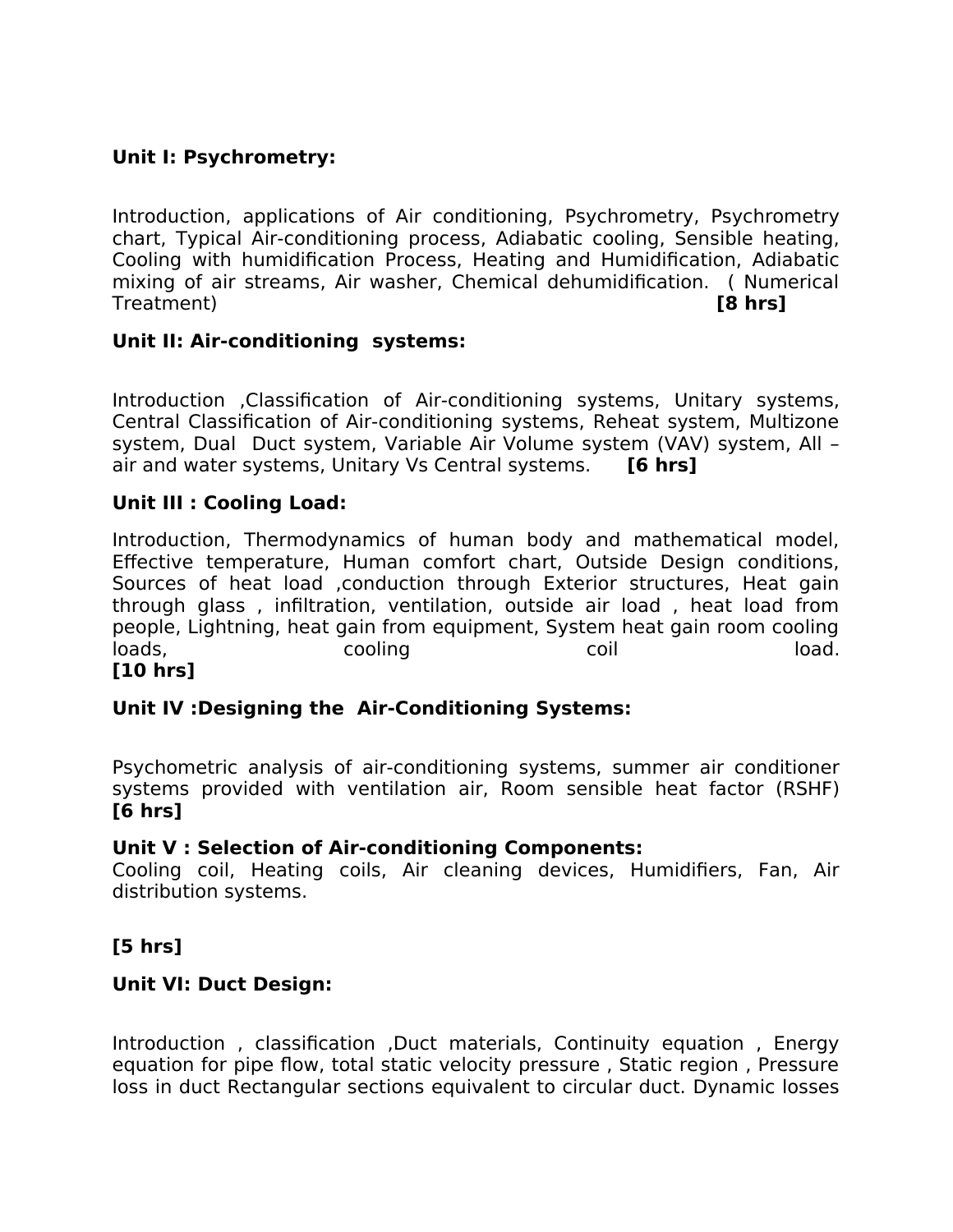**Unit I: Psychrometry:**

Introduction, applications of Air conditioning, Psychrometry, Psychrometry chart, Typical Air-conditioning process, Adiabatic cooling, Sensible heating, Cooling with humidification Process, Heating and Humidification, Adiabatic mixing of air streams, Air washer, Chemical dehumidification. ( Numerical Treatment) **[8 hrs]**

**Unit II: Air-conditioning systems:**

Introduction ,Classification of Air-conditioning systems, Unitary systems, Central Classification of Air-conditioning systems, Reheat system, Multizone system, Dual Duct system, Variable Air Volume system (VAV) system, All –air and water systems, Unitary Vs Central systems. **[6 hrs]**

**Unit III : Cooling Load:**

Introduction, Thermodynamics of human body and mathematical model, Effective temperature, Human comfort chart, Outside Design conditions, Sources of heat load ,conduction through Exterior structures, Heat gain through glass , infiltration, ventilation, outside air load , heat load from people, Lightning, heat gain from equipment, System heat gain room cooling loads, cooling coil load.
**[10 hrs]**

**Unit IV :Designing the Air-Conditioning Systems:**

Psychometric analysis of air-conditioning systems, summer air conditioner systems provided with ventilation air, Room sensible heat factor (RSHF)
**[6 hrs]**

**Unit V : Selection of Air-conditioning Components:**
Cooling coil, Heating coils, Air cleaning devices, Humidifiers, Fan, Air distribution systems.

**[5 hrs]**

**Unit VI: Duct Design:**

Introduction , classification ,Duct materials, Continuity equation , Energy equation for pipe flow, total static velocity pressure , Static region , Pressure loss in duct Rectangular sections equivalent to circular duct. Dynamic losses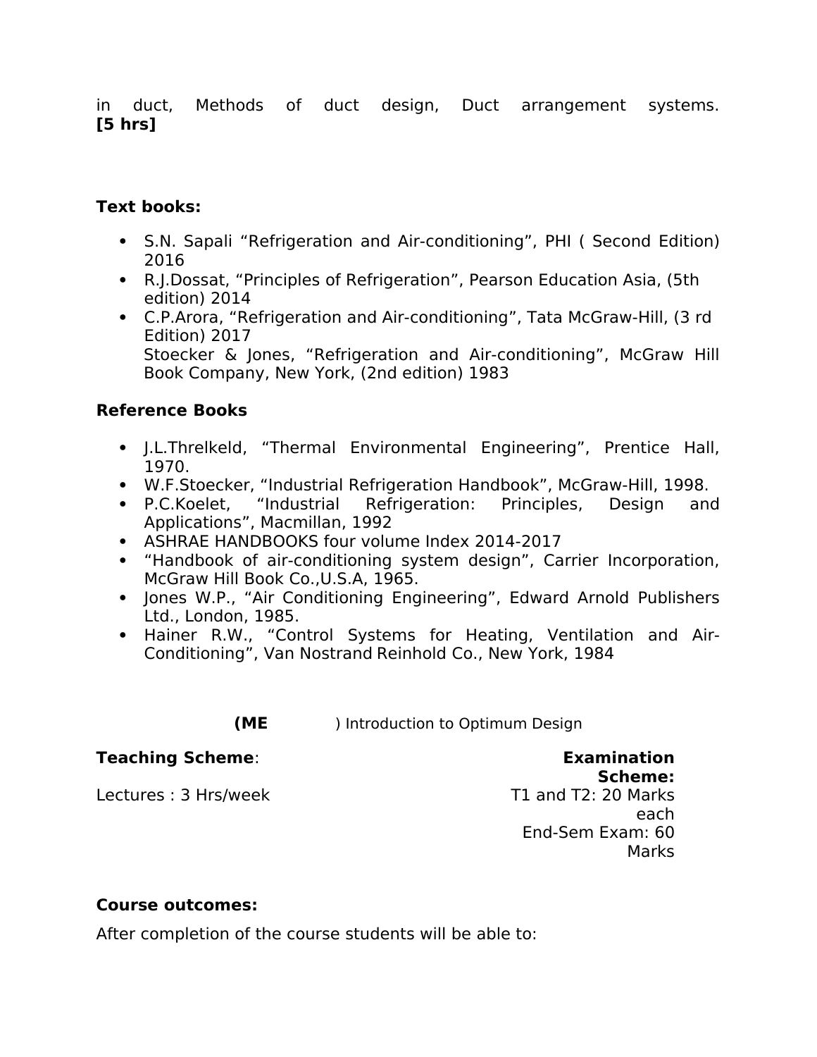in duct, Methods of duct design, Duct arrangement systems. **[5 hrs]**

**Text books:**

- S.N. Sapali "Refrigeration and Air-conditioning", PHI ( Second Edition) 2016
- R.J.Dossat, "Principles of Refrigeration", Pearson Education Asia, (5th edition) 2014
- C.P.Arora, "Refrigeration and Air-conditioning", Tata McGraw-Hill, (3 rd Edition) 2017
  Stoecker & Jones, "Refrigeration and Air-conditioning", McGraw Hill Book Company, New York, (2nd edition) 1983

**Reference Books**

- J.L.Threlkeld, "Thermal Environmental Engineering", Prentice Hall, 1970.
- W.F.Stoecker, "Industrial Refrigeration Handbook", McGraw-Hill, 1998.
- P.C.Koelet, "Industrial Refrigeration: Principles, Design and Applications", Macmillan, 1992
- ASHRAE HANDBOOKS four volume Index 2014-2017
- "Handbook of air-conditioning system design", Carrier Incorporation, McGraw Hill Book Co.,U.S.A, 1965.
- Jones W.P., "Air Conditioning Engineering", Edward Arnold Publishers Ltd., London, 1985.
- Hainer R.W., "Control Systems for Heating, Ventilation and Air-Conditioning", Van Nostrand Reinhold Co., New York, 1984

**(ME** ) Introduction to Optimum Design

**Teaching Scheme**:

Lectures : 3 Hrs/week

**Examination Scheme:**

T1 and T2: 20 Marks each

End-Sem Exam: 60 Marks

**Course outcomes:**

After completion of the course students will be able to: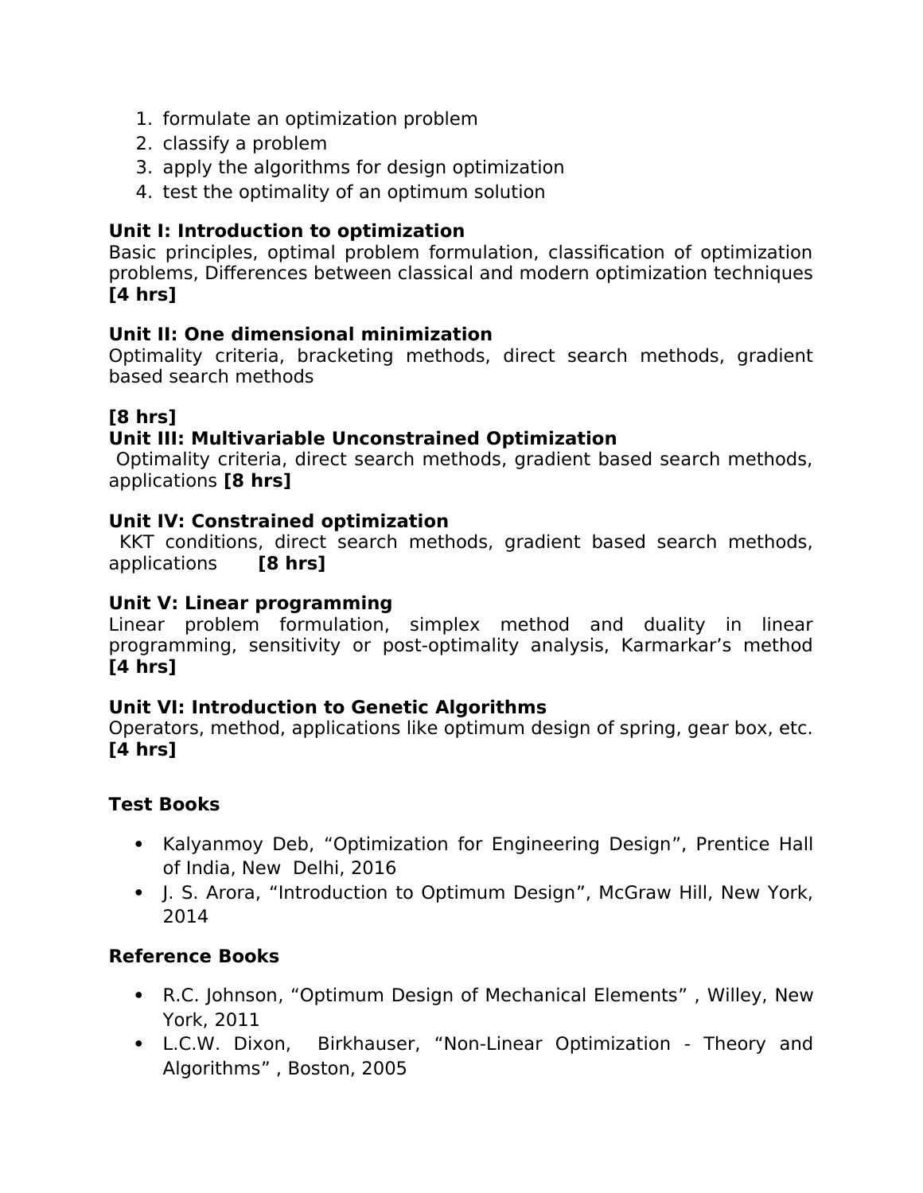1. formulate an optimization problem
2. classify a problem
3. apply the algorithms for design optimization
4. test the optimality of an optimum solution

**Unit I: Introduction to optimization**
Basic principles, optimal problem formulation, classification of optimization problems, Differences between classical and modern optimization techniques **[4 hrs]**

**Unit II: One dimensional minimization**
Optimality criteria, bracketing methods, direct search methods, gradient based search methods

**[8 hrs]**

**Unit III: Multivariable Unconstrained Optimization**
Optimality criteria, direct search methods, gradient based search methods, applications **[8 hrs]**

**Unit IV: Constrained optimization**
KKT conditions, direct search methods, gradient based search methods, applications **[8 hrs]**

**Unit V: Linear programming**
Linear problem formulation, simplex method and duality in linear programming, sensitivity or post-optimality analysis, Karmarkar's method **[4 hrs]**

**Unit VI: Introduction to Genetic Algorithms**
Operators, method, applications like optimum design of spring, gear box, etc. **[4 hrs]**

**Test Books**

- Kalyanmoy Deb, "Optimization for Engineering Design", Prentice Hall of India, New Delhi, 2016
- J. S. Arora, "Introduction to Optimum Design", McGraw Hill, New York, 2014

**Reference Books**

- R.C. Johnson, "Optimum Design of Mechanical Elements" , Willey, New York, 2011
- L.C.W. Dixon, Birkhauser, "Non-Linear Optimization - Theory and Algorithms" , Boston, 2005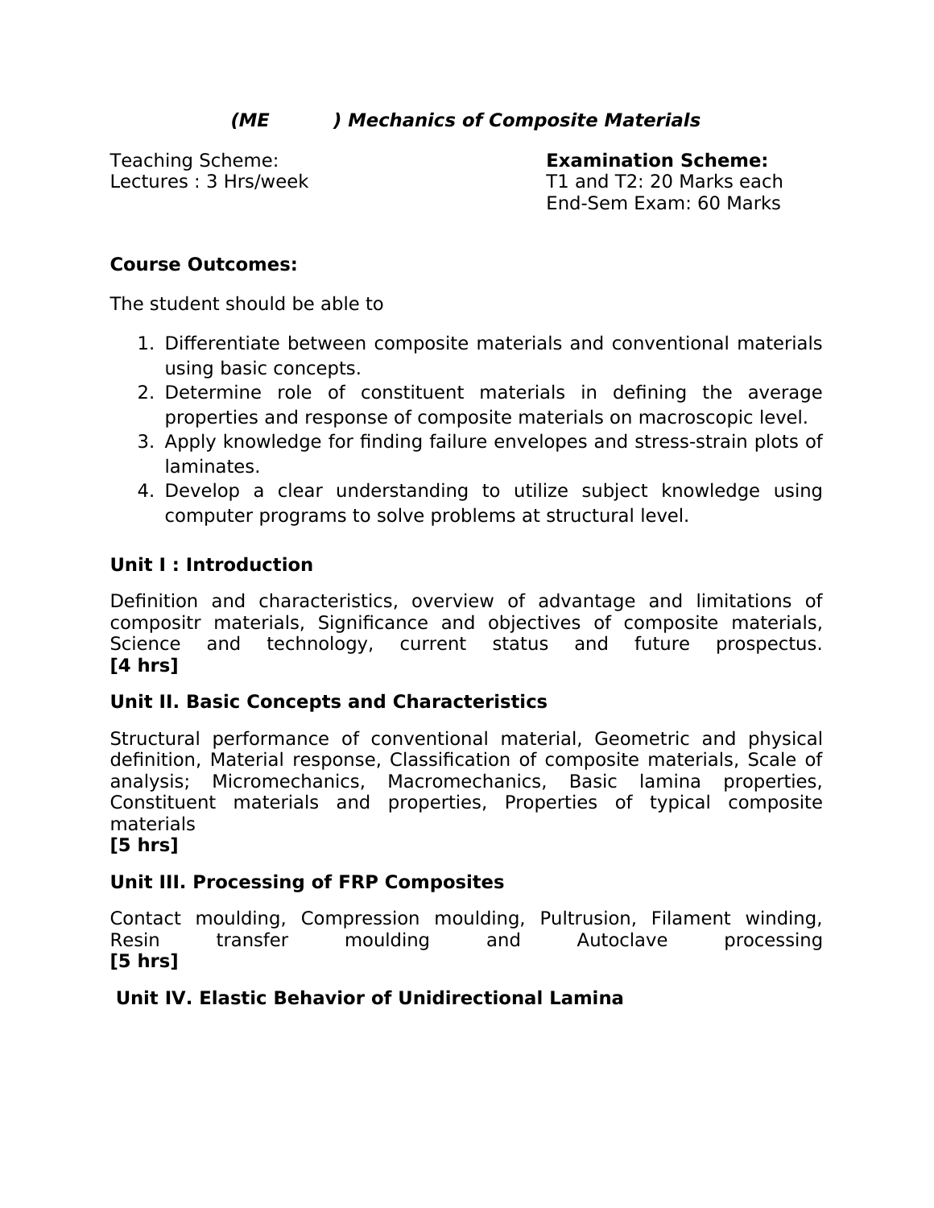## *(ME ) Mechanics of Composite Materials*

Teaching Scheme:
Lectures : 3 Hrs/week

**Examination Scheme:**
T1 and T2: 20 Marks each
End-Sem Exam: 60 Marks

**Course Outcomes:**

The student should be able to

1. Differentiate between composite materials and conventional materials using basic concepts.
2. Determine role of constituent materials in defining the average properties and response of composite materials on macroscopic level.
3. Apply knowledge for finding failure envelopes and stress-strain plots of laminates.
4. Develop a clear understanding to utilize subject knowledge using computer programs to solve problems at structural level.

**Unit I : Introduction**

Definition and characteristics, overview of advantage and limitations of compositr materials, Significance and objectives of composite materials, Science and technology, current status and future prospectus.
**[4 hrs]**

**Unit II. Basic Concepts and Characteristics**

Structural performance of conventional material, Geometric and physical definition, Material response, Classification of composite materials, Scale of analysis; Micromechanics, Macromechanics, Basic lamina properties, Constituent materials and properties, Properties of typical composite materials
**[5 hrs]**

**Unit III. Processing of FRP Composites**

Contact moulding, Compression moulding, Pultrusion, Filament winding, Resin transfer moulding and Autoclave processing
**[5 hrs]**

**Unit IV. Elastic Behavior of Unidirectional Lamina**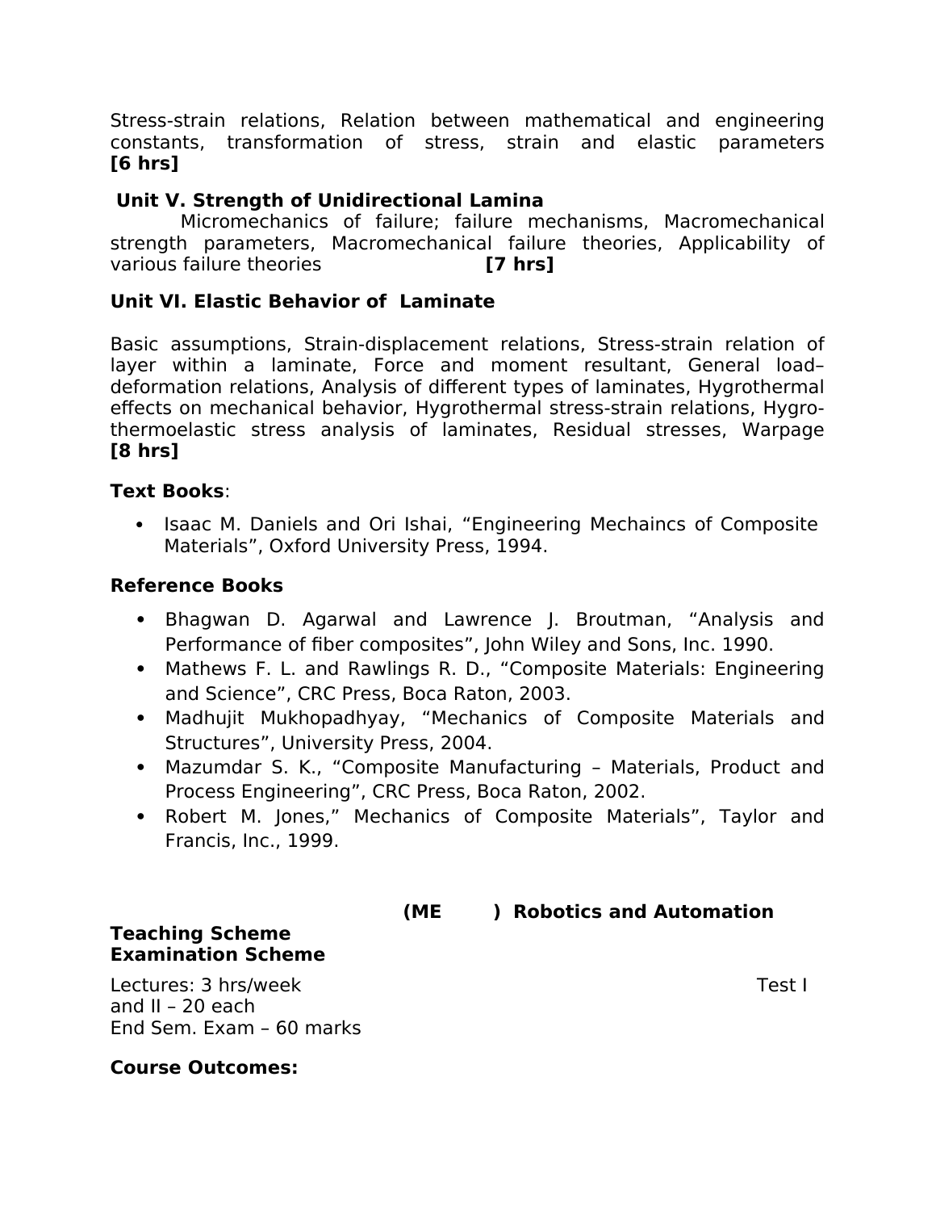Stress-strain relations, Relation between mathematical and engineering constants, transformation of stress, strain and elastic parameters **[6 hrs]**

**Unit V. Strength of Unidirectional Lamina**

Micromechanics of failure; failure mechanisms, Macromechanical strength parameters, Macromechanical failure theories, Applicability of various failure theories **[7 hrs]**

**Unit VI. Elastic Behavior of Laminate**

Basic assumptions, Strain-displacement relations, Stress-strain relation of layer within a laminate, Force and moment resultant, General load–deformation relations, Analysis of different types of laminates, Hygrothermal effects on mechanical behavior, Hygrothermal stress-strain relations, Hygro-thermoelastic stress analysis of laminates, Residual stresses, Warpage **[8 hrs]**

**Text Books**:

- Isaac M. Daniels and Ori Ishai, "Engineering Mechaincs of Composite Materials", Oxford University Press, 1994.

**Reference Books**

- Bhagwan D. Agarwal and Lawrence J. Broutman, "Analysis and Performance of fiber composites", John Wiley and Sons, Inc. 1990.
- Mathews F. L. and Rawlings R. D., "Composite Materials: Engineering and Science", CRC Press, Boca Raton, 2003.
- Madhujit Mukhopadhyay, "Mechanics of Composite Materials and Structures", University Press, 2004.
- Mazumdar S. K., "Composite Manufacturing – Materials, Product and Process Engineering", CRC Press, Boca Raton, 2002.
- Robert M. Jones," Mechanics of Composite Materials", Taylor and Francis, Inc., 1999.

## (ME ) Robotics and Automation

**Teaching Scheme**
**Examination Scheme**

Lectures: 3 hrs/week Test I and II – 20 each
End Sem. Exam – 60 marks

**Course Outcomes:**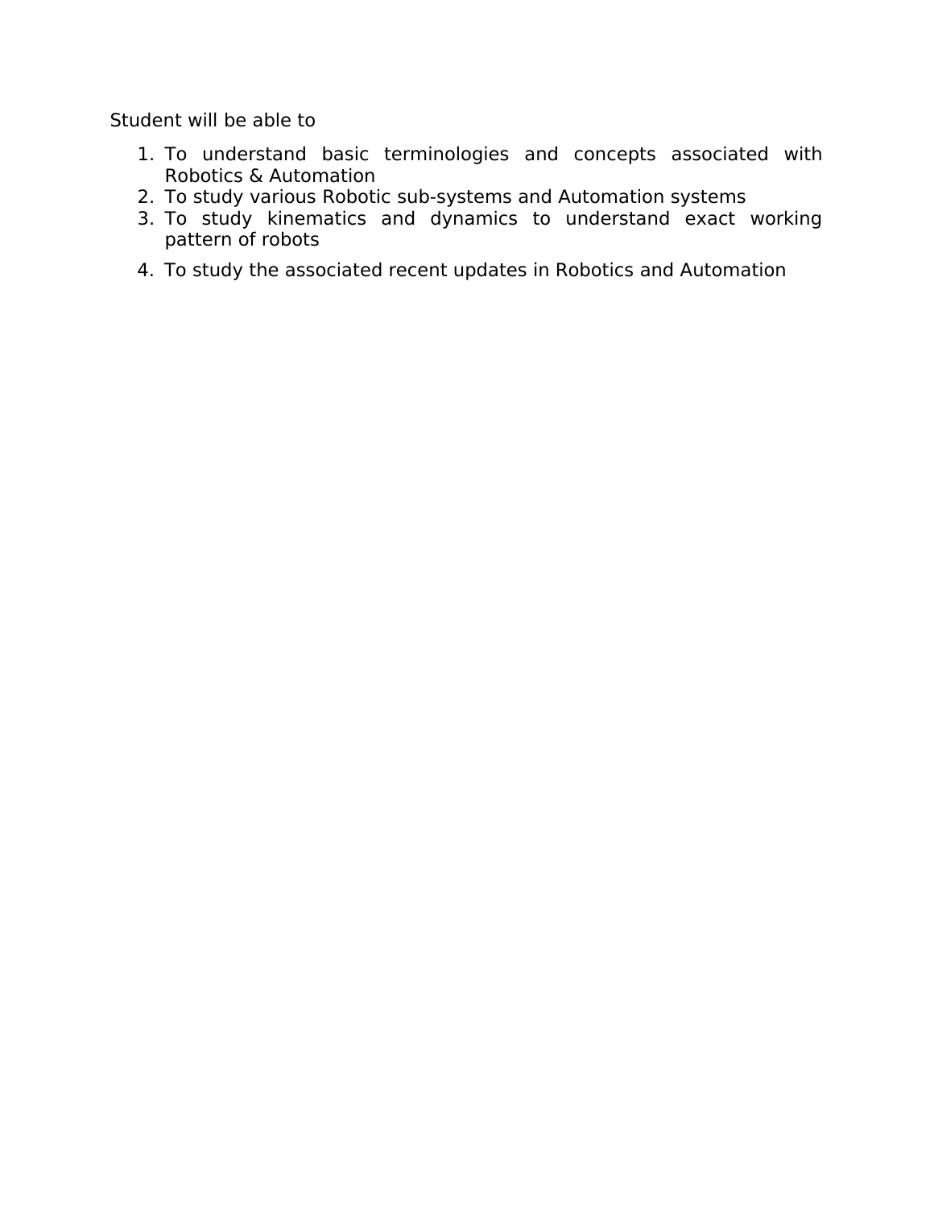Student will be able to

1. To understand basic terminologies and concepts associated with Robotics & Automation
2. To study various Robotic sub-systems and Automation systems
3. To study kinematics and dynamics to understand exact working pattern of robots
4. To study the associated recent updates in Robotics and Automation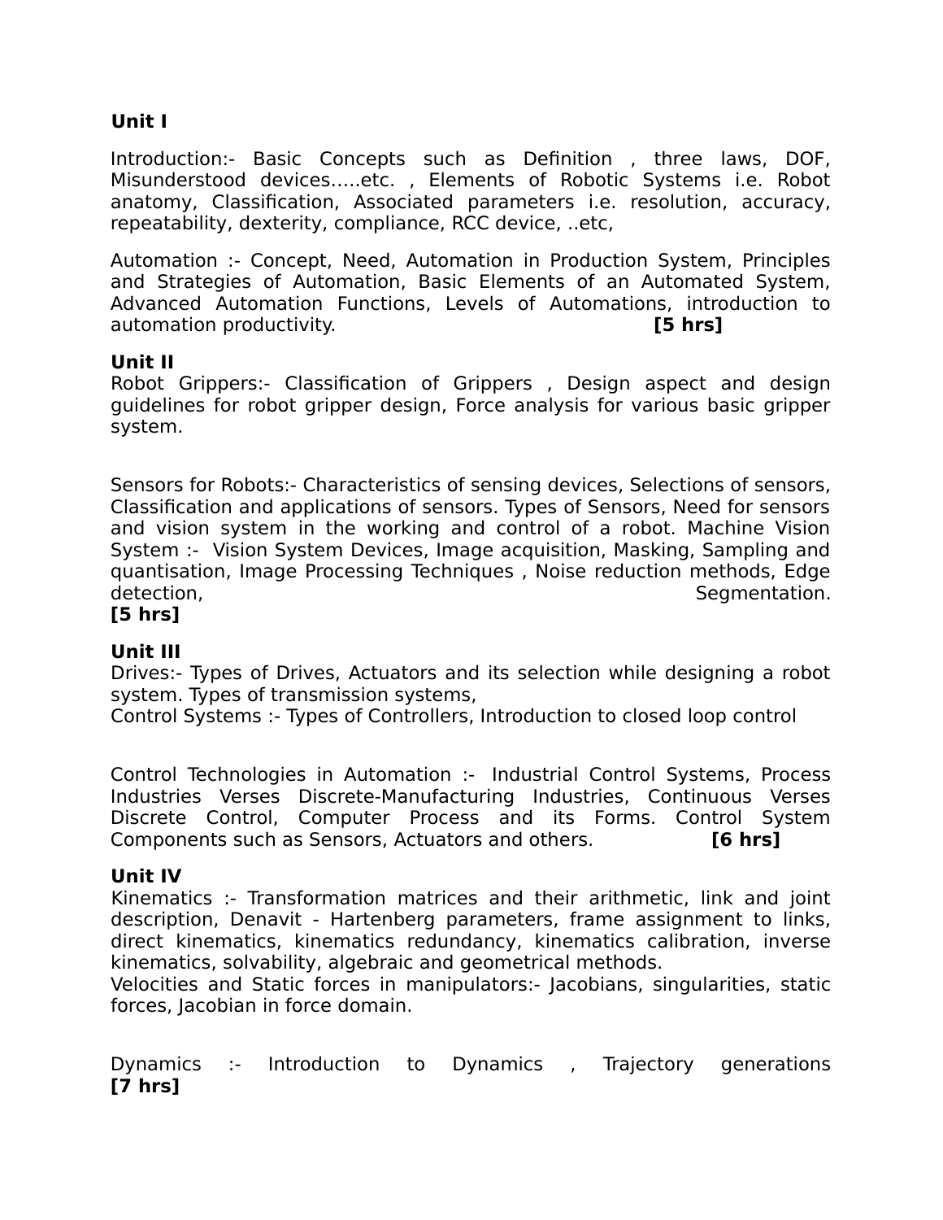**Unit I**

Introduction:- Basic Concepts such as Definition , three laws, DOF, Misunderstood devices…..etc. , Elements of Robotic Systems i.e. Robot anatomy, Classification, Associated parameters i.e. resolution, accuracy, repeatability, dexterity, compliance, RCC device, ..etc,

Automation :- Concept, Need, Automation in Production System, Principles and Strategies of Automation, Basic Elements of an Automated System, Advanced Automation Functions, Levels of Automations, introduction to automation productivity. **[5 hrs]**

**Unit II**

Robot Grippers:- Classification of Grippers , Design aspect and design guidelines for robot gripper design, Force analysis for various basic gripper system.

Sensors for Robots:- Characteristics of sensing devices, Selections of sensors, Classification and applications of sensors. Types of Sensors, Need for sensors and vision system in the working and control of a robot. Machine Vision System :- Vision System Devices, Image acquisition, Masking, Sampling and quantisation, Image Processing Techniques , Noise reduction methods, Edge detection, Segmentation. **[5 hrs]**

**Unit III**

Drives:- Types of Drives, Actuators and its selection while designing a robot system. Types of transmission systems,

Control Systems :- Types of Controllers, Introduction to closed loop control

Control Technologies in Automation :- Industrial Control Systems, Process Industries Verses Discrete-Manufacturing Industries, Continuous Verses Discrete Control, Computer Process and its Forms. Control System Components such as Sensors, Actuators and others. **[6 hrs]**

**Unit IV**

Kinematics :- Transformation matrices and their arithmetic, link and joint description, Denavit - Hartenberg parameters, frame assignment to links, direct kinematics, kinematics redundancy, kinematics calibration, inverse kinematics, solvability, algebraic and geometrical methods.

Velocities and Static forces in manipulators:- Jacobians, singularities, static forces, Jacobian in force domain.

Dynamics :- Introduction to Dynamics , Trajectory generations **[7 hrs]**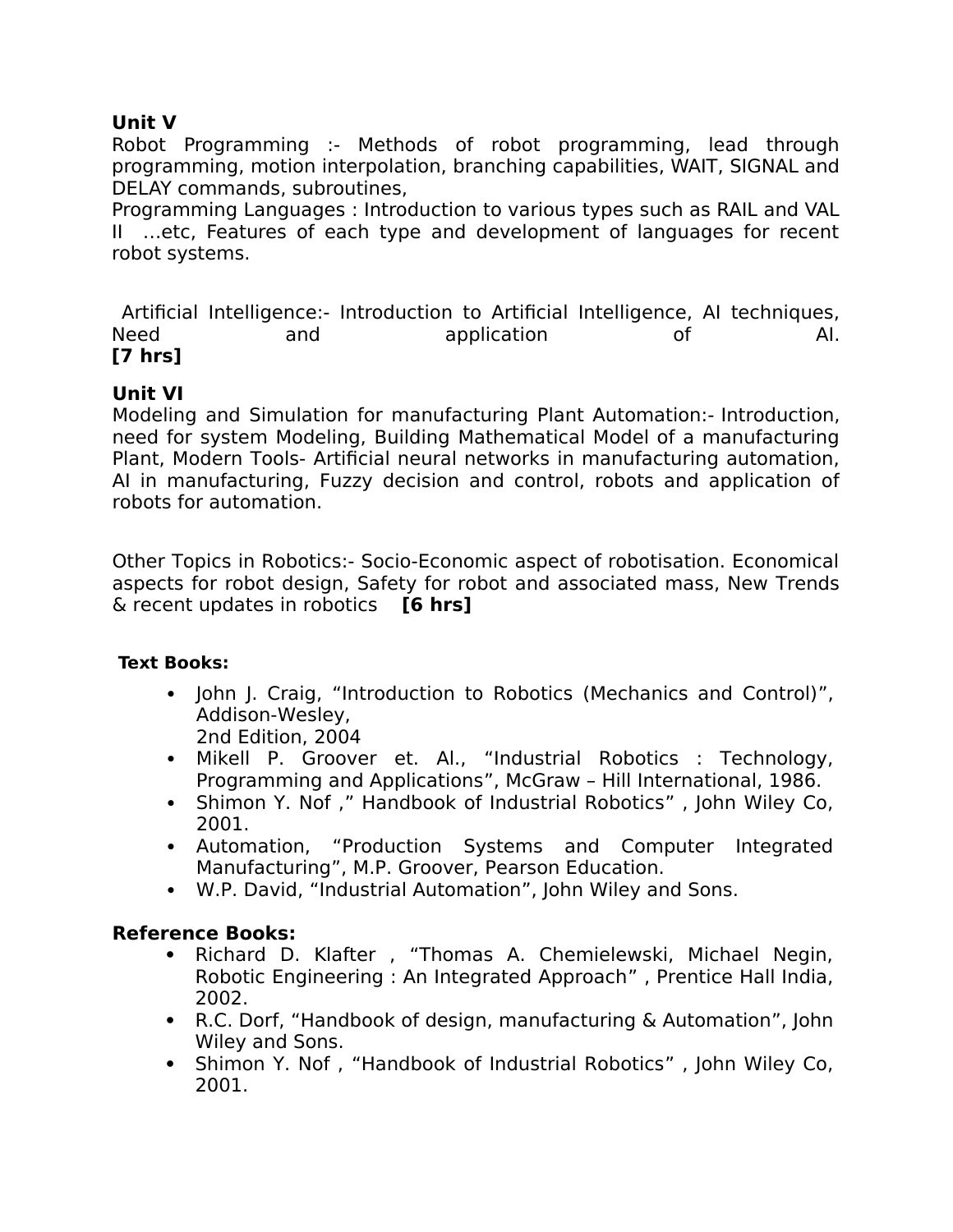**Unit V**

Robot Programming :- Methods of robot programming, lead through programming, motion interpolation, branching capabilities, WAIT, SIGNAL and DELAY commands, subroutines,

Programming Languages : Introduction to various types such as RAIL and VAL II …etc, Features of each type and development of languages for recent robot systems.

Artificial Intelligence:- Introduction to Artificial Intelligence, AI techniques, Need and application of AI.
**[7 hrs]**

**Unit VI**

Modeling and Simulation for manufacturing Plant Automation:- Introduction, need for system Modeling, Building Mathematical Model of a manufacturing Plant, Modern Tools- Artificial neural networks in manufacturing automation, AI in manufacturing, Fuzzy decision and control, robots and application of robots for automation.

Other Topics in Robotics:- Socio-Economic aspect of robotisation. Economical aspects for robot design, Safety for robot and associated mass, New Trends & recent updates in robotics **[6 hrs]**

**Text Books:**

- John J. Craig, "Introduction to Robotics (Mechanics and Control)", Addison-Wesley,
  2nd Edition, 2004
- Mikell P. Groover et. Al., "Industrial Robotics : Technology, Programming and Applications", McGraw – Hill International, 1986.
- Shimon Y. Nof ," Handbook of Industrial Robotics" , John Wiley Co, 2001.
- Automation, "Production Systems and Computer Integrated Manufacturing", M.P. Groover, Pearson Education.
- W.P. David, "Industrial Automation", John Wiley and Sons.

**Reference Books:**

- Richard D. Klafter , "Thomas A. Chemielewski, Michael Negin, Robotic Engineering : An Integrated Approach" , Prentice Hall India, 2002.
- R.C. Dorf, "Handbook of design, manufacturing & Automation", John Wiley and Sons.
- Shimon Y. Nof , "Handbook of Industrial Robotics" , John Wiley Co, 2001.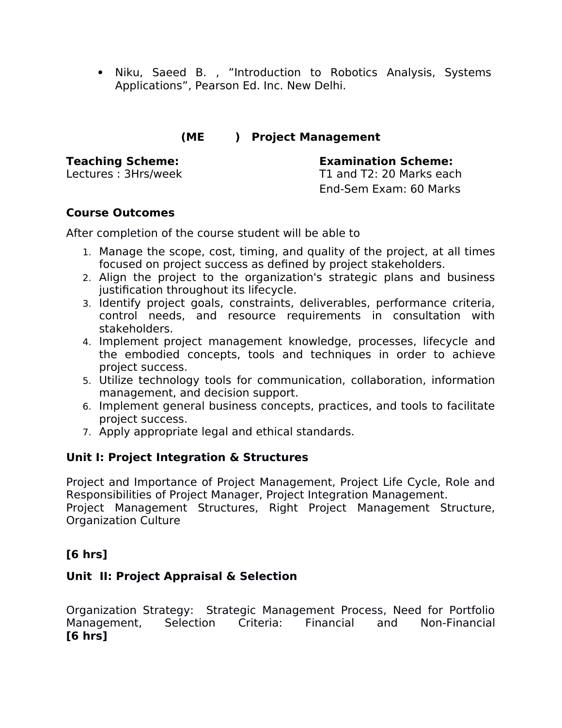- Niku, Saeed B. , ”Introduction to Robotics Analysis, Systems Applications”, Pearson Ed. Inc. New Delhi.

## (ME ) Project Management

**Teaching Scheme:**
Lectures : 3Hrs/week

**Examination Scheme:**
T1 and T2: 20 Marks each
End-Sem Exam: 60 Marks

**Course Outcomes**

After completion of the course student will be able to

1. Manage the scope, cost, timing, and quality of the project, at all times focused on project success as defined by project stakeholders.
2. Align the project to the organization's strategic plans and business justification throughout its lifecycle.
3. Identify project goals, constraints, deliverables, performance criteria, control needs, and resource requirements in consultation with stakeholders.
4. Implement project management knowledge, processes, lifecycle and the embodied concepts, tools and techniques in order to achieve project success.
5. Utilize technology tools for communication, collaboration, information management, and decision support.
6. Implement general business concepts, practices, and tools to facilitate project success.
7. Apply appropriate legal and ethical standards.

**Unit I: Project Integration & Structures**

Project and Importance of Project Management, Project Life Cycle, Role and Responsibilities of Project Manager, Project Integration Management.
Project Management Structures, Right Project Management Structure, Organization Culture

**[6 hrs]**

**Unit II: Project Appraisal & Selection**

Organization Strategy: Strategic Management Process, Need for Portfolio Management, Selection Criteria: Financial and Non-Financial
**[6 hrs]**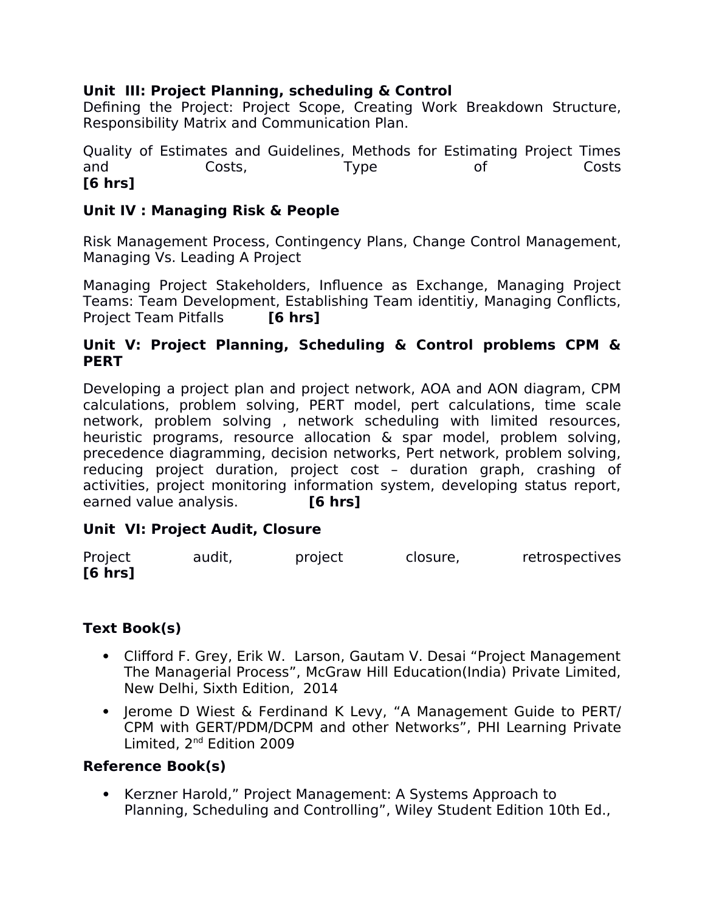**Unit III: Project Planning, scheduling & Control**

Defining the Project: Project Scope, Creating Work Breakdown Structure, Responsibility Matrix and Communication Plan.

Quality of Estimates and Guidelines, Methods for Estimating Project Times and Costs, Type of Costs **[6 hrs]**

**Unit IV : Managing Risk & People**

Risk Management Process, Contingency Plans, Change Control Management, Managing Vs. Leading A Project

Managing Project Stakeholders, Influence as Exchange, Managing Project Teams: Team Development, Establishing Team identitiy, Managing Conflicts, Project Team Pitfalls **[6 hrs]**

**Unit V: Project Planning, Scheduling & Control problems CPM & PERT**

Developing a project plan and project network, AOA and AON diagram, CPM calculations, problem solving, PERT model, pert calculations, time scale network, problem solving , network scheduling with limited resources, heuristic programs, resource allocation & spar model, problem solving, precedence diagramming, decision networks, Pert network, problem solving, reducing project duration, project cost – duration graph, crashing of activities, project monitoring information system, developing status report, earned value analysis. **[6 hrs]**

**Unit VI: Project Audit, Closure**

Project audit, project closure, retrospectives **[6 hrs]**

**Text Book(s)**

- Clifford F. Grey, Erik W. Larson, Gautam V. Desai "Project Management The Managerial Process", McGraw Hill Education(India) Private Limited, New Delhi, Sixth Edition, 2014
- Jerome D Wiest & Ferdinand K Levy, "A Management Guide to PERT/ CPM with GERT/PDM/DCPM and other Networks", PHI Learning Private Limited, 2nd Edition 2009

**Reference Book(s)**

- Kerzner Harold," Project Management: A Systems Approach to Planning, Scheduling and Controlling", Wiley Student Edition 10th Ed.,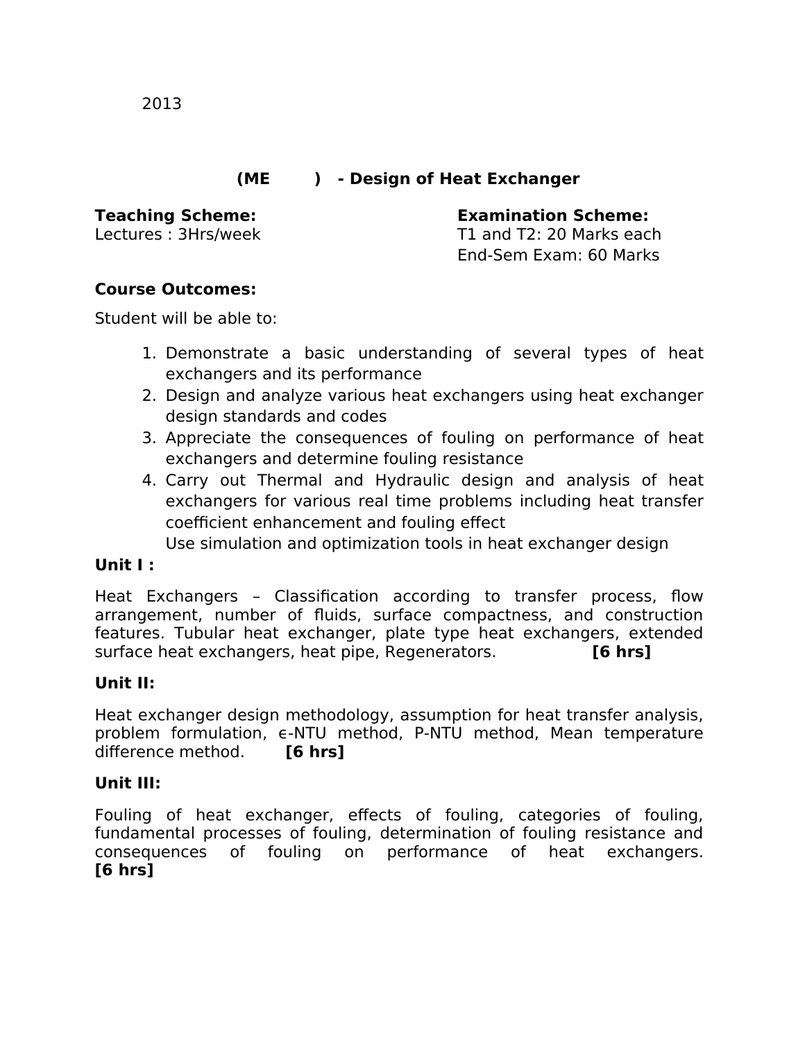2013

## (ME ) - Design of Heat Exchanger

**Teaching Scheme:**
Lectures : 3Hrs/week

**Examination Scheme:**
T1 and T2: 20 Marks each
End-Sem Exam: 60 Marks

**Course Outcomes:**

Student will be able to:

1. Demonstrate a basic understanding of several types of heat exchangers and its performance
2. Design and analyze various heat exchangers using heat exchanger design standards and codes
3. Appreciate the consequences of fouling on performance of heat exchangers and determine fouling resistance
4. Carry out Thermal and Hydraulic design and analysis of heat exchangers for various real time problems including heat transfer coefficient enhancement and fouling effect
   Use simulation and optimization tools in heat exchanger design

**Unit I :**

Heat Exchangers – Classification according to transfer process, flow arrangement, number of fluids, surface compactness, and construction features. Tubular heat exchanger, plate type heat exchangers, extended surface heat exchangers, heat pipe, Regenerators. **[6 hrs]**

**Unit II:**

Heat exchanger design methodology, assumption for heat transfer analysis, problem formulation, ϵ-NTU method, P-NTU method, Mean temperature difference method. **[6 hrs]**

**Unit III:**

Fouling of heat exchanger, effects of fouling, categories of fouling, fundamental processes of fouling, determination of fouling resistance and consequences of fouling on performance of heat exchangers. **[6 hrs]**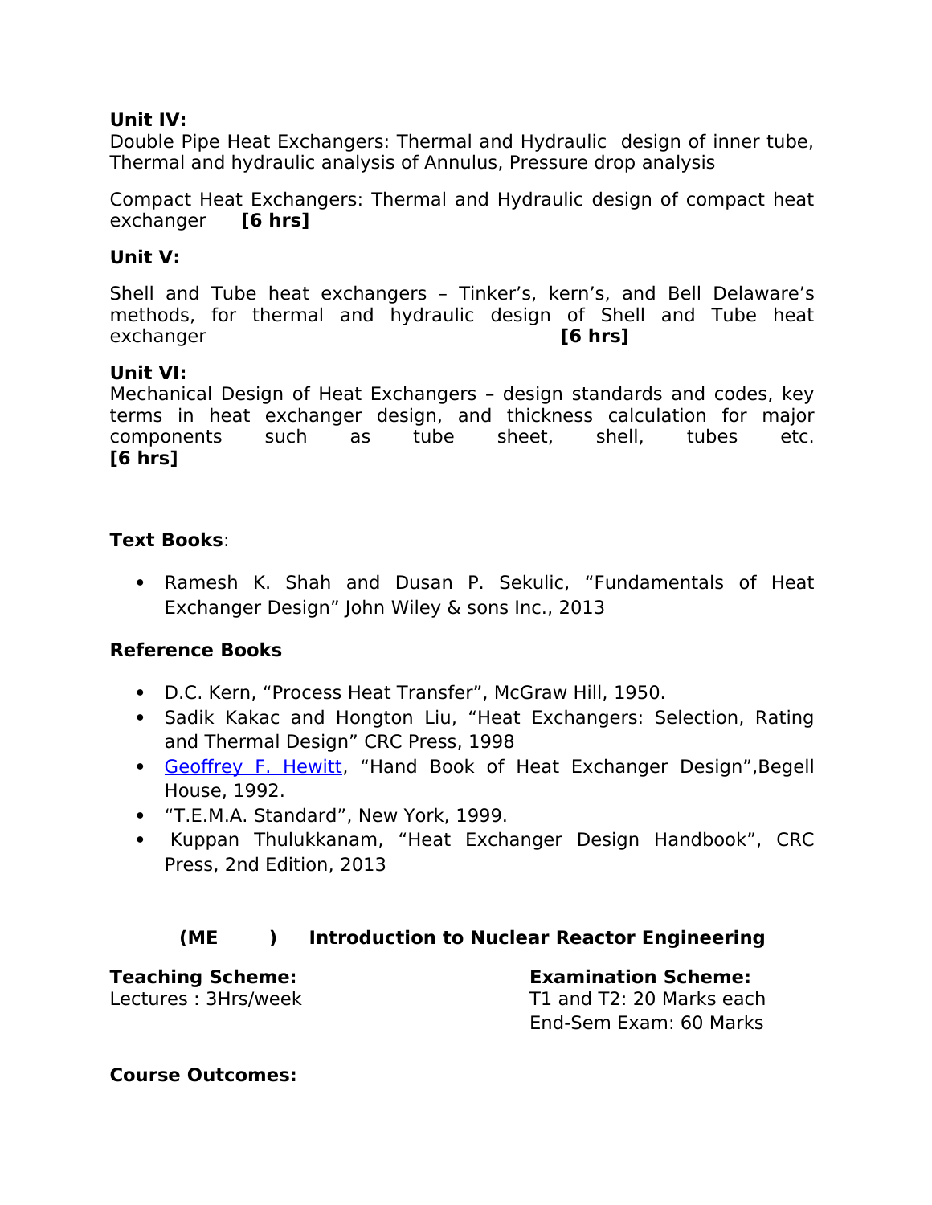**Unit IV:**
Double Pipe Heat Exchangers: Thermal and Hydraulic design of inner tube, Thermal and hydraulic analysis of Annulus, Pressure drop analysis

Compact Heat Exchangers: Thermal and Hydraulic design of compact heat exchanger **[6 hrs]**

**Unit V:**

Shell and Tube heat exchangers – Tinker's, kern's, and Bell Delaware's methods, for thermal and hydraulic design of Shell and Tube heat exchanger **[6 hrs]**

**Unit VI:**
Mechanical Design of Heat Exchangers – design standards and codes, key terms in heat exchanger design, and thickness calculation for major components such as tube sheet, shell, tubes etc. **[6 hrs]**

**Text Books**:

- Ramesh K. Shah and Dusan P. Sekulic, "Fundamentals of Heat Exchanger Design" John Wiley & sons Inc., 2013

**Reference Books**

- D.C. Kern, "Process Heat Transfer", McGraw Hill, 1950.
- Sadik Kakac and Hongton Liu, "Heat Exchangers: Selection, Rating and Thermal Design" CRC Press, 1998
- Geoffrey F. Hewitt, "Hand Book of Heat Exchanger Design",Begell House, 1992.
- "T.E.M.A. Standard", New York, 1999.
- Kuppan Thulukkanam, "Heat Exchanger Design Handbook", CRC Press, 2nd Edition, 2013

## (ME ) Introduction to Nuclear Reactor Engineering

**Teaching Scheme:**
Lectures : 3Hrs/week

**Examination Scheme:**
T1 and T2: 20 Marks each
End-Sem Exam: 60 Marks

**Course Outcomes:**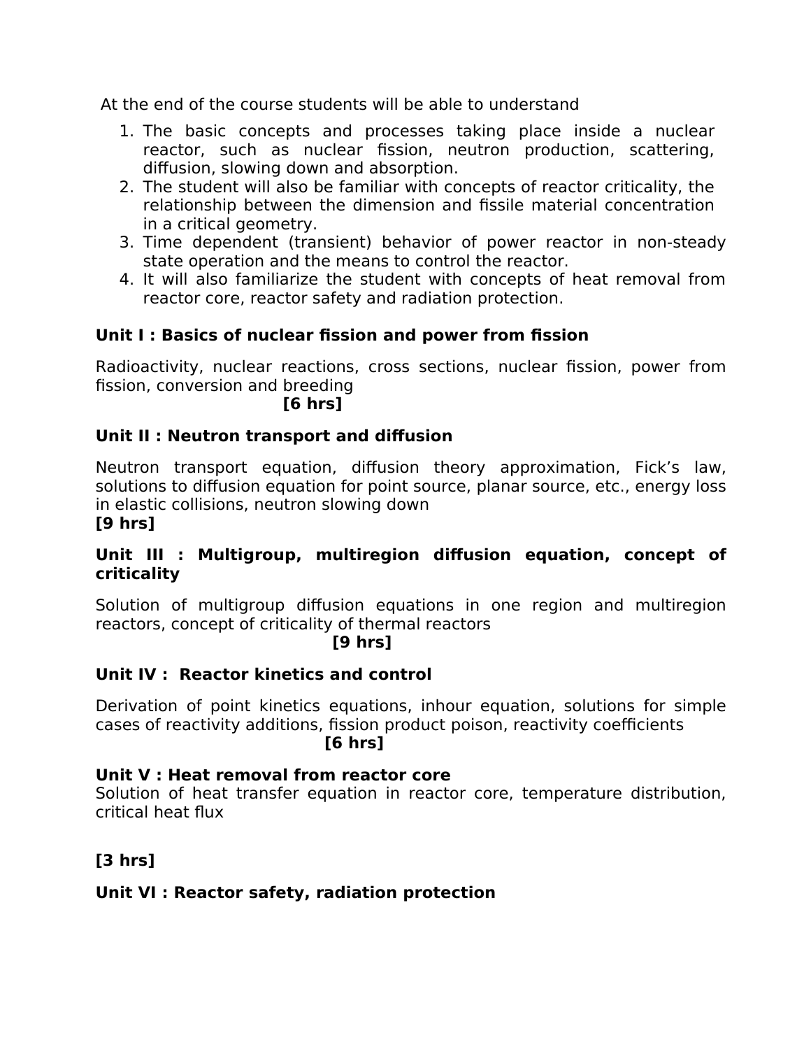At the end of the course students will be able to understand

1. The basic concepts and processes taking place inside a nuclear reactor, such as nuclear fission, neutron production, scattering, diffusion, slowing down and absorption.
2. The student will also be familiar with concepts of reactor criticality, the relationship between the dimension and fissile material concentration in a critical geometry.
3. Time dependent (transient) behavior of power reactor in non-steady state operation and the means to control the reactor.
4. It will also familiarize the student with concepts of heat removal from reactor core, reactor safety and radiation protection.

**Unit I : Basics of nuclear fission and power from fission**

Radioactivity, nuclear reactions, cross sections, nuclear fission, power from fission, conversion and breeding

**[6 hrs]**

**Unit II : Neutron transport and diffusion**

Neutron transport equation, diffusion theory approximation, Fick's law, solutions to diffusion equation for point source, planar source, etc., energy loss in elastic collisions, neutron slowing down

**[9 hrs]**

**Unit III : Multigroup, multiregion diffusion equation, concept of criticality**

Solution of multigroup diffusion equations in one region and multiregion reactors, concept of criticality of thermal reactors

**[9 hrs]**

**Unit IV : Reactor kinetics and control**

Derivation of point kinetics equations, inhour equation, solutions for simple cases of reactivity additions, fission product poison, reactivity coefficients

**[6 hrs]**

**Unit V : Heat removal from reactor core**

Solution of heat transfer equation in reactor core, temperature distribution, critical heat flux

**[3 hrs]**

**Unit VI : Reactor safety, radiation protection**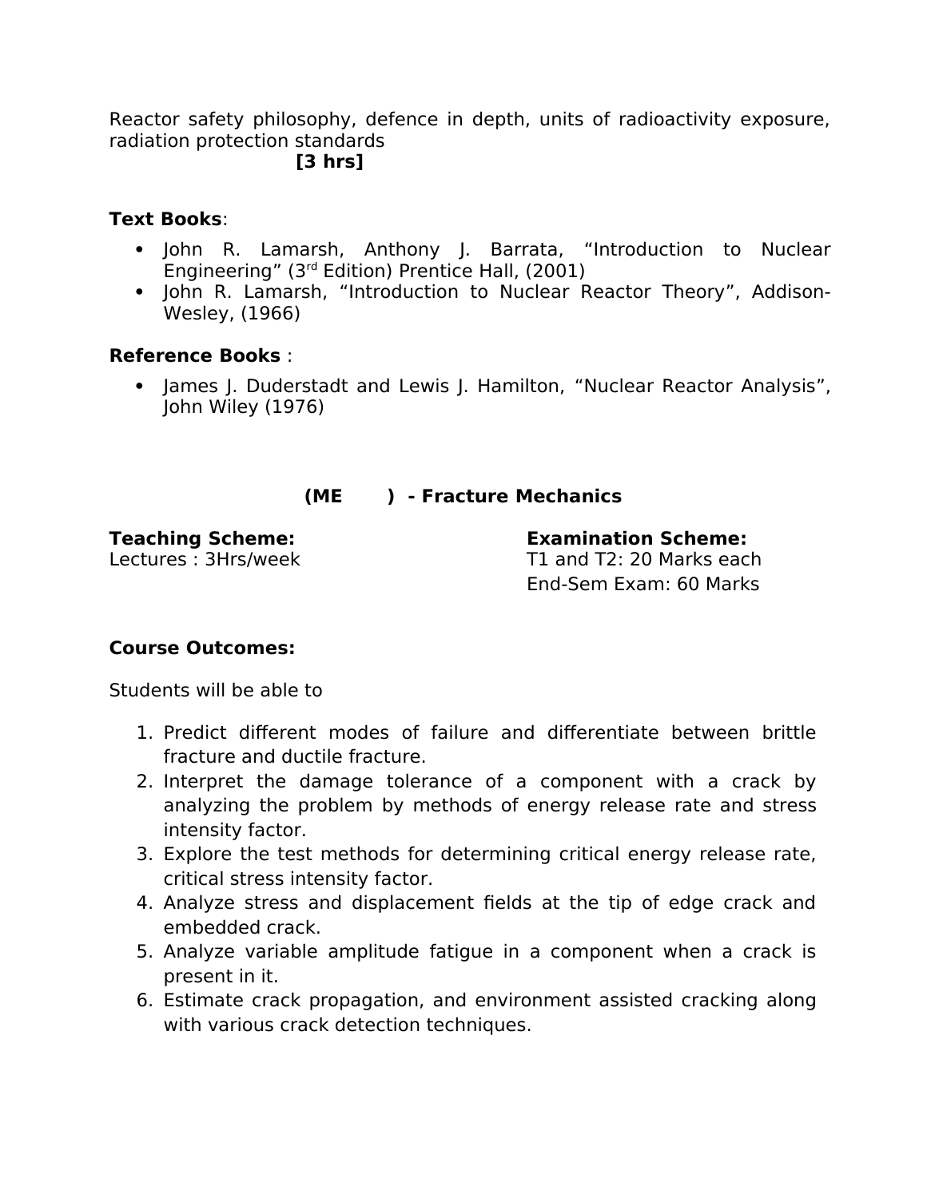Reactor safety philosophy, defence in depth, units of radioactivity exposure, radiation protection standards
**[3 hrs]**

**Text Books**:

- John R. Lamarsh, Anthony J. Barrata, "Introduction to Nuclear Engineering" (3rd Edition) Prentice Hall, (2001)
- John R. Lamarsh, "Introduction to Nuclear Reactor Theory", Addison-Wesley, (1966)

**Reference Books** :

- James J. Duderstadt and Lewis J. Hamilton, "Nuclear Reactor Analysis", John Wiley (1976)

## (ME ) - Fracture Mechanics

**Teaching Scheme:**
Lectures : 3Hrs/week

**Examination Scheme:**
T1 and T2: 20 Marks each
End-Sem Exam: 60 Marks

**Course Outcomes:**

Students will be able to

1. Predict different modes of failure and differentiate between brittle fracture and ductile fracture.
2. Interpret the damage tolerance of a component with a crack by analyzing the problem by methods of energy release rate and stress intensity factor.
3. Explore the test methods for determining critical energy release rate, critical stress intensity factor.
4. Analyze stress and displacement fields at the tip of edge crack and embedded crack.
5. Analyze variable amplitude fatigue in a component when a crack is present in it.
6. Estimate crack propagation, and environment assisted cracking along with various crack detection techniques.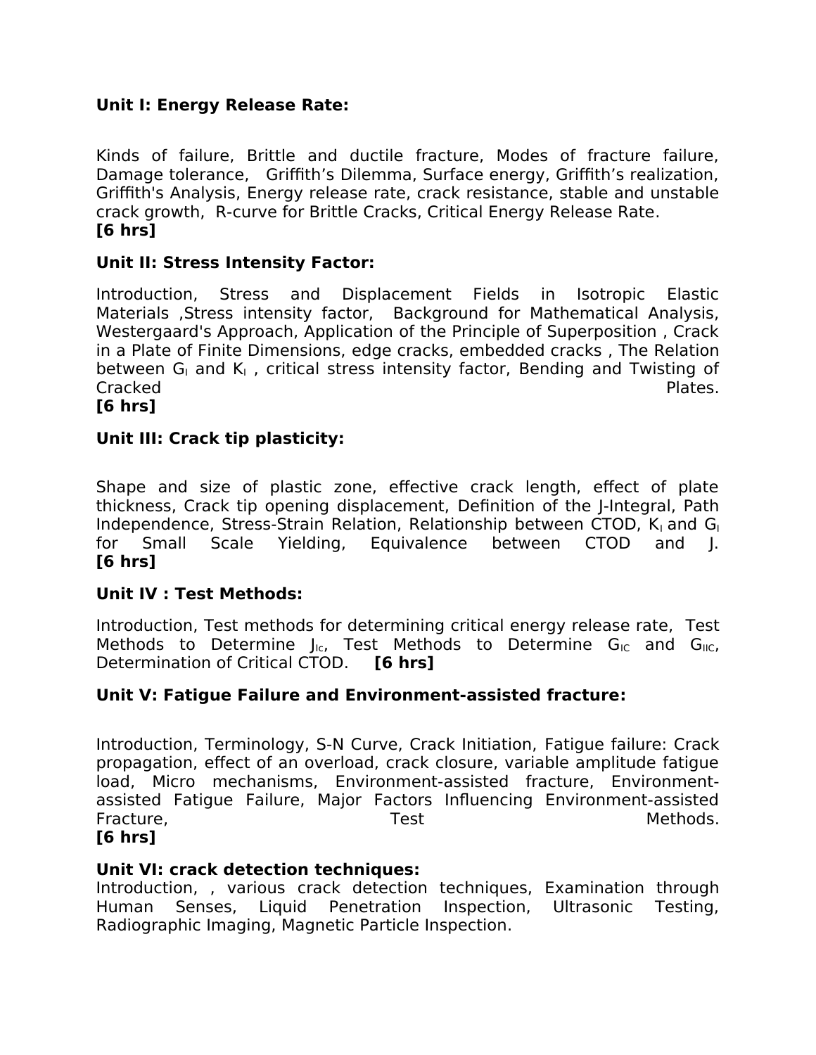**Unit I: Energy Release Rate:**

Kinds of failure, Brittle and ductile fracture, Modes of fracture failure, Damage tolerance, Griffith's Dilemma, Surface energy, Griffith's realization, Griffith's Analysis, Energy release rate, crack resistance, stable and unstable crack growth, R-curve for Brittle Cracks, Critical Energy Release Rate.
**[6 hrs]**

**Unit II: Stress Intensity Factor:**

Introduction, Stress and Displacement Fields in Isotropic Elastic Materials ,Stress intensity factor, Background for Mathematical Analysis, Westergaard's Approach, Application of the Principle of Superposition , Crack in a Plate of Finite Dimensions, edge cracks, embedded cracks , The Relation between $G_I$ and $K_I$ , critical stress intensity factor, Bending and Twisting of Cracked Plates.
**[6 hrs]**

**Unit III: Crack tip plasticity:**

Shape and size of plastic zone, effective crack length, effect of plate thickness, Crack tip opening displacement, Definition of the J-Integral, Path Independence, Stress-Strain Relation, Relationship between CTOD, $K_I$ and $G_I$ for Small Scale Yielding, Equivalence between CTOD and J.
**[6 hrs]**

**Unit IV : Test Methods:**

Introduction, Test methods for determining critical energy release rate, Test Methods to Determine $J_{Ic}$, Test Methods to Determine $G_{IC}$ and $G_{IIC}$, Determination of Critical CTOD. **[6 hrs]**

**Unit V: Fatigue Failure and Environment-assisted fracture:**

Introduction, Terminology, S-N Curve, Crack Initiation, Fatigue failure: Crack propagation, effect of an overload, crack closure, variable amplitude fatigue load, Micro mechanisms, Environment-assisted fracture, Environment-assisted Fatigue Failure, Major Factors Influencing Environment-assisted Fracture, Test Methods.
**[6 hrs]**

**Unit VI: crack detection techniques:**

Introduction, , various crack detection techniques, Examination through Human Senses, Liquid Penetration Inspection, Ultrasonic Testing, Radiographic Imaging, Magnetic Particle Inspection.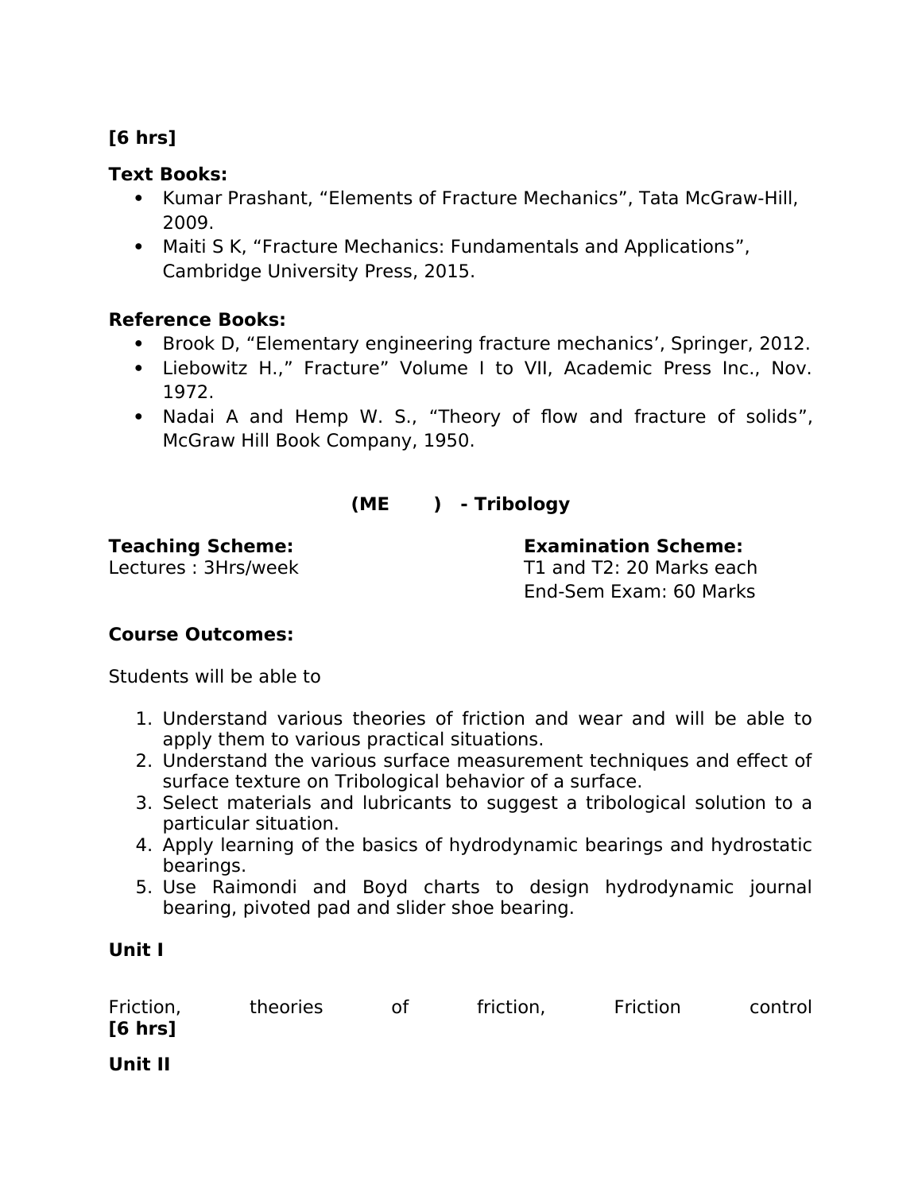**[6 hrs]**

**Text Books:**

- Kumar Prashant, “Elements of Fracture Mechanics”, Tata McGraw-Hill, 2009.
- Maiti S K, “Fracture Mechanics: Fundamentals and Applications”, Cambridge University Press, 2015.

**Reference Books:**

- Brook D, “Elementary engineering fracture mechanics’, Springer, 2012.
- Liebowitz H.,” Fracture” Volume I to VII, Academic Press Inc., Nov. 1972.
- Nadai A and Hemp W. S., “Theory of flow and fracture of solids”, McGraw Hill Book Company, 1950.

## (ME ) - Tribology

**Teaching Scheme:**
Lectures : 3Hrs/week

**Examination Scheme:**
T1 and T2: 20 Marks each
End-Sem Exam: 60 Marks

**Course Outcomes:**

Students will be able to

1. Understand various theories of friction and wear and will be able to apply them to various practical situations.
2. Understand the various surface measurement techniques and effect of surface texture on Tribological behavior of a surface.
3. Select materials and lubricants to suggest a tribological solution to a particular situation.
4. Apply learning of the basics of hydrodynamic bearings and hydrostatic bearings.
5. Use Raimondi and Boyd charts to design hydrodynamic journal bearing, pivoted pad and slider shoe bearing.

**Unit I**

Friction, theories of friction, Friction control
**[6 hrs]**

**Unit II**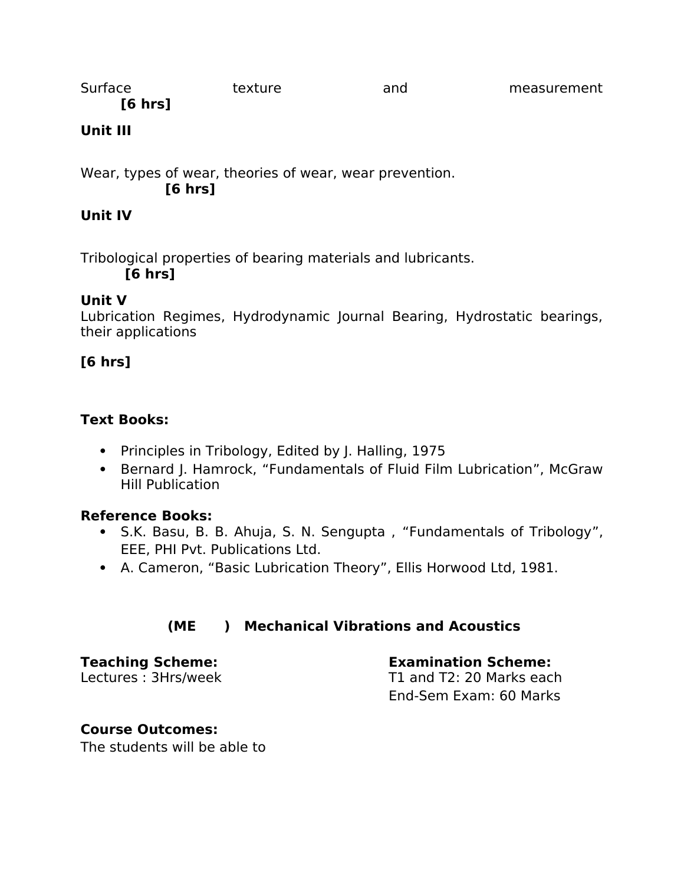Surface texture and measurement **[6 hrs]**

**Unit III**

Wear, types of wear, theories of wear, wear prevention. **[6 hrs]**

**Unit IV**

Tribological properties of bearing materials and lubricants. **[6 hrs]**

**Unit V**

Lubrication Regimes, Hydrodynamic Journal Bearing, Hydrostatic bearings, their applications

**[6 hrs]**

**Text Books:**

- Principles in Tribology, Edited by J. Halling, 1975
- Bernard J. Hamrock, “Fundamentals of Fluid Film Lubrication”, McGraw Hill Publication

**Reference Books:**

- S.K. Basu, B. B. Ahuja, S. N. Sengupta , “Fundamentals of Tribology”, EEE, PHI Pvt. Publications Ltd.
- A. Cameron, “Basic Lubrication Theory”, Ellis Horwood Ltd, 1981.

## (ME ) Mechanical Vibrations and Acoustics

**Teaching Scheme:**
Lectures : 3Hrs/week

**Examination Scheme:**
T1 and T2: 20 Marks each
End-Sem Exam: 60 Marks

**Course Outcomes:**
The students will be able to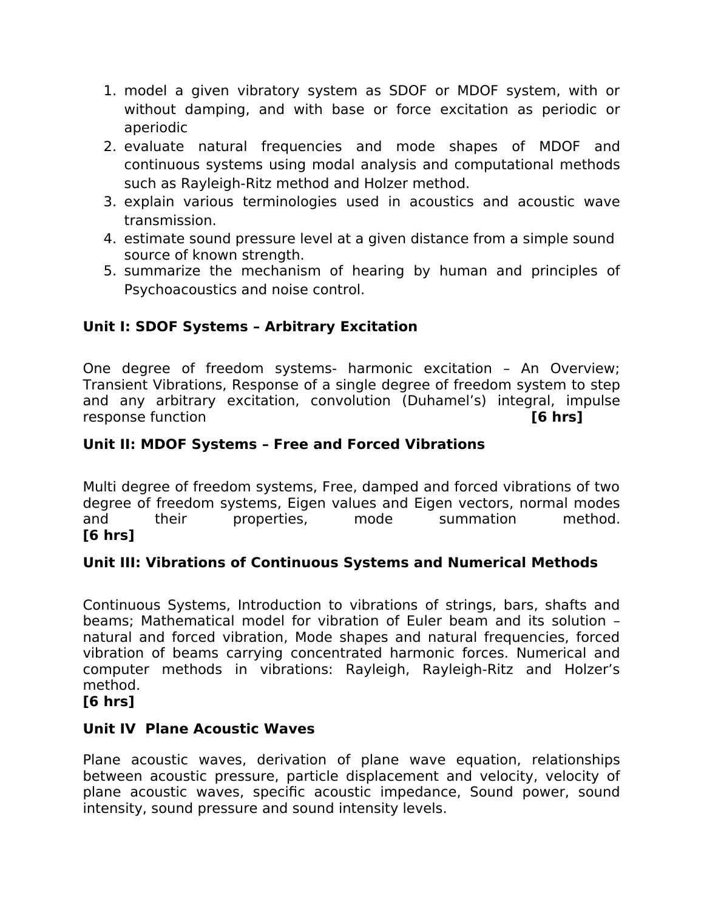1. model a given vibratory system as SDOF or MDOF system, with or without damping, and with base or force excitation as periodic or aperiodic
2. evaluate natural frequencies and mode shapes of MDOF and continuous systems using modal analysis and computational methods such as Rayleigh-Ritz method and Holzer method.
3. explain various terminologies used in acoustics and acoustic wave transmission.
4. estimate sound pressure level at a given distance from a simple sound source of known strength.
5. summarize the mechanism of hearing by human and principles of Psychoacoustics and noise control.

**Unit I: SDOF Systems – Arbitrary Excitation**

One degree of freedom systems- harmonic excitation – An Overview; Transient Vibrations, Response of a single degree of freedom system to step and any arbitrary excitation, convolution (Duhamel's) integral, impulse response function **[6 hrs]**

**Unit II: MDOF Systems – Free and Forced Vibrations**

Multi degree of freedom systems, Free, damped and forced vibrations of two degree of freedom systems, Eigen values and Eigen vectors, normal modes and their properties, mode summation method.
**[6 hrs]**

**Unit III: Vibrations of Continuous Systems and Numerical Methods**

Continuous Systems, Introduction to vibrations of strings, bars, shafts and beams; Mathematical model for vibration of Euler beam and its solution – natural and forced vibration, Mode shapes and natural frequencies, forced vibration of beams carrying concentrated harmonic forces. Numerical and computer methods in vibrations: Rayleigh, Rayleigh-Ritz and Holzer's method.
**[6 hrs]**

**Unit IV Plane Acoustic Waves**

Plane acoustic waves, derivation of plane wave equation, relationships between acoustic pressure, particle displacement and velocity, velocity of plane acoustic waves, specific acoustic impedance, Sound power, sound intensity, sound pressure and sound intensity levels.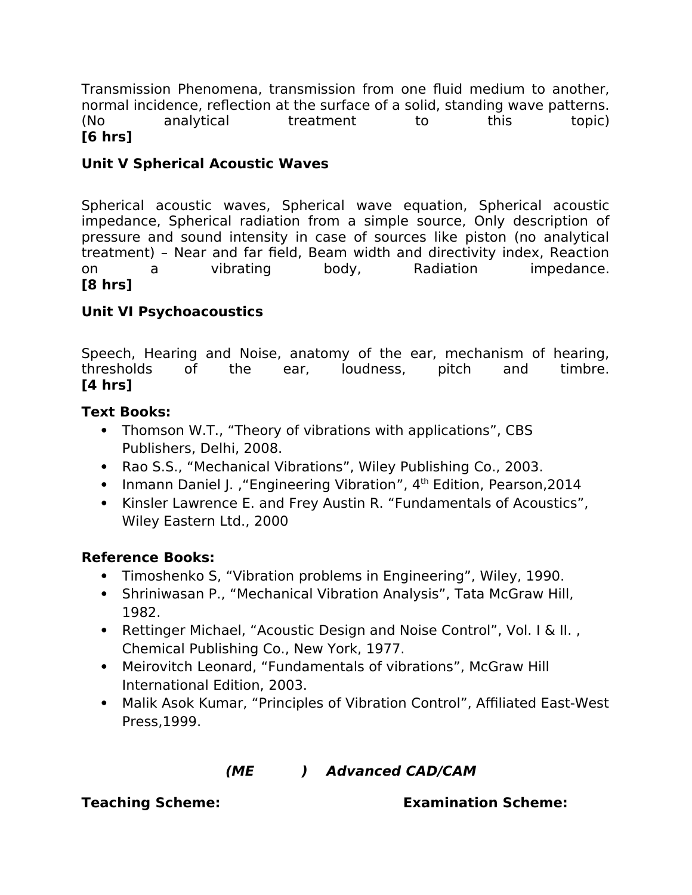Transmission Phenomena, transmission from one fluid medium to another, normal incidence, reflection at the surface of a solid, standing wave patterns. (No analytical treatment to this topic)
**[6 hrs]**

**Unit V Spherical Acoustic Waves**

Spherical acoustic waves, Spherical wave equation, Spherical acoustic impedance, Spherical radiation from a simple source, Only description of pressure and sound intensity in case of sources like piston (no analytical treatment) – Near and far field, Beam width and directivity index, Reaction on a vibrating body, Radiation impedance.
**[8 hrs]**

**Unit VI Psychoacoustics**

Speech, Hearing and Noise, anatomy of the ear, mechanism of hearing, thresholds of the ear, loudness, pitch and timbre.
**[4 hrs]**

**Text Books:**

- Thomson W.T., "Theory of vibrations with applications", CBS Publishers, Delhi, 2008.
- Rao S.S., "Mechanical Vibrations", Wiley Publishing Co., 2003.
- Inmann Daniel J. ,"Engineering Vibration", 4th Edition, Pearson,2014
- Kinsler Lawrence E. and Frey Austin R. "Fundamentals of Acoustics", Wiley Eastern Ltd., 2000

**Reference Books:**

- Timoshenko S, "Vibration problems in Engineering", Wiley, 1990.
- Shriniwasan P., "Mechanical Vibration Analysis", Tata McGraw Hill, 1982.
- Rettinger Michael, "Acoustic Design and Noise Control", Vol. I & II. , Chemical Publishing Co., New York, 1977.
- Meirovitch Leonard, "Fundamentals of vibrations", McGraw Hill International Edition, 2003.
- Malik Asok Kumar, "Principles of Vibration Control", Affiliated East-West Press,1999.

***(ME ) Advanced CAD/CAM***

**Teaching Scheme:** **Examination Scheme:**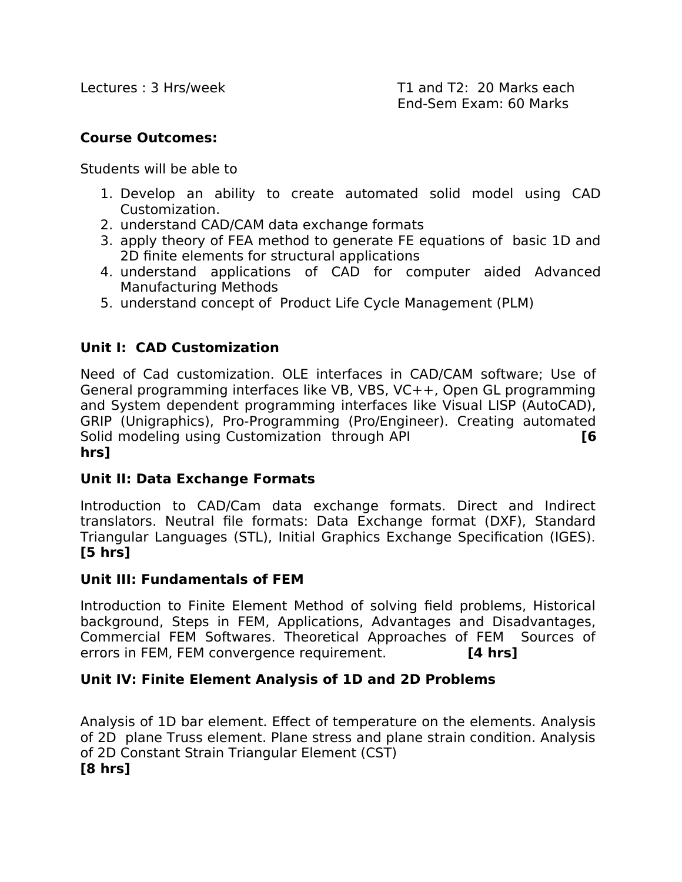Lectures : 3 Hrs/week

T1 and T2: 20 Marks each
End-Sem Exam: 60 Marks

**Course Outcomes:**

Students will be able to

1. Develop an ability to create automated solid model using CAD Customization.
2. understand CAD/CAM data exchange formats
3. apply theory of FEA method to generate FE equations of basic 1D and 2D finite elements for structural applications
4. understand applications of CAD for computer aided Advanced Manufacturing Methods
5. understand concept of Product Life Cycle Management (PLM)

**Unit I: CAD Customization**

Need of Cad customization. OLE interfaces in CAD/CAM software; Use of General programming interfaces like VB, VBS, VC++, Open GL programming and System dependent programming interfaces like Visual LISP (AutoCAD), GRIP (Unigraphics), Pro-Programming (Pro/Engineer). Creating automated Solid modeling using Customization through API **[6 hrs]**

**Unit II: Data Exchange Formats**

Introduction to CAD/Cam data exchange formats. Direct and Indirect translators. Neutral file formats: Data Exchange format (DXF), Standard Triangular Languages (STL), Initial Graphics Exchange Specification (IGES). **[5 hrs]**

**Unit III: Fundamentals of FEM**

Introduction to Finite Element Method of solving field problems, Historical background, Steps in FEM, Applications, Advantages and Disadvantages, Commercial FEM Softwares. Theoretical Approaches of FEM Sources of errors in FEM, FEM convergence requirement. **[4 hrs]**

**Unit IV: Finite Element Analysis of 1D and 2D Problems**

Analysis of 1D bar element. Effect of temperature on the elements. Analysis of 2D plane Truss element. Plane stress and plane strain condition. Analysis of 2D Constant Strain Triangular Element (CST)
**[8 hrs]**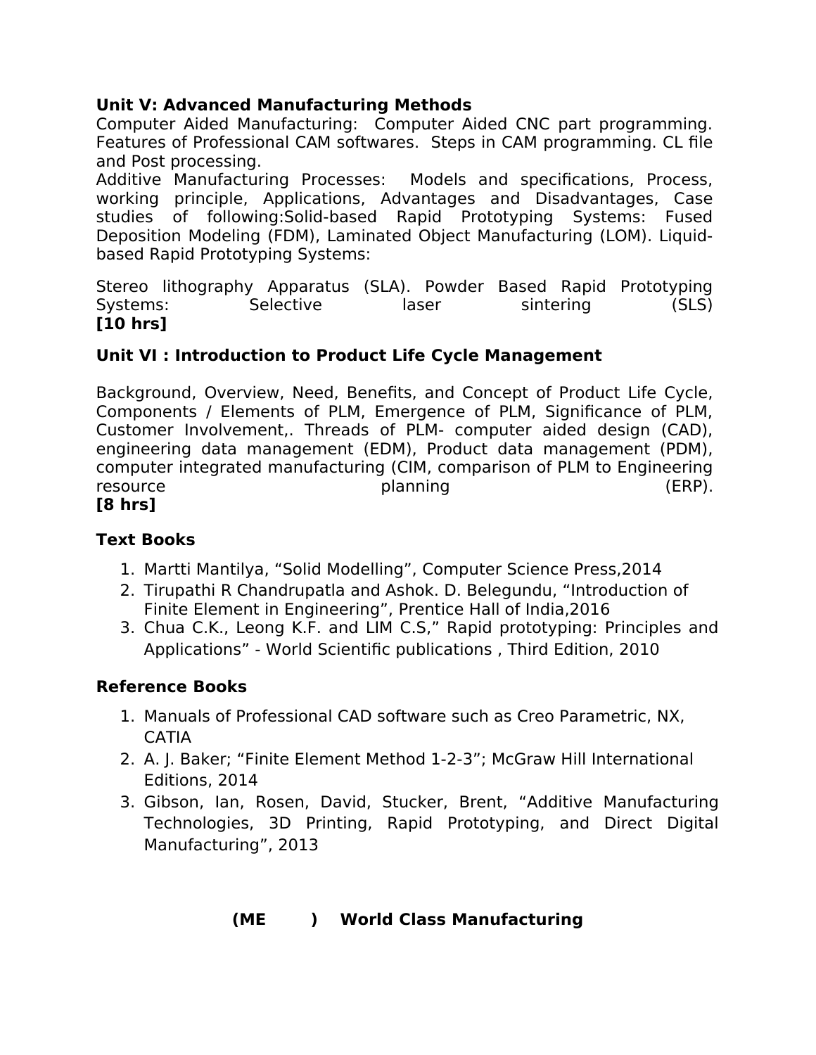**Unit V: Advanced Manufacturing Methods**

Computer Aided Manufacturing: Computer Aided CNC part programming. Features of Professional CAM softwares. Steps in CAM programming. CL file and Post processing.

Additive Manufacturing Processes: Models and specifications, Process, working principle, Applications, Advantages and Disadvantages, Case studies of following:Solid-based Rapid Prototyping Systems: Fused Deposition Modeling (FDM), Laminated Object Manufacturing (LOM). Liquid-based Rapid Prototyping Systems:

Stereo lithography Apparatus (SLA). Powder Based Rapid Prototyping Systems: Selective laser sintering (SLS)
**[10 hrs]**

**Unit VI : Introduction to Product Life Cycle Management**

Background, Overview, Need, Benefits, and Concept of Product Life Cycle, Components / Elements of PLM, Emergence of PLM, Significance of PLM, Customer Involvement,. Threads of PLM- computer aided design (CAD), engineering data management (EDM), Product data management (PDM), computer integrated manufacturing (CIM, comparison of PLM to Engineering resource planning (ERP).
**[8 hrs]**

**Text Books**

1. Martti Mantilya, “Solid Modelling”, Computer Science Press,2014
2. Tirupathi R Chandrupatla and Ashok. D. Belegundu, “Introduction of Finite Element in Engineering”, Prentice Hall of India,2016
3. Chua C.K., Leong K.F. and LIM C.S,” Rapid prototyping: Principles and Applications” - World Scientific publications , Third Edition, 2010

**Reference Books**

1. Manuals of Professional CAD software such as Creo Parametric, NX, CATIA
2. A. J. Baker; “Finite Element Method 1-2-3”; McGraw Hill International Editions, 2014
3. Gibson, Ian, Rosen, David, Stucker, Brent, “Additive Manufacturing Technologies, 3D Printing, Rapid Prototyping, and Direct Digital Manufacturing”, 2013

**(ME ) World Class Manufacturing**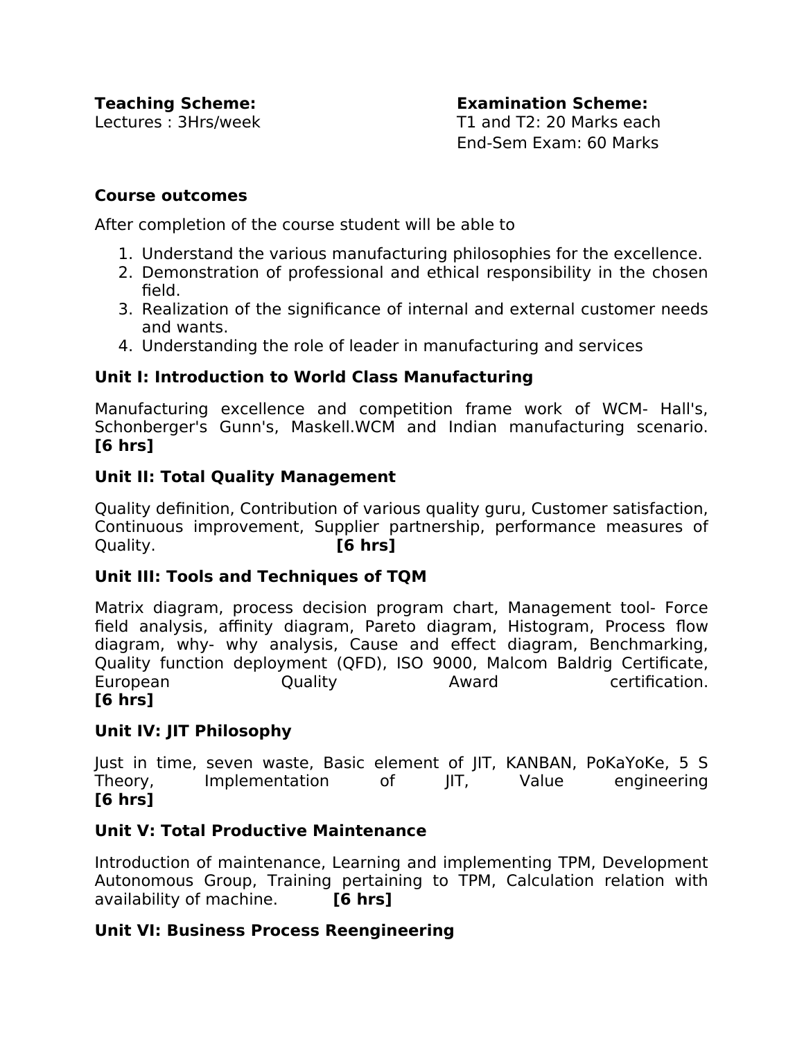**Teaching Scheme:**
Lectures : 3Hrs/week

**Examination Scheme:**
T1 and T2: 20 Marks each
End-Sem Exam: 60 Marks

**Course outcomes**

After completion of the course student will be able to

1. Understand the various manufacturing philosophies for the excellence.
2. Demonstration of professional and ethical responsibility in the chosen field.
3. Realization of the significance of internal and external customer needs and wants.
4. Understanding the role of leader in manufacturing and services

**Unit I: Introduction to World Class Manufacturing**

Manufacturing excellence and competition frame work of WCM- Hall's, Schonberger's Gunn's, Maskell.WCM and Indian manufacturing scenario. **[6 hrs]**

**Unit II: Total Quality Management**

Quality definition, Contribution of various quality guru, Customer satisfaction, Continuous improvement, Supplier partnership, performance measures of Quality. **[6 hrs]**

**Unit III: Tools and Techniques of TQM**

Matrix diagram, process decision program chart, Management tool- Force field analysis, affinity diagram, Pareto diagram, Histogram, Process flow diagram, why- why analysis, Cause and effect diagram, Benchmarking, Quality function deployment (QFD), ISO 9000, Malcom Baldrig Certificate, European Quality Award certification. **[6 hrs]**

**Unit IV: JIT Philosophy**

Just in time, seven waste, Basic element of JIT, KANBAN, PoKaYoKe, 5 S Theory, Implementation of JIT, Value engineering **[6 hrs]**

**Unit V: Total Productive Maintenance**

Introduction of maintenance, Learning and implementing TPM, Development Autonomous Group, Training pertaining to TPM, Calculation relation with availability of machine. **[6 hrs]**

**Unit VI: Business Process Reengineering**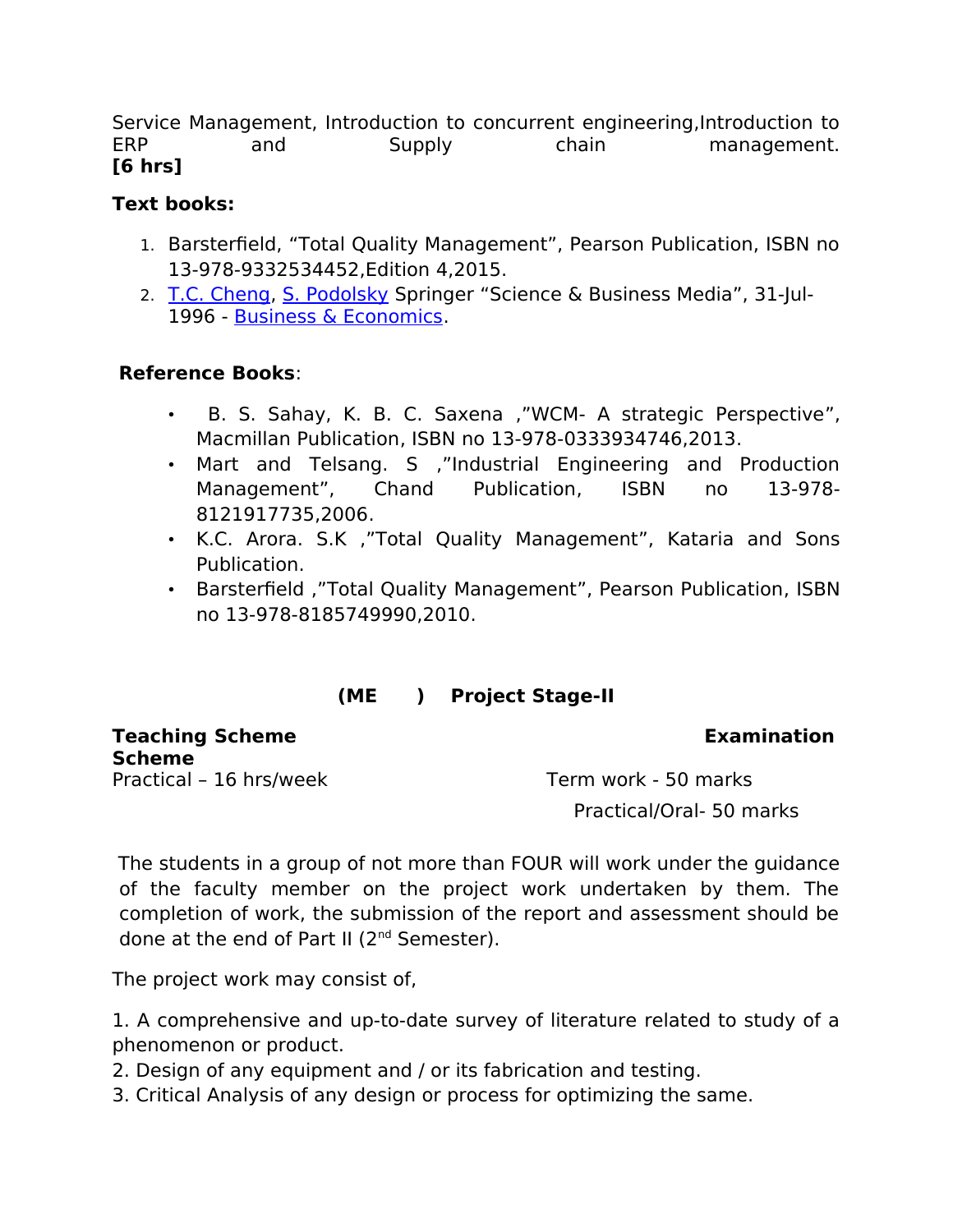Service Management, Introduction to concurrent engineering,Introduction to ERP and Supply chain management.
**[6 hrs]**

**Text books:**

1. Barsterfield, “Total Quality Management”, Pearson Publication, ISBN no 13-978-9332534452,Edition 4,2015.
2. T.C. Cheng, S. Podolsky Springer “Science & Business Media”, 31-Jul-1996 - Business & Economics.

**Reference Books**:

- B. S. Sahay, K. B. C. Saxena ,”WCM- A strategic Perspective”, Macmillan Publication, ISBN no 13-978-0333934746,2013.
- Mart and Telsang. S ,”Industrial Engineering and Production Management”, Chand Publication, ISBN no 13-978-8121917735,2006.
- K.C. Arora. S.K ,”Total Quality Management”, Kataria and Sons Publication.
- Barsterfield ,”Total Quality Management”, Pearson Publication, ISBN no 13-978-8185749990,2010.

## (ME ) Project Stage-II

**Teaching Scheme** **Examination Scheme**

Practical – 16 hrs/week

Term work - 50 marks

Practical/Oral- 50 marks

The students in a group of not more than FOUR will work under the guidance of the faculty member on the project work undertaken by them. The completion of work, the submission of the report and assessment should be done at the end of Part II (2nd Semester).

The project work may consist of,

1. A comprehensive and up-to-date survey of literature related to study of a phenomenon or product.
2. Design of any equipment and / or its fabrication and testing.
3. Critical Analysis of any design or process for optimizing the same.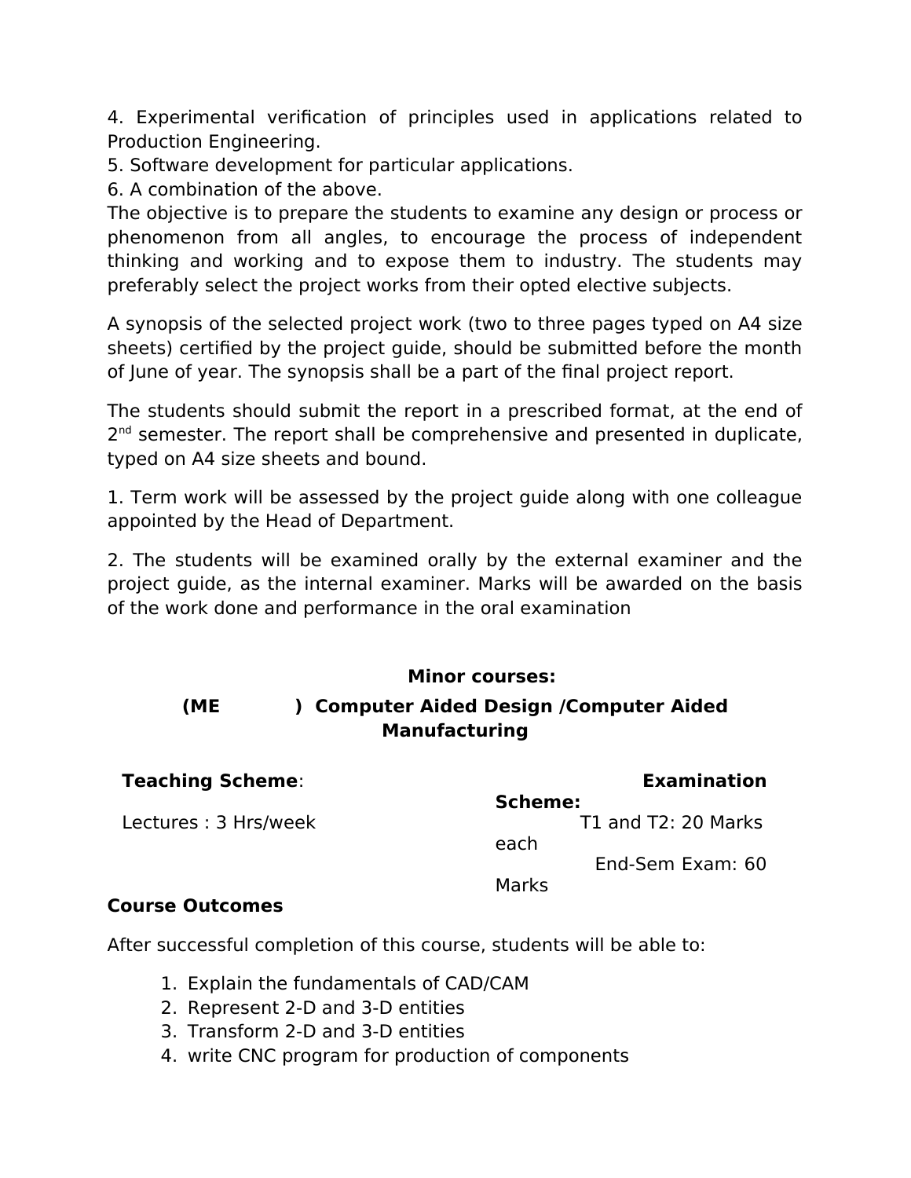4. Experimental verification of principles used in applications related to Production Engineering.
5. Software development for particular applications.
6. A combination of the above.

The objective is to prepare the students to examine any design or process or phenomenon from all angles, to encourage the process of independent thinking and working and to expose them to industry. The students may preferably select the project works from their opted elective subjects.

A synopsis of the selected project work (two to three pages typed on A4 size sheets) certified by the project guide, should be submitted before the month of June of year. The synopsis shall be a part of the final project report.

The students should submit the report in a prescribed format, at the end of 2nd semester. The report shall be comprehensive and presented in duplicate, typed on A4 size sheets and bound.

1. Term work will be assessed by the project guide along with one colleague appointed by the Head of Department.

2. The students will be examined orally by the external examiner and the project guide, as the internal examiner. Marks will be awarded on the basis of the work done and performance in the oral examination

**Minor courses:**

**(ME ) Computer Aided Design /Computer Aided Manufacturing**

**Teaching Scheme**:

Lectures : 3 Hrs/week

**Examination Scheme:**

T1 and T2: 20 Marks each

End-Sem Exam: 60 Marks

**Course Outcomes**

After successful completion of this course, students will be able to:

1. Explain the fundamentals of CAD/CAM
2. Represent 2-D and 3-D entities
3. Transform 2-D and 3-D entities
4. write CNC program for production of components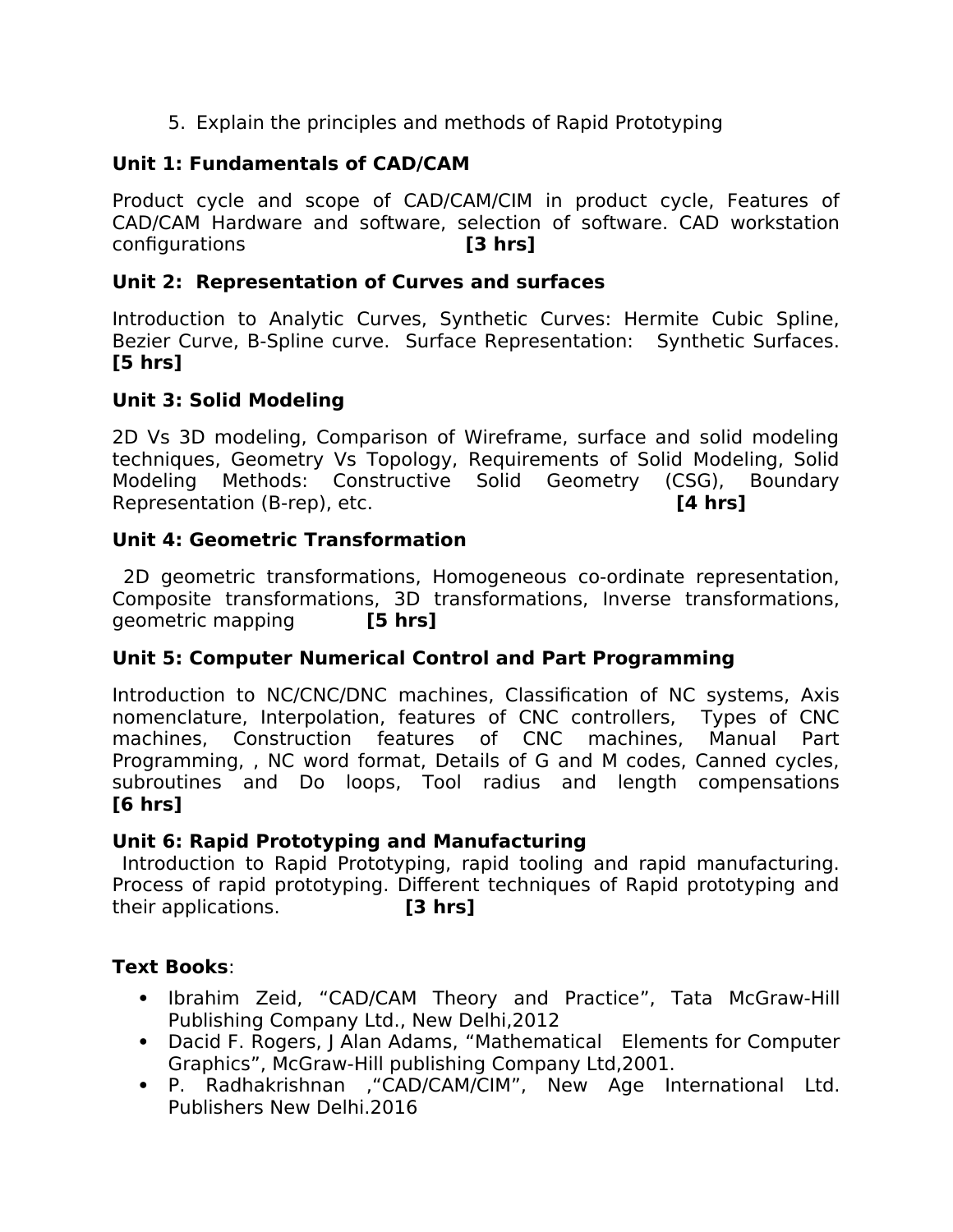5. Explain the principles and methods of Rapid Prototyping

**Unit 1: Fundamentals of CAD/CAM**

Product cycle and scope of CAD/CAM/CIM in product cycle, Features of CAD/CAM Hardware and software, selection of software. CAD workstation configurations **[3 hrs]**

**Unit 2: Representation of Curves and surfaces**

Introduction to Analytic Curves, Synthetic Curves: Hermite Cubic Spline, Bezier Curve, B-Spline curve. Surface Representation: Synthetic Surfaces. **[5 hrs]**

**Unit 3: Solid Modeling**

2D Vs 3D modeling, Comparison of Wireframe, surface and solid modeling techniques, Geometry Vs Topology, Requirements of Solid Modeling, Solid Modeling Methods: Constructive Solid Geometry (CSG), Boundary Representation (B-rep), etc. **[4 hrs]**

**Unit 4: Geometric Transformation**

2D geometric transformations, Homogeneous co-ordinate representation, Composite transformations, 3D transformations, Inverse transformations, geometric mapping **[5 hrs]**

**Unit 5: Computer Numerical Control and Part Programming**

Introduction to NC/CNC/DNC machines, Classification of NC systems, Axis nomenclature, Interpolation, features of CNC controllers, Types of CNC machines, Construction features of CNC machines, Manual Part Programming, , NC word format, Details of G and M codes, Canned cycles, subroutines and Do loops, Tool radius and length compensations **[6 hrs]**

**Unit 6: Rapid Prototyping and Manufacturing**

Introduction to Rapid Prototyping, rapid tooling and rapid manufacturing. Process of rapid prototyping. Different techniques of Rapid prototyping and their applications. **[3 hrs]**

**Text Books**:

- Ibrahim Zeid, "CAD/CAM Theory and Practice", Tata McGraw-Hill Publishing Company Ltd., New Delhi,2012
- Dacid F. Rogers, J Alan Adams, "Mathematical Elements for Computer Graphics", McGraw-Hill publishing Company Ltd,2001.
- P. Radhakrishnan ,"CAD/CAM/CIM", New Age International Ltd. Publishers New Delhi.2016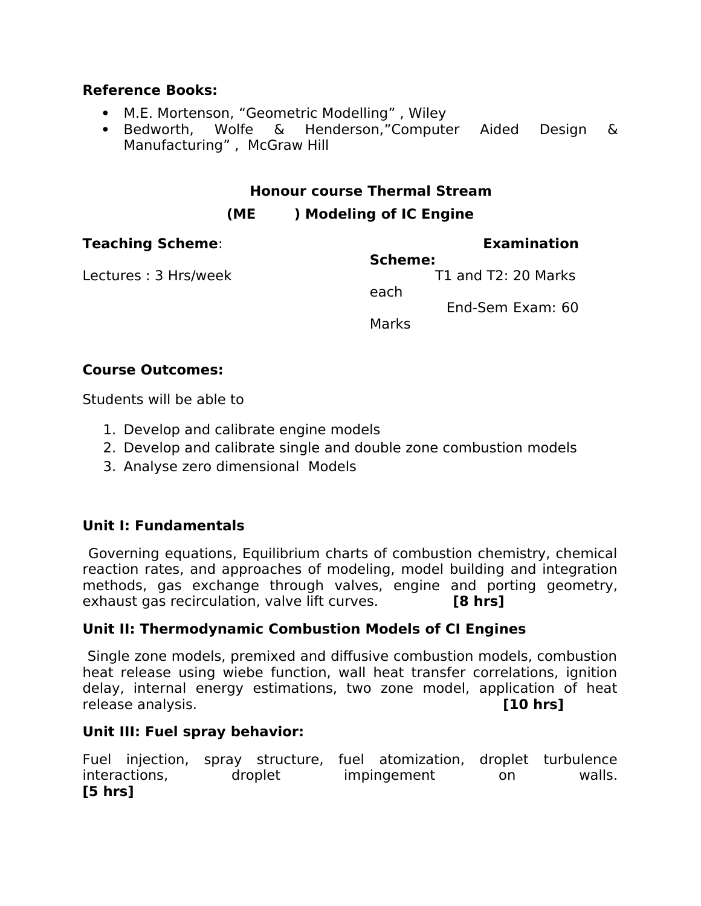**Reference Books:**

- M.E. Mortenson, “Geometric Modelling” , Wiley
- Bedworth, Wolfe & Henderson,”Computer Aided Design & Manufacturing” , McGraw Hill

## Honour course Thermal Stream

## (ME ) Modeling of IC Engine

**Teaching Scheme**:

Lectures : 3 Hrs/week

**Examination Scheme:**

T1 and T2: 20 Marks each

End-Sem Exam: 60 Marks

**Course Outcomes:**

Students will be able to

1. Develop and calibrate engine models
2. Develop and calibrate single and double zone combustion models
3. Analyse zero dimensional Models

**Unit I: Fundamentals**

Governing equations, Equilibrium charts of combustion chemistry, chemical reaction rates, and approaches of modeling, model building and integration methods, gas exchange through valves, engine and porting geometry, exhaust gas recirculation, valve lift curves. **[8 hrs]**

**Unit II: Thermodynamic Combustion Models of CI Engines**

Single zone models, premixed and diffusive combustion models, combustion heat release using wiebe function, wall heat transfer correlations, ignition delay, internal energy estimations, two zone model, application of heat release analysis. **[10 hrs]**

**Unit III: Fuel spray behavior:**

Fuel injection, spray structure, fuel atomization, droplet turbulence interactions, droplet impingement on walls. **[5 hrs]**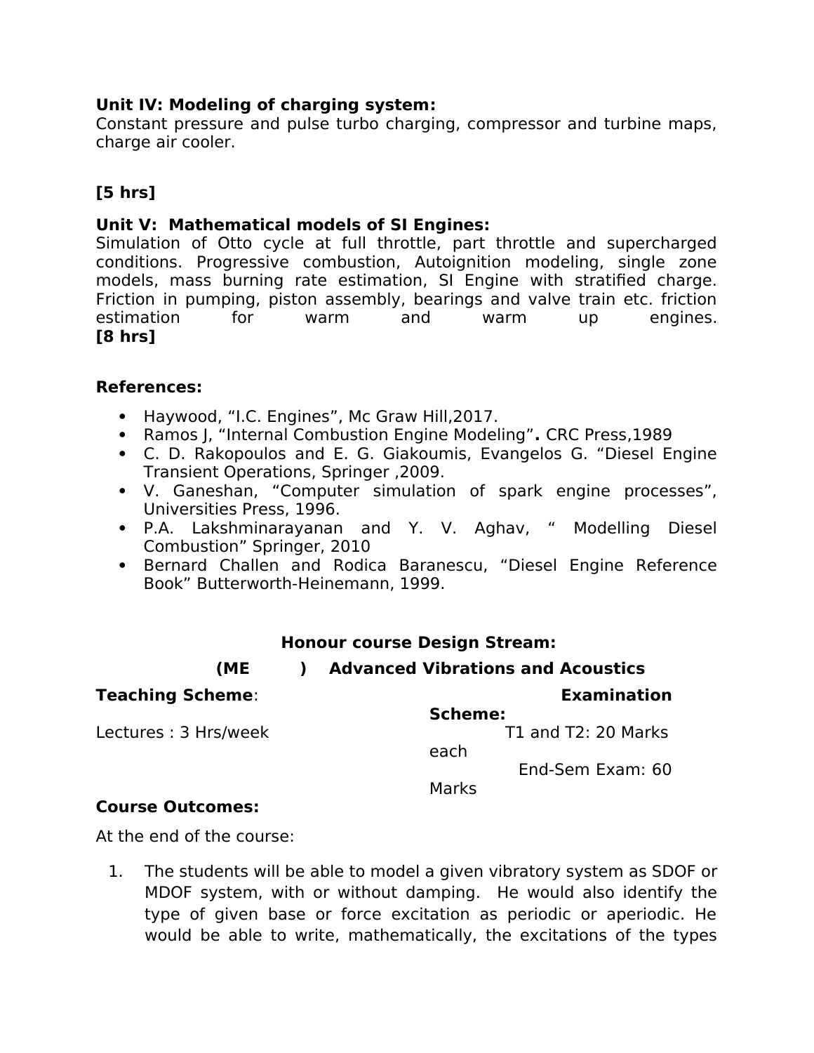**Unit IV: Modeling of charging system:**
Constant pressure and pulse turbo charging, compressor and turbine maps, charge air cooler.

**[5 hrs]**

**Unit V: Mathematical models of SI Engines:**
Simulation of Otto cycle at full throttle, part throttle and supercharged conditions. Progressive combustion, Autoignition modeling, single zone models, mass burning rate estimation, SI Engine with stratified charge. Friction in pumping, piston assembly, bearings and valve train etc. friction estimation for warm and warm up engines.
**[8 hrs]**

**References:**

- Haywood, "I.C. Engines", Mc Graw Hill,2017.
- Ramos J, "Internal Combustion Engine Modeling"**.** CRC Press,1989
- C. D. Rakopoulos and E. G. Giakoumis, Evangelos G. "Diesel Engine Transient Operations, Springer ,2009.
- V. Ganeshan, "Computer simulation of spark engine processes", Universities Press, 1996.
- P.A. Lakshminarayanan and Y. V. Aghav, " Modelling Diesel Combustion" Springer, 2010
- Bernard Challen and Rodica Baranescu, "Diesel Engine Reference Book" Butterworth-Heinemann, 1999.

**Honour course Design Stream:**

**(ME ) Advanced Vibrations and Acoustics**

**Teaching Scheme**:
Lectures : 3 Hrs/week

**Examination Scheme:**
T1 and T2: 20 Marks each
End-Sem Exam: 60 Marks

**Course Outcomes:**

At the end of the course:

1. The students will be able to model a given vibratory system as SDOF or MDOF system, with or without damping. He would also identify the type of given base or force excitation as periodic or aperiodic. He would be able to write, mathematically, the excitations of the types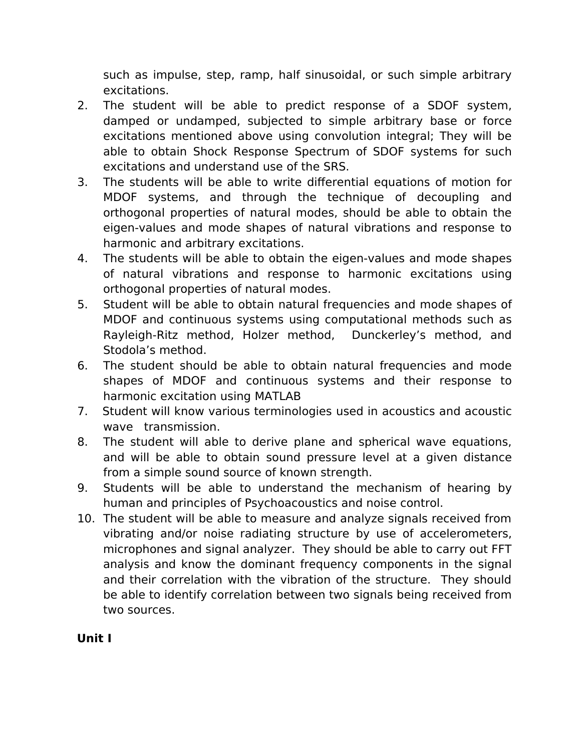such as impulse, step, ramp, half sinusoidal, or such simple arbitrary excitations.

2. The student will be able to predict response of a SDOF system, damped or undamped, subjected to simple arbitrary base or force excitations mentioned above using convolution integral; They will be able to obtain Shock Response Spectrum of SDOF systems for such excitations and understand use of the SRS.
3. The students will be able to write differential equations of motion for MDOF systems, and through the technique of decoupling and orthogonal properties of natural modes, should be able to obtain the eigen-values and mode shapes of natural vibrations and response to harmonic and arbitrary excitations.
4. The students will be able to obtain the eigen-values and mode shapes of natural vibrations and response to harmonic excitations using orthogonal properties of natural modes.
5. Student will be able to obtain natural frequencies and mode shapes of MDOF and continuous systems using computational methods such as Rayleigh-Ritz method, Holzer method, Dunckerley's method, and Stodola's method.
6. The student should be able to obtain natural frequencies and mode shapes of MDOF and continuous systems and their response to harmonic excitation using MATLAB
7. Student will know various terminologies used in acoustics and acoustic wave transmission.
8. The student will able to derive plane and spherical wave equations, and will be able to obtain sound pressure level at a given distance from a simple sound source of known strength.
9. Students will be able to understand the mechanism of hearing by human and principles of Psychoacoustics and noise control.
10. The student will be able to measure and analyze signals received from vibrating and/or noise radiating structure by use of accelerometers, microphones and signal analyzer. They should be able to carry out FFT analysis and know the dominant frequency components in the signal and their correlation with the vibration of the structure. They should be able to identify correlation between two signals being received from two sources.

**Unit I**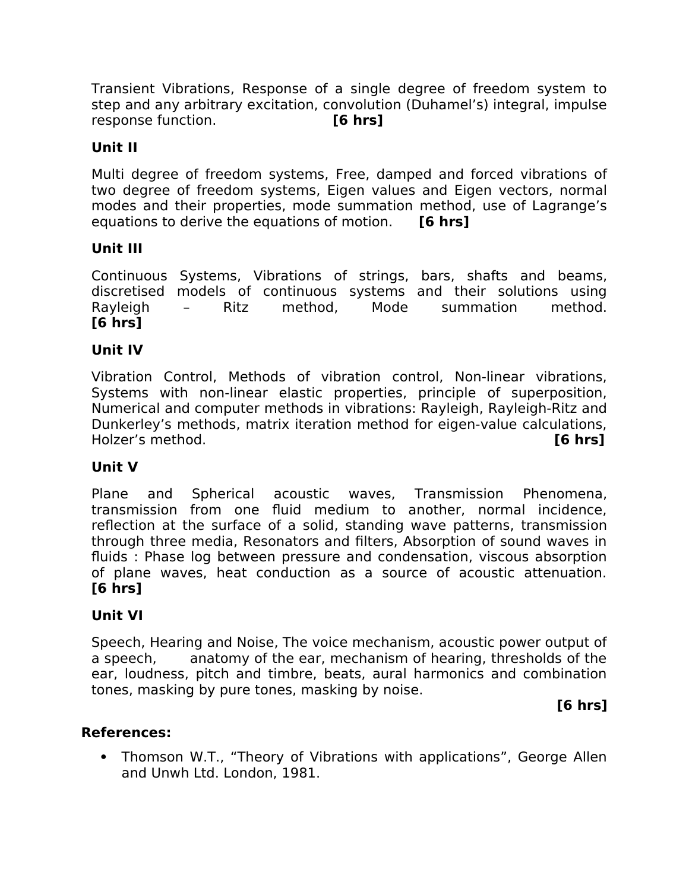Transient Vibrations, Response of a single degree of freedom system to step and any arbitrary excitation, convolution (Duhamel's) integral, impulse response function. **[6 hrs]**

**Unit II**

Multi degree of freedom systems, Free, damped and forced vibrations of two degree of freedom systems, Eigen values and Eigen vectors, normal modes and their properties, mode summation method, use of Lagrange's equations to derive the equations of motion. **[6 hrs]**

**Unit III**

Continuous Systems, Vibrations of strings, bars, shafts and beams, discretised models of continuous systems and their solutions using Rayleigh – Ritz method, Mode summation method. **[6 hrs]**

**Unit IV**

Vibration Control, Methods of vibration control, Non-linear vibrations, Systems with non-linear elastic properties, principle of superposition, Numerical and computer methods in vibrations: Rayleigh, Rayleigh-Ritz and Dunkerley's methods, matrix iteration method for eigen-value calculations, Holzer's method. **[6 hrs]**

**Unit V**

Plane and Spherical acoustic waves, Transmission Phenomena, transmission from one fluid medium to another, normal incidence, reflection at the surface of a solid, standing wave patterns, transmission through three media, Resonators and filters, Absorption of sound waves in fluids : Phase log between pressure and condensation, viscous absorption of plane waves, heat conduction as a source of acoustic attenuation. **[6 hrs]**

**Unit VI**

Speech, Hearing and Noise, The voice mechanism, acoustic power output of a speech, anatomy of the ear, mechanism of hearing, thresholds of the ear, loudness, pitch and timbre, beats, aural harmonics and combination tones, masking by pure tones, masking by noise. **[6 hrs]**

**References:**

- Thomson W.T., "Theory of Vibrations with applications", George Allen and Unwh Ltd. London, 1981.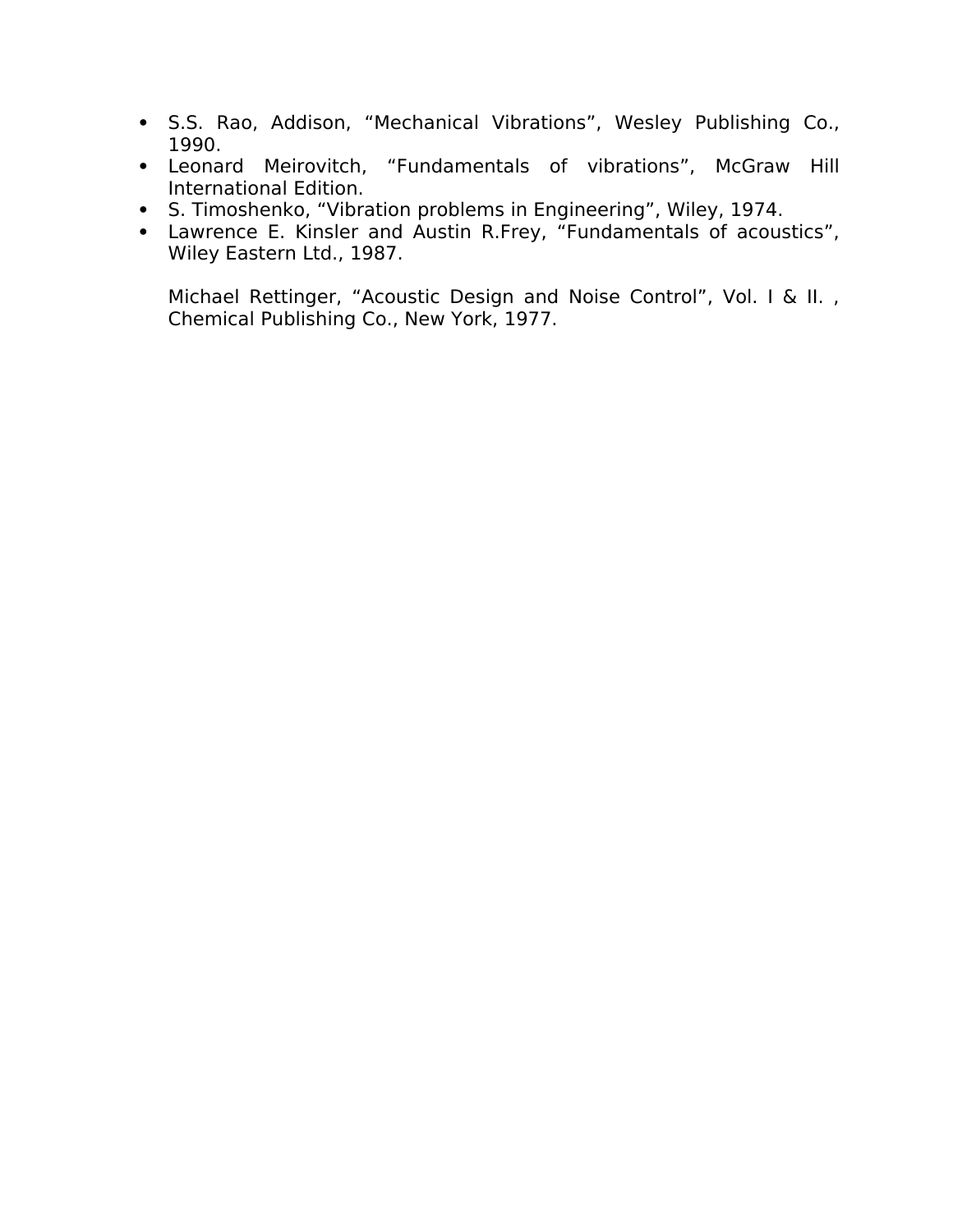- S.S. Rao, Addison, “Mechanical Vibrations”, Wesley Publishing Co., 1990.
- Leonard Meirovitch, “Fundamentals of vibrations”, McGraw Hill International Edition.
- S. Timoshenko, “Vibration problems in Engineering”, Wiley, 1974.
- Lawrence E. Kinsler and Austin R.Frey, “Fundamentals of acoustics”, Wiley Eastern Ltd., 1987.

  Michael Rettinger, “Acoustic Design and Noise Control”, Vol. I & II. , Chemical Publishing Co., New York, 1977.